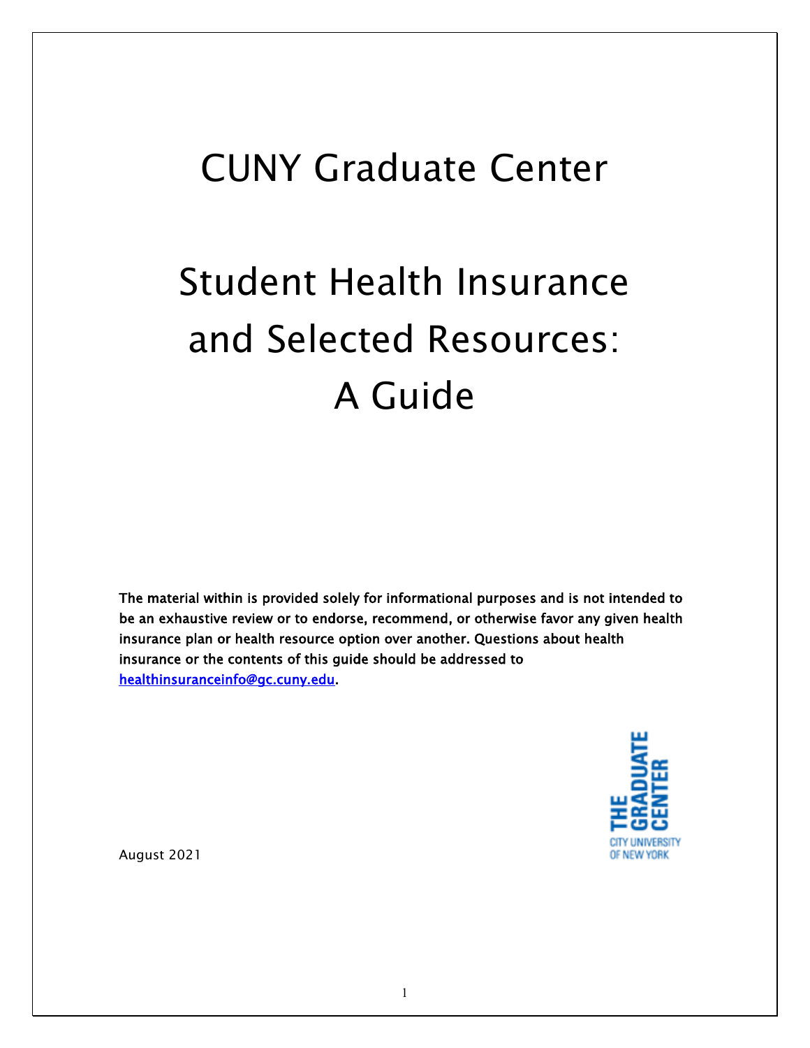# CUNY Graduate Center

# Student Health Insurance and Selected Resources: A Guide

**The material within is provided solely for informational purposes and is not intended to be an exhaustive review or to endorse, recommend, or otherwise favor any given health insurance plan or health resource option over another. Questions about health insurance or the contents of this guide should be addressed to [healthinsuranceinfo@gc.cuny.edu](mailto:healthinsuranceinfo@gc.cuny.edu).**

THE GRADUATE CENTER
CITY UNIVERSITY OF NEW YORK

August 2021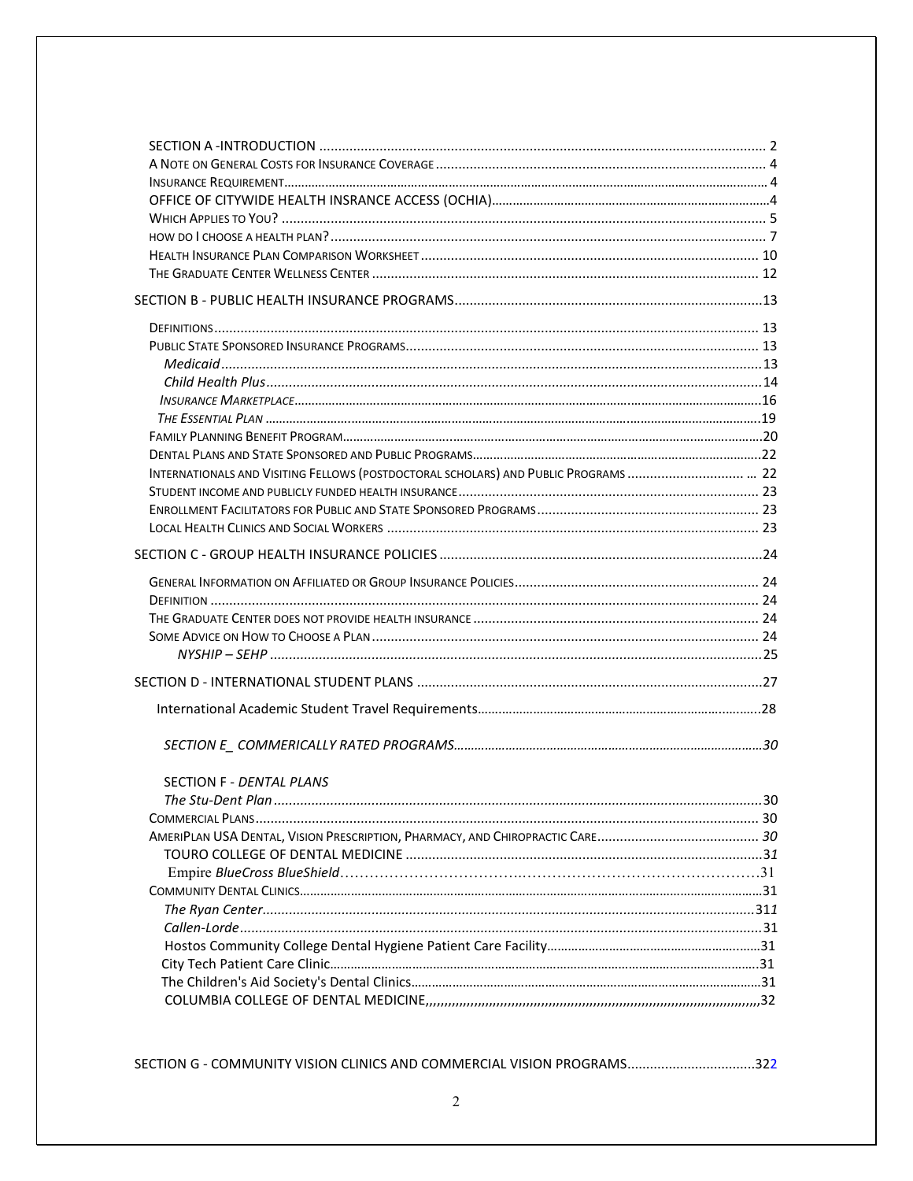SECTION A - INTRODUCTION ..................................................................................................... 2
A NOTE ON GENERAL COSTS FOR INSURANCE COVERAGE ..................................................................... 4
INSURANCE REQUIREMENT ............................................................................................................ 4
OFFICE OF CITYWIDE HEALTH INSRANCE ACCESS (OCHIA) ..................................................................4
WHICH APPLIES TO YOU? ................................................................................................................. 5
HOW DO I CHOOSE A HEALTH PLAN? .................................................................................................. 7
HEALTH INSURANCE PLAN COMPARISON WORKSHEET ........................................................................ 10
THE GRADUATE CENTER WELLNESS CENTER ..................................................................................... 12

SECTION B - PUBLIC HEALTH INSURANCE PROGRAMS .................................................................13

DEFINITIONS ................................................................................................................................ 13
PUBLIC STATE SPONSORED INSURANCE PROGRAMS ........................................................................... 13
*Medicaid* ......................................................................................................................................13
*Child Health Plus* ...........................................................................................................................14
*INSURANCE MARKETPLACE* .............................................................................................................16
*THE ESSENTIAL PLAN* .....................................................................................................................19
FAMILY PLANNING BENEFIT PROGRAM .................................................................................................20
DENTAL PLANS AND STATE SPONSORED AND PUBLIC PROGRAMS ..........................................................22
INTERNATIONALS AND VISITING FELLOWS (POSTDOCTORAL SCHOLARS) AND PUBLIC PROGRAMS ............................... ... 22
STUDENT INCOME AND PUBLICLY FUNDED HEALTH INSURANCE ............................................................. 23
ENROLLMENT FACILITATORS FOR PUBLIC AND STATE SPONSORED PROGRAMS ......................................... 23
LOCAL HEALTH CLINICS AND SOCIAL WORKERS .................................................................................. 23

SECTION C - GROUP HEALTH INSURANCE POLICIES .......................................................................24

GENERAL INFORMATION ON AFFILIATED OR GROUP INSURANCE POLICIES ................................................ 24
DEFINITION ................................................................................................................................. 24
THE GRADUATE CENTER DOES NOT PROVIDE HEALTH INSURANCE ........................................................... 24
SOME ADVICE ON HOW TO CHOOSE A PLAN ........................................................................................ 24
*NYSHIP – SEHP* ...............................................................................................................................25

SECTION D - INTERNATIONAL STUDENT PLANS ...........................................................................27

International Academic Student Travel Requirements..................................................................................28

*SECTION E_ COMMERICALLY RATED PROGRAMS*...........................................................................................30

SECTION F - *DENTAL PLANS*
*The Stu-Dent Plan* ..............................................................................................................................30
COMMERCIAL PLANS ...................................................................................................................... 30
AMERIPLAN USA DENTAL, VISION PRESCRIPTION, PHARMACY, AND CHIROPRACTIC CARE ........................................... *30*
TOURO COLLEGE OF DENTAL MEDICINE ...............................................................................................3*1*
Empire *BlueCross BlueShield*……………………………..…………………………………………31
COMMUNITY DENTAL CLINICS ..............................................................................................................31
*The Ryan Center*..............................................................................................................................31*1*
*Callen-Lorde* ....................................................................................................................................31
Hostos Community College Dental Hygiene Patient Care Facility.............................................................31
City Tech Patient Care Clinic.............................................................................................................31
The Children's Aid Society's Dental Clinics.......................................................................................31
COLUMBIA COLLEGE OF DENTAL MEDICINE,,,,,,,,,,,,,,,,,,,,,,,,,,,,,,,,,,,,,,,,,,,,,,,,,,,,,,,,,,,,,,,,,,,,,,,,,,,,,,,,,,,,,,,,,,,,32

SECTION G - COMMUNITY VISION CLINICS AND COMMERCIAL VISION PROGRAMS..................................322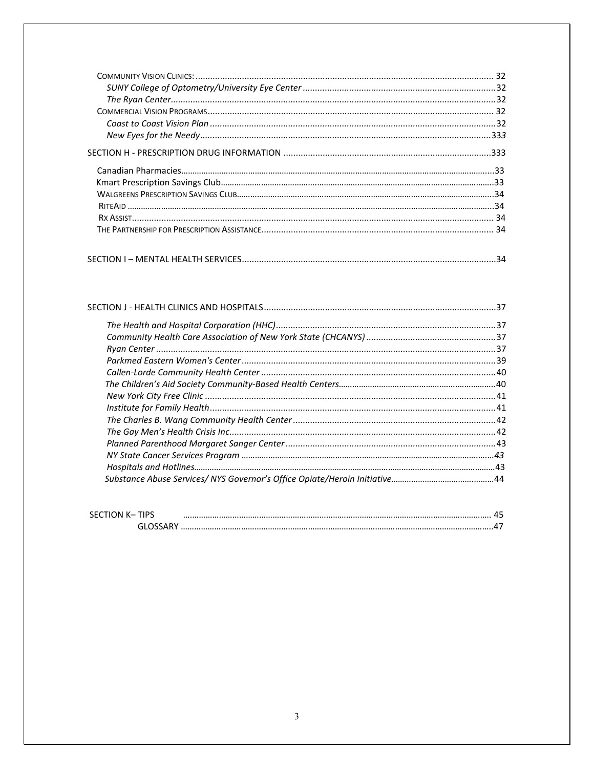Community Vision Clinics: ........................................................................ 32

*SUNY College of Optometry/University Eye Center* ........................................................................ 32

*The Ryan Center* ........................................................................ 32

Commercial Vision Programs ........................................................................ 32

*Coast to Coast Vision Plan* ........................................................................ 32

*New Eyes for the Needy* ........................................................................ 333

SECTION H - PRESCRIPTION DRUG INFORMATION ........................................................................ 333

Canadian Pharmacies ........................................................................ 33

Kmart Prescription Savings Club ........................................................................ 33

Walgreens Prescription Savings Club ........................................................................ 34

RiteAid ........................................................................ 34

Rx Assist ........................................................................ 34

The Partnership for Prescription Assistance ........................................................................ 34

SECTION I – MENTAL HEALTH SERVICES ........................................................................ 34

SECTION J - HEALTH CLINICS AND HOSPITALS ........................................................................ 37

*The Health and Hospital Corporation (HHC)* ........................................................................ 37

*Community Health Care Association of New York State (CHCANYS)* ........................................................................ 37

*Ryan Center* ........................................................................ 37

*Parkmed Eastern Women's Center* ........................................................................ 39

*Callen-Lorde Community Health Center* ........................................................................ 40

*The Children's Aid Society Community-Based Health Centers* ........................................................................ 40

*New York City Free Clinic* ........................................................................ 41

*Institute for Family Health* ........................................................................ 41

*The Charles B. Wang Community Health Center* ........................................................................ 42

*The Gay Men's Health Crisis Inc.* ........................................................................ 42

*Planned Parenthood Margaret Sanger Center* ........................................................................ 43

*NY State Cancer Services Program* ........................................................................ *43*

*Hospitals and Hotlines* ........................................................................ 43

*Substance Abuse Services/ NYS Governor's Office Opiate/Heroin Initiative* ........................................................................ 44

SECTION K– TIPS ........................................................................ 45

GLOSSARY ........................................................................ 47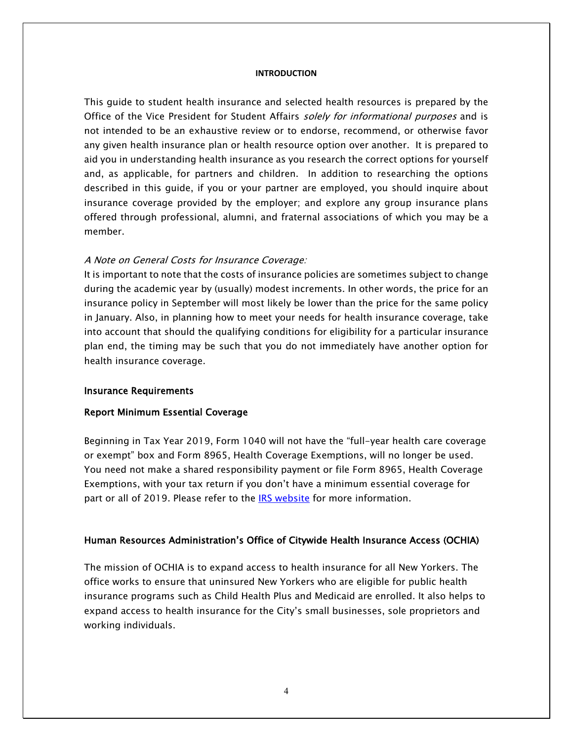# INTRODUCTION

This guide to student health insurance and selected health resources is prepared by the Office of the Vice President for Student Affairs *solely for informational purposes* and is not intended to be an exhaustive review or to endorse, recommend, or otherwise favor any given health insurance plan or health resource option over another. It is prepared to aid you in understanding health insurance as you research the correct options for yourself and, as applicable, for partners and children. In addition to researching the options described in this guide, if you or your partner are employed, you should inquire about insurance coverage provided by the employer; and explore any group insurance plans offered through professional, alumni, and fraternal associations of which you may be a member.

*A Note on General Costs for Insurance Coverage:*
It is important to note that the costs of insurance policies are sometimes subject to change during the academic year by (usually) modest increments. In other words, the price for an insurance policy in September will most likely be lower than the price for the same policy in January. Also, in planning how to meet your needs for health insurance coverage, take into account that should the qualifying conditions for eligibility for a particular insurance plan end, the timing may be such that you do not immediately have another option for health insurance coverage.

## Insurance Requirements

## Report Minimum Essential Coverage

Beginning in Tax Year 2019, Form 1040 will not have the "full-year health care coverage or exempt" box and Form 8965, Health Coverage Exemptions, will no longer be used. You need not make a shared responsibility payment or file Form 8965, Health Coverage Exemptions, with your tax return if you don't have a minimum essential coverage for part or all of 2019. Please refer to the [IRS website] for more information.

## Human Resources Administration's Office of Citywide Health Insurance Access (OCHIA)

The mission of OCHIA is to expand access to health insurance for all New Yorkers. The office works to ensure that uninsured New Yorkers who are eligible for public health insurance programs such as Child Health Plus and Medicaid are enrolled. It also helps to expand access to health insurance for the City's small businesses, sole proprietors and working individuals.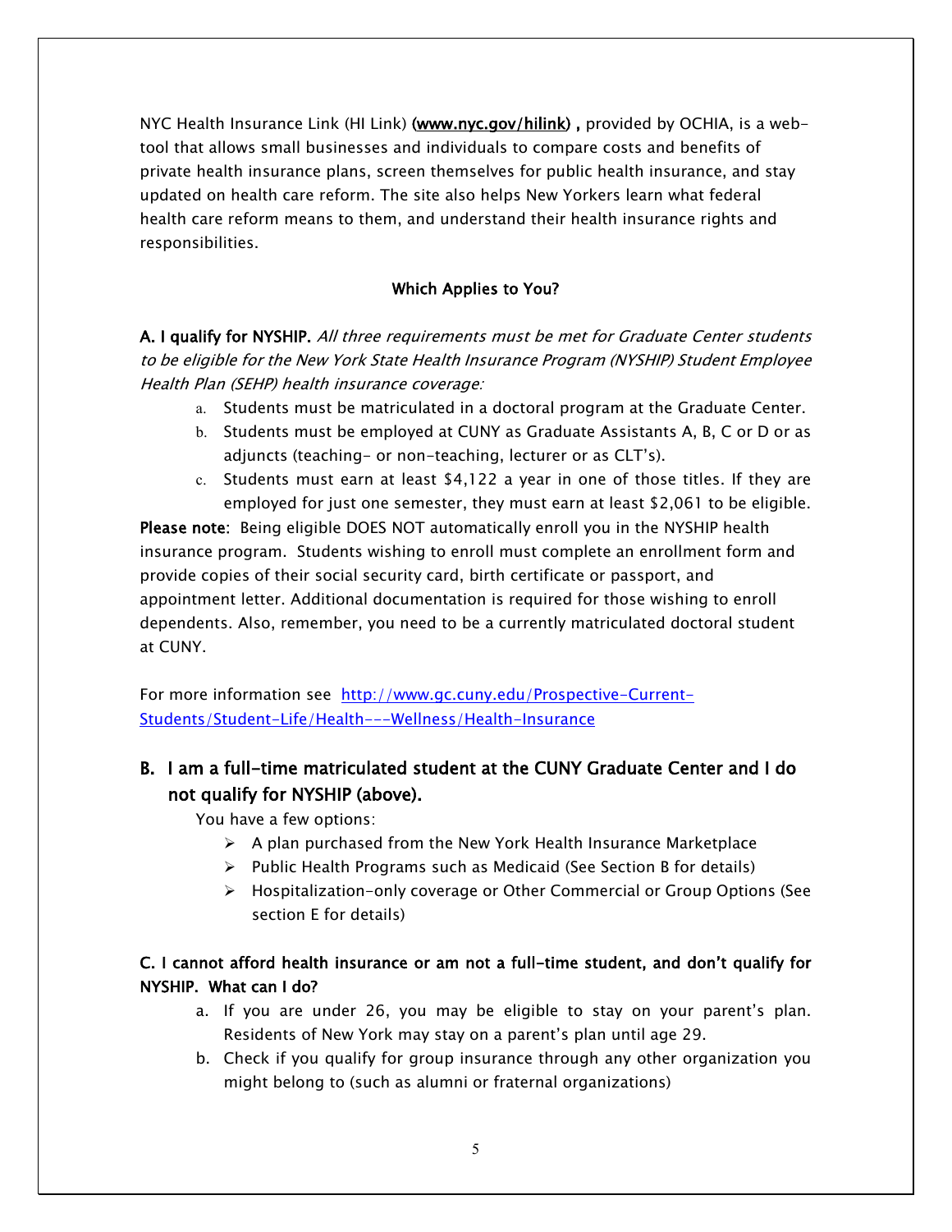NYC Health Insurance Link (HI Link) (**www.nyc.gov/hilink**) **,** provided by OCHIA, is a web-tool that allows small businesses and individuals to compare costs and benefits of private health insurance plans, screen themselves for public health insurance, and stay updated on health care reform. The site also helps New Yorkers learn what federal health care reform means to them, and understand their health insurance rights and responsibilities.

### Which Applies to You?

**A. I qualify for NYSHIP.** *All three requirements must be met for Graduate Center students to be eligible for the New York State Health Insurance Program (NYSHIP) Student Employee Health Plan (SEHP) health insurance coverage:*

a. Students must be matriculated in a doctoral program at the Graduate Center.
b. Students must be employed at CUNY as Graduate Assistants A, B, C or D or as adjuncts (teaching- or non-teaching, lecturer or as CLT's).
c. Students must earn at least $4,122 a year in one of those titles. If they are employed for just one semester, they must earn at least $2,061 to be eligible.

**Please note**: Being eligible DOES NOT automatically enroll you in the NYSHIP health insurance program. Students wishing to enroll must complete an enrollment form and provide copies of their social security card, birth certificate or passport, and appointment letter. Additional documentation is required for those wishing to enroll dependents. Also, remember, you need to be a currently matriculated doctoral student at CUNY.

For more information see [http://www.gc.cuny.edu/Prospective-Current-Students/Student-Life/Health---Wellness/Health-Insurance](http://www.gc.cuny.edu/Prospective-Current-Students/Student-Life/Health---Wellness/Health-Insurance)

## B. I am a full-time matriculated student at the CUNY Graduate Center and I do not qualify for NYSHIP (above).

You have a few options:

- A plan purchased from the New York Health Insurance Marketplace
- Public Health Programs such as Medicaid (See Section B for details)
- Hospitalization-only coverage or Other Commercial or Group Options (See section E for details)

**C. I cannot afford health insurance or am not a full-time student, and don't qualify for NYSHIP. What can I do?**

a. If you are under 26, you may be eligible to stay on your parent's plan. Residents of New York may stay on a parent's plan until age 29.
b. Check if you qualify for group insurance through any other organization you might belong to (such as alumni or fraternal organizations)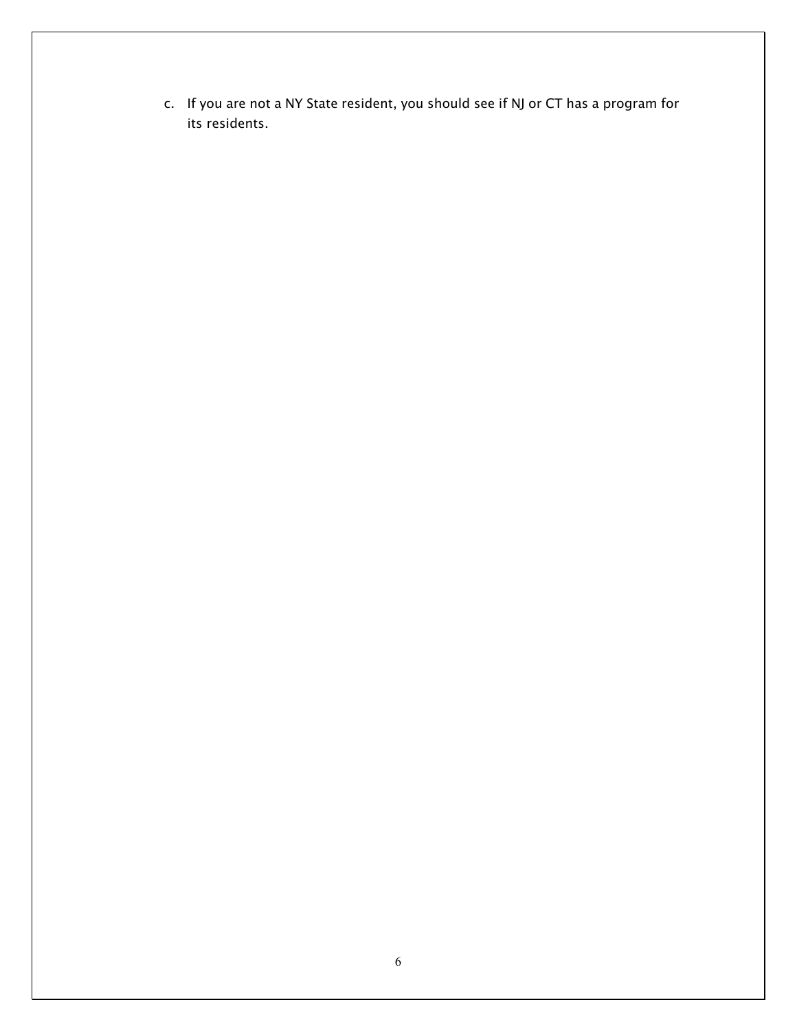c. If you are not a NY State resident, you should see if NJ or CT has a program for its residents.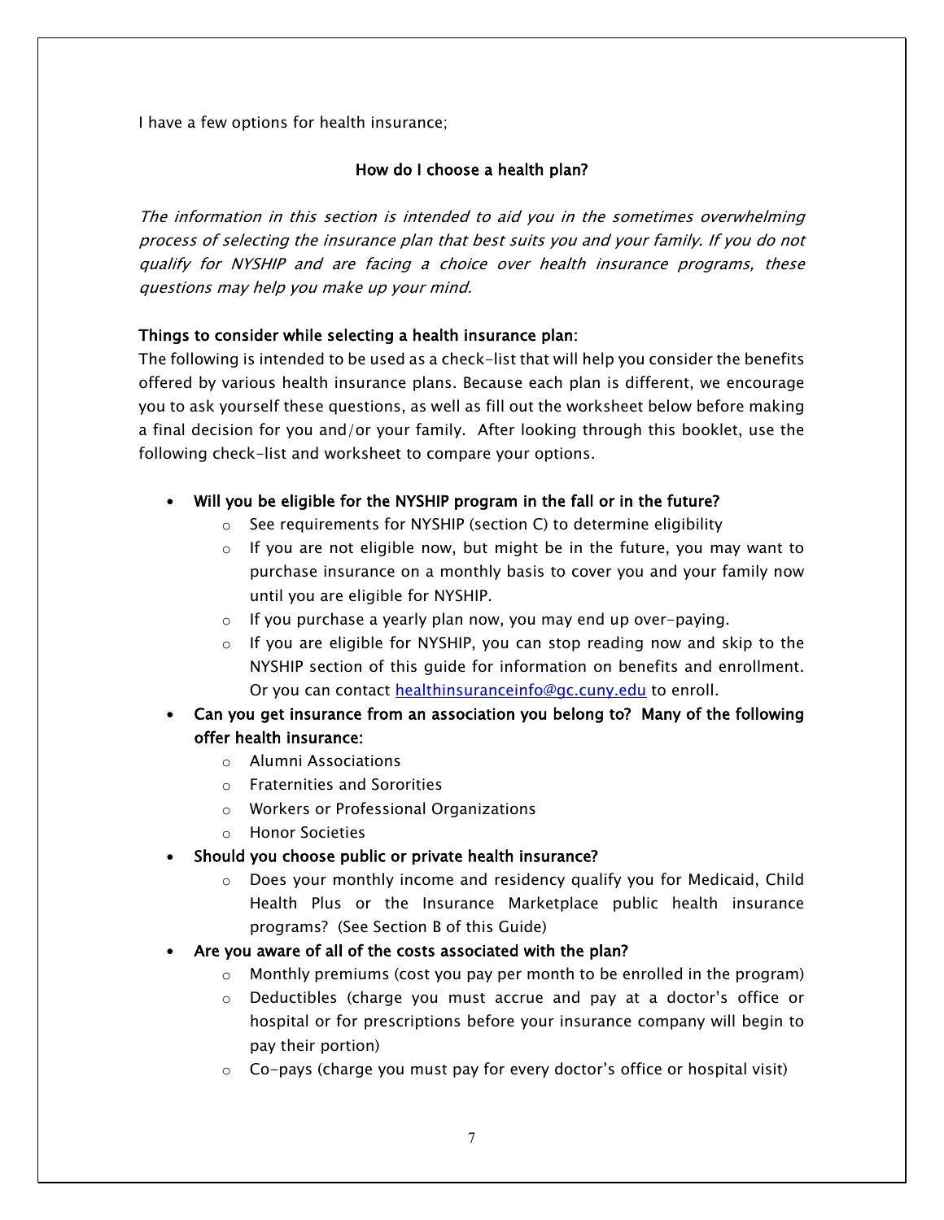I have a few options for health insurance;

## How do I choose a health plan?

*The information in this section is intended to aid you in the sometimes overwhelming process of selecting the insurance plan that best suits you and your family. If you do not qualify for NYSHIP and are facing a choice over health insurance programs, these questions may help you make up your mind.*

**Things to consider while selecting a health insurance plan**:

The following is intended to be used as a check-list that will help you consider the benefits offered by various health insurance plans. Because each plan is different, we encourage you to ask yourself these questions, as well as fill out the worksheet below before making a final decision for you and/or your family. After looking through this booklet, use the following check-list and worksheet to compare your options.

- **Will you be eligible for the NYSHIP program in the fall or in the future?**
  - See requirements for NYSHIP (section C) to determine eligibility
  - If you are not eligible now, but might be in the future, you may want to purchase insurance on a monthly basis to cover you and your family now until you are eligible for NYSHIP.
  - If you purchase a yearly plan now, you may end up over-paying.
  - If you are eligible for NYSHIP, you can stop reading now and skip to the NYSHIP section of this guide for information on benefits and enrollment. Or you can contact healthinsuranceinfo@gc.cuny.edu to enroll.
- **Can you get insurance from an association you belong to? Many of the following offer health insurance:**
  - Alumni Associations
  - Fraternities and Sororities
  - Workers or Professional Organizations
  - Honor Societies
- **Should you choose public or private health insurance?**
  - Does your monthly income and residency qualify you for Medicaid, Child Health Plus or the Insurance Marketplace public health insurance programs? (See Section B of this Guide)
- **Are you aware of all of the costs associated with the plan?**
  - Monthly premiums (cost you pay per month to be enrolled in the program)
  - Deductibles (charge you must accrue and pay at a doctor's office or hospital or for prescriptions before your insurance company will begin to pay their portion)
  - Co-pays (charge you must pay for every doctor's office or hospital visit)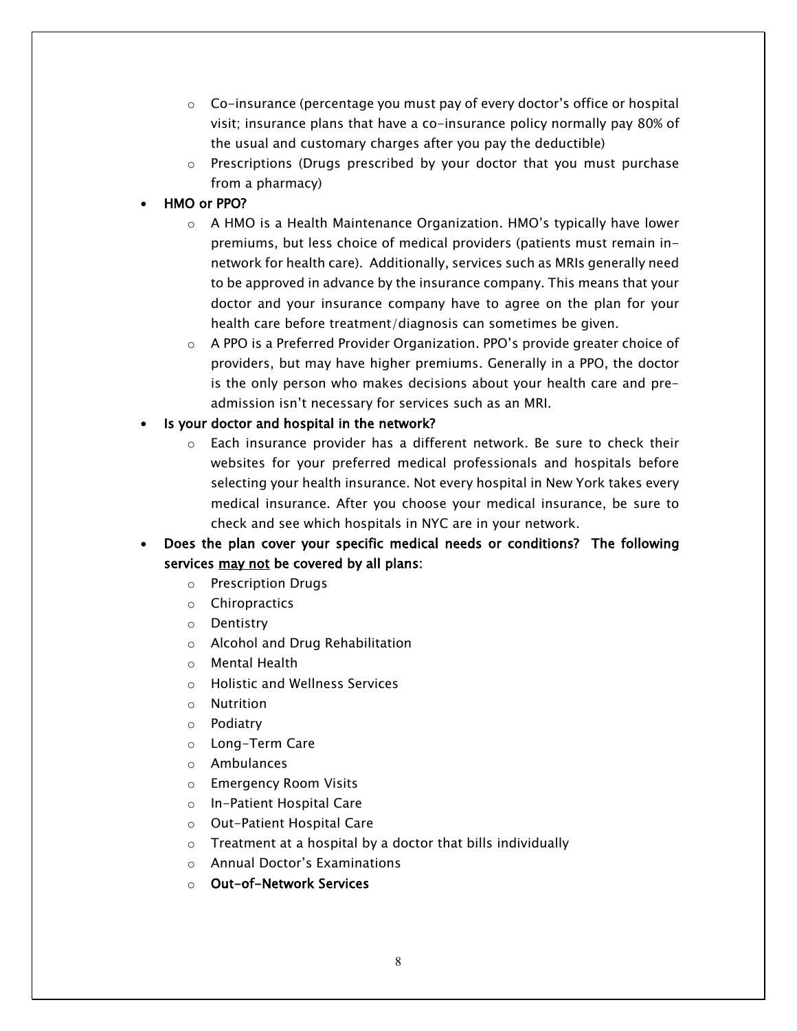- Co-insurance (percentage you must pay of every doctor's office or hospital visit; insurance plans that have a co-insurance policy normally pay 80% of the usual and customary charges after you pay the deductible)
  - Prescriptions (Drugs prescribed by your doctor that you must purchase from a pharmacy)

- **HMO or PPO?**
  - A HMO is a Health Maintenance Organization. HMO's typically have lower premiums, but less choice of medical providers (patients must remain in-network for health care). Additionally, services such as MRIs generally need to be approved in advance by the insurance company. This means that your doctor and your insurance company have to agree on the plan for your health care before treatment/diagnosis can sometimes be given.
  - A PPO is a Preferred Provider Organization. PPO's provide greater choice of providers, but may have higher premiums. Generally in a PPO, the doctor is the only person who makes decisions about your health care and pre-admission isn't necessary for services such as an MRI.

- **Is your doctor and hospital in the network?**
  - Each insurance provider has a different network. Be sure to check their websites for your preferred medical professionals and hospitals before selecting your health insurance. Not every hospital in New York takes every medical insurance. After you choose your medical insurance, be sure to check and see which hospitals in NYC are in your network.

- **Does the plan cover your specific medical needs or conditions? The following services <u>may not</u> be covered by all plans:**
  - Prescription Drugs
  - Chiropractics
  - Dentistry
  - Alcohol and Drug Rehabilitation
  - Mental Health
  - Holistic and Wellness Services
  - Nutrition
  - Podiatry
  - Long-Term Care
  - Ambulances
  - Emergency Room Visits
  - In-Patient Hospital Care
  - Out-Patient Hospital Care
  - Treatment at a hospital by a doctor that bills individually
  - Annual Doctor's Examinations
  - **Out-of-Network Services**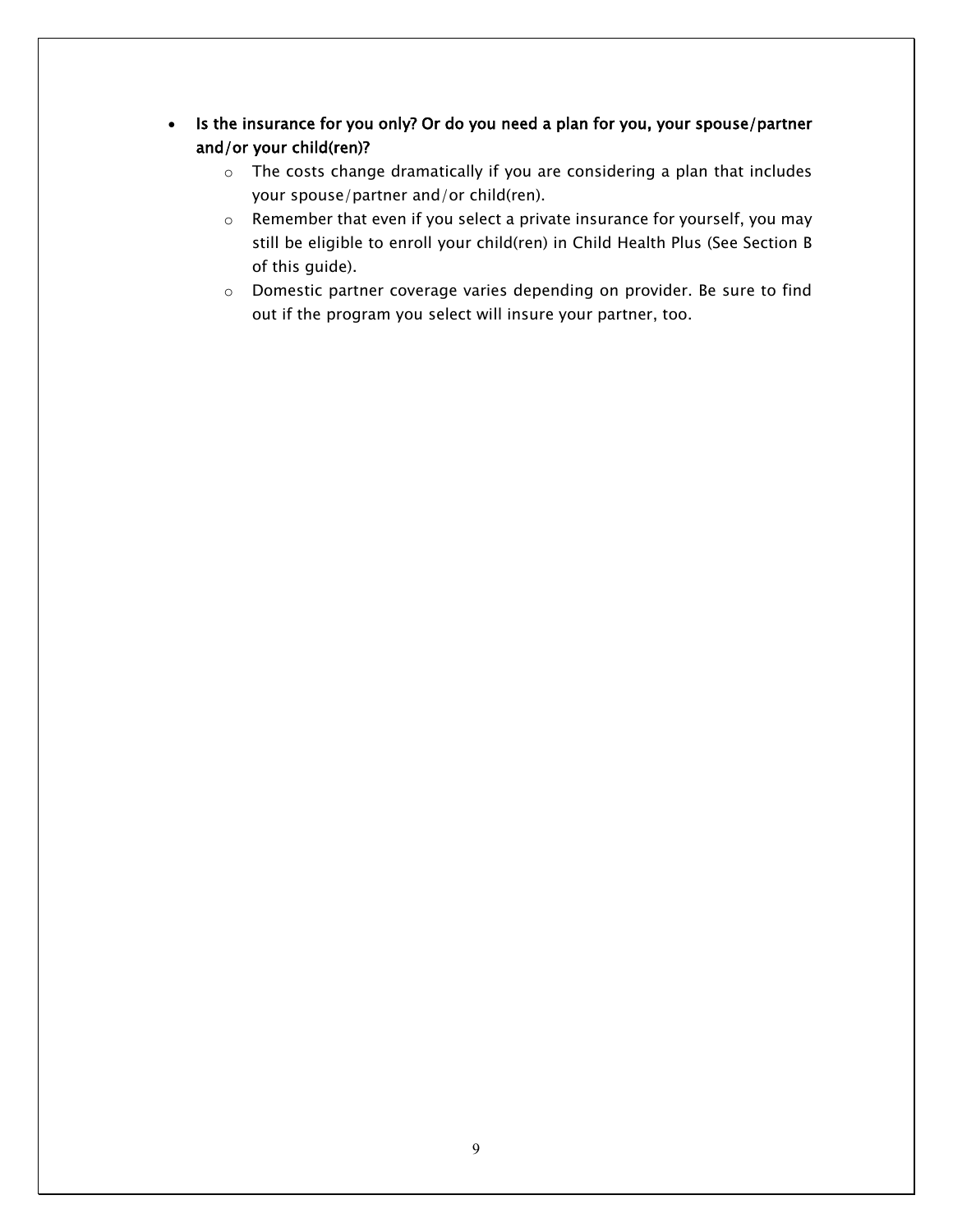- **Is the insurance for you only? Or do you need a plan for you, your spouse/partner and/or your child(ren)?**
    - The costs change dramatically if you are considering a plan that includes your spouse/partner and/or child(ren).
    - Remember that even if you select a private insurance for yourself, you may still be eligible to enroll your child(ren) in Child Health Plus (See Section B of this guide).
    - Domestic partner coverage varies depending on provider. Be sure to find out if the program you select will insure your partner, too.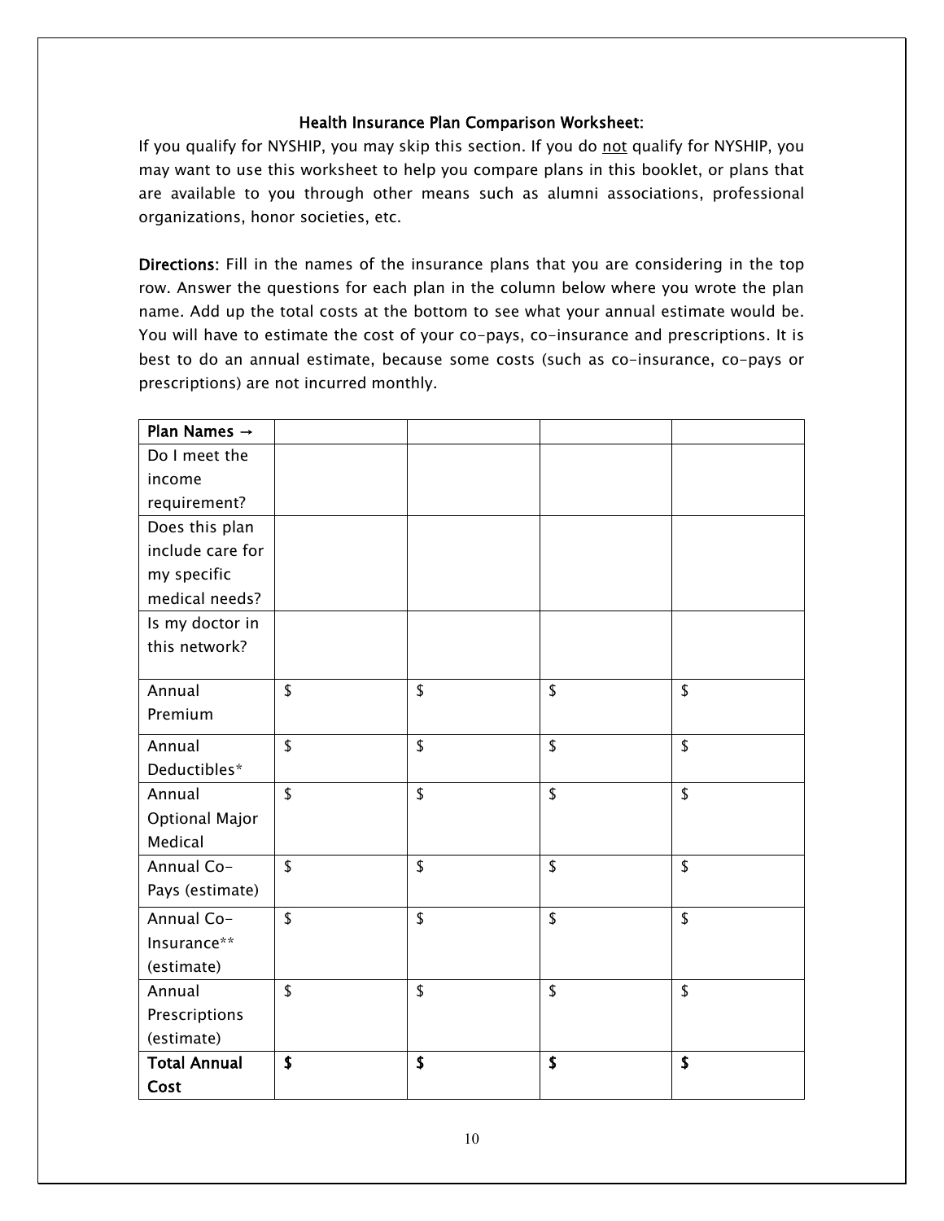### Health Insurance Plan Comparison Worksheet:

If you qualify for NYSHIP, you may skip this section. If you do not qualify for NYSHIP, you may want to use this worksheet to help you compare plans in this booklet, or plans that are available to you through other means such as alumni associations, professional organizations, honor societies, etc.

**Directions:** Fill in the names of the insurance plans that you are considering in the top row. Answer the questions for each plan in the column below where you wrote the plan name. Add up the total costs at the bottom to see what your annual estimate would be. You will have to estimate the cost of your co-pays, co-insurance and prescriptions. It is best to do an annual estimate, because some costs (such as co-insurance, co-pays or prescriptions) are not incurred monthly.

| **Plan Names →** | | | | |
|---|---|---|---|---|
| Do I meet the income requirement? | | | | |
| Does this plan include care for my specific medical needs? | | | | |
| Is my doctor in this network? | | | | |
| Annual Premium | $ | $ | $ | $ |
| Annual Deductibles* | $ | $ | $ | $ |
| Annual Optional Major Medical | $ | $ | $ | $ |
| Annual Co-Pays (estimate) | $ | $ | $ | $ |
| Annual Co-Insurance** (estimate) | $ | $ | $ | $ |
| Annual Prescriptions (estimate) | $ | $ | $ | $ |
| **Total Annual Cost** | **$** | **$** | **$** | **$** |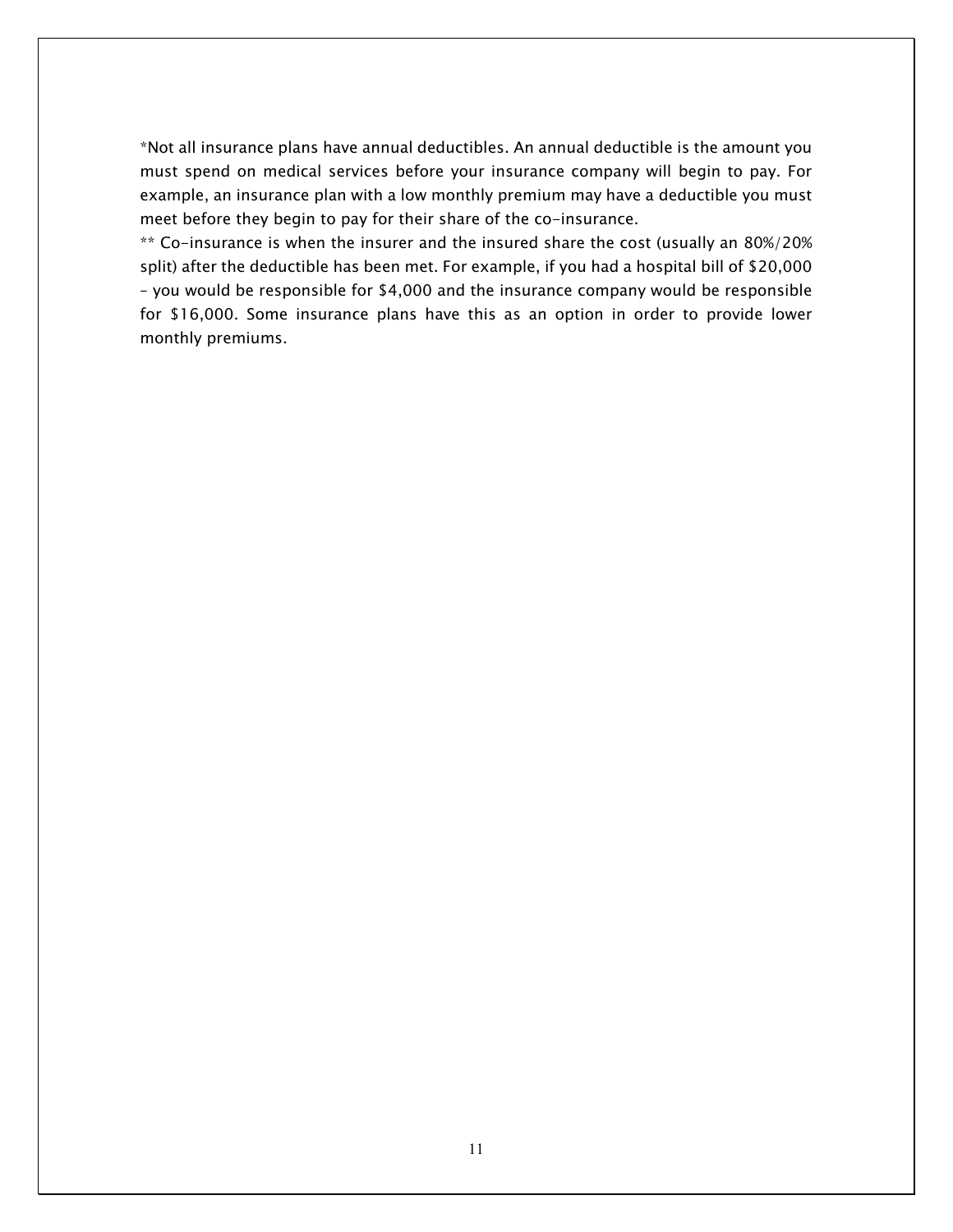*Not all insurance plans have annual deductibles. An annual deductible is the amount you must spend on medical services before your insurance company will begin to pay. For example, an insurance plan with a low monthly premium may have a deductible you must meet before they begin to pay for their share of the co-insurance.

** Co-insurance is when the insurer and the insured share the cost (usually an 80%/20% split) after the deductible has been met. For example, if you had a hospital bill of $20,000 – you would be responsible for $4,000 and the insurance company would be responsible for $16,000. Some insurance plans have this as an option in order to provide lower monthly premiums.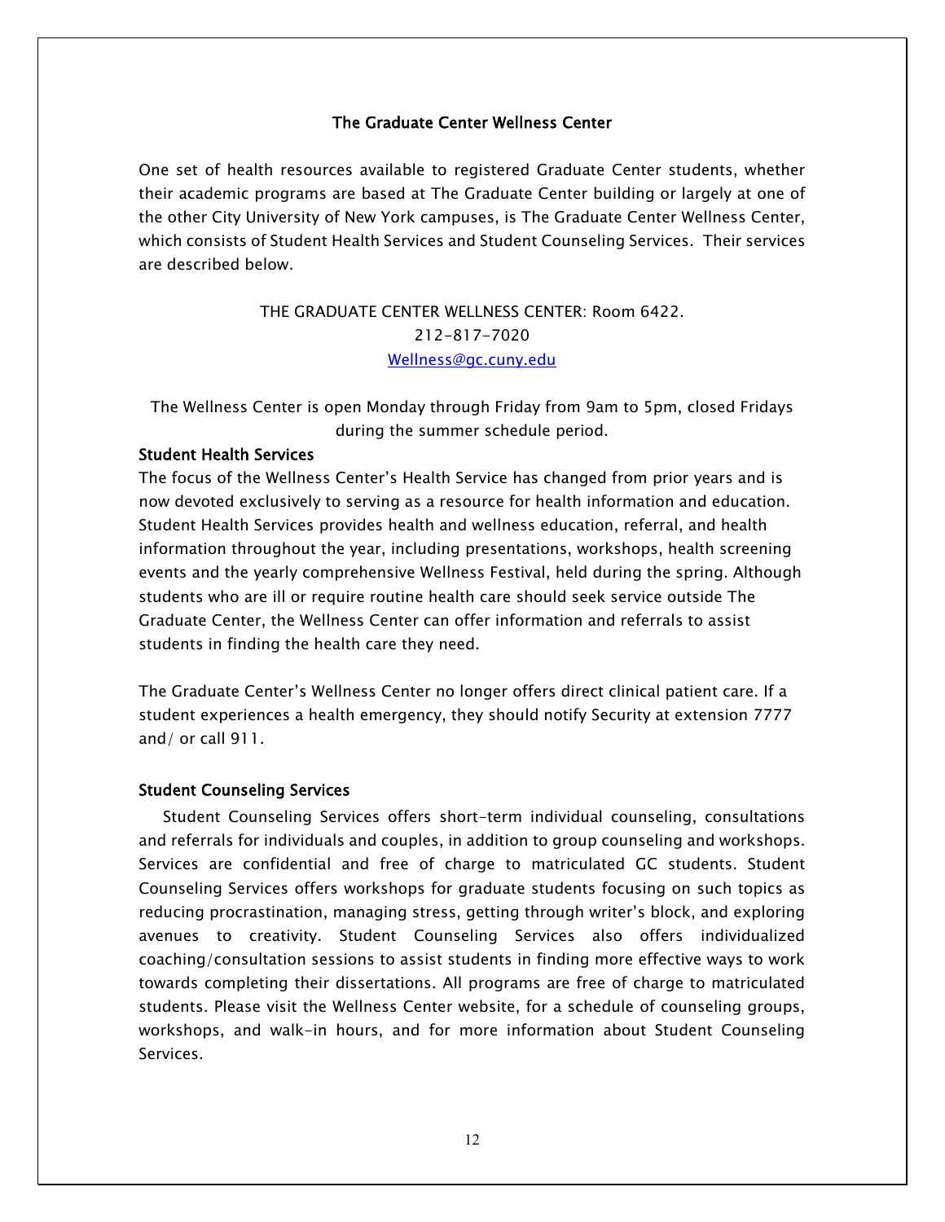## The Graduate Center Wellness Center

One set of health resources available to registered Graduate Center students, whether their academic programs are based at The Graduate Center building or largely at one of the other City University of New York campuses, is The Graduate Center Wellness Center, which consists of Student Health Services and Student Counseling Services. Their services are described below.

THE GRADUATE CENTER WELLNESS CENTER: Room 6422.
212-817-7020
Wellness@gc.cuny.edu

The Wellness Center is open Monday through Friday from 9am to 5pm, closed Fridays during the summer schedule period.

### Student Health Services

The focus of the Wellness Center's Health Service has changed from prior years and is now devoted exclusively to serving as a resource for health information and education. Student Health Services provides health and wellness education, referral, and health information throughout the year, including presentations, workshops, health screening events and the yearly comprehensive Wellness Festival, held during the spring. Although students who are ill or require routine health care should seek service outside The Graduate Center, the Wellness Center can offer information and referrals to assist students in finding the health care they need.

The Graduate Center's Wellness Center no longer offers direct clinical patient care. If a student experiences a health emergency, they should notify Security at extension 7777 and/ or call 911.

### Student Counseling Services

Student Counseling Services offers short-term individual counseling, consultations and referrals for individuals and couples, in addition to group counseling and workshops. Services are confidential and free of charge to matriculated GC students. Student Counseling Services offers workshops for graduate students focusing on such topics as reducing procrastination, managing stress, getting through writer's block, and exploring avenues to creativity. Student Counseling Services also offers individualized coaching/consultation sessions to assist students in finding more effective ways to work towards completing their dissertations. All programs are free of charge to matriculated students. Please visit the Wellness Center website, for a schedule of counseling groups, workshops, and walk-in hours, and for more information about Student Counseling Services.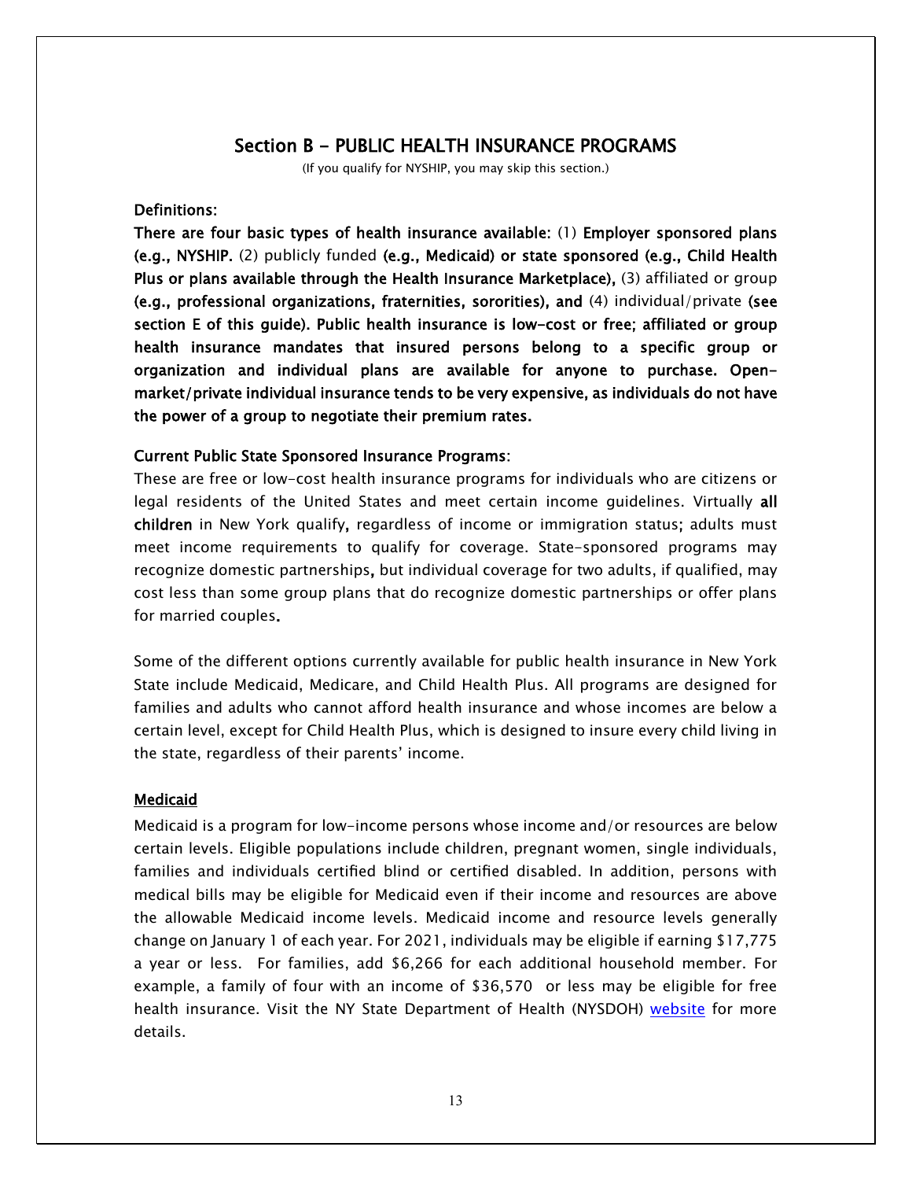## Section B - PUBLIC HEALTH INSURANCE PROGRAMS

(If you qualify for NYSHIP, you may skip this section.)

**Definitions:**

**There are four basic types of health insurance available:** (1) **Employer sponsored plans (e.g., NYSHIP.** (2) publicly funded **(e.g., Medicaid) or state sponsored (e.g., Child Health Plus or plans available through the Health Insurance Marketplace),** (3) affiliated or group **(e.g., professional organizations, fraternities, sororities), and** (4) individual/private **(see section E of this guide). Public health insurance is low-cost or free; affiliated or group health insurance mandates that insured persons belong to a specific group or organization and individual plans are available for anyone to purchase. Open-market/private individual insurance tends to be very expensive, as individuals do not have the power of a group to negotiate their premium rates.**

**Current Public State Sponsored Insurance Programs:**

These are free or low-cost health insurance programs for individuals who are citizens or legal residents of the United States and meet certain income guidelines. Virtually **all children** in New York qualify**,** regardless of income or immigration status; adults must meet income requirements to qualify for coverage. State-sponsored programs may recognize domestic partnerships**,** but individual coverage for two adults, if qualified, may cost less than some group plans that do recognize domestic partnerships or offer plans for married couples**.**

Some of the different options currently available for public health insurance in New York State include Medicaid, Medicare, and Child Health Plus. All programs are designed for families and adults who cannot afford health insurance and whose incomes are below a certain level, except for Child Health Plus, which is designed to insure every child living in the state, regardless of their parents' income.

### Medicaid

Medicaid is a program for low-income persons whose income and/or resources are below certain levels. Eligible populations include children, pregnant women, single individuals, families and individuals certified blind or certified disabled. In addition, persons with medical bills may be eligible for Medicaid even if their income and resources are above the allowable Medicaid income levels. Medicaid income and resource levels generally change on January 1 of each year. For 2021, individuals may be eligible if earning $17,775 a year or less. For families, add $6,266 for each additional household member. For example, a family of four with an income of $36,570 or less may be eligible for free health insurance. Visit the NY State Department of Health (NYSDOH) website for more details.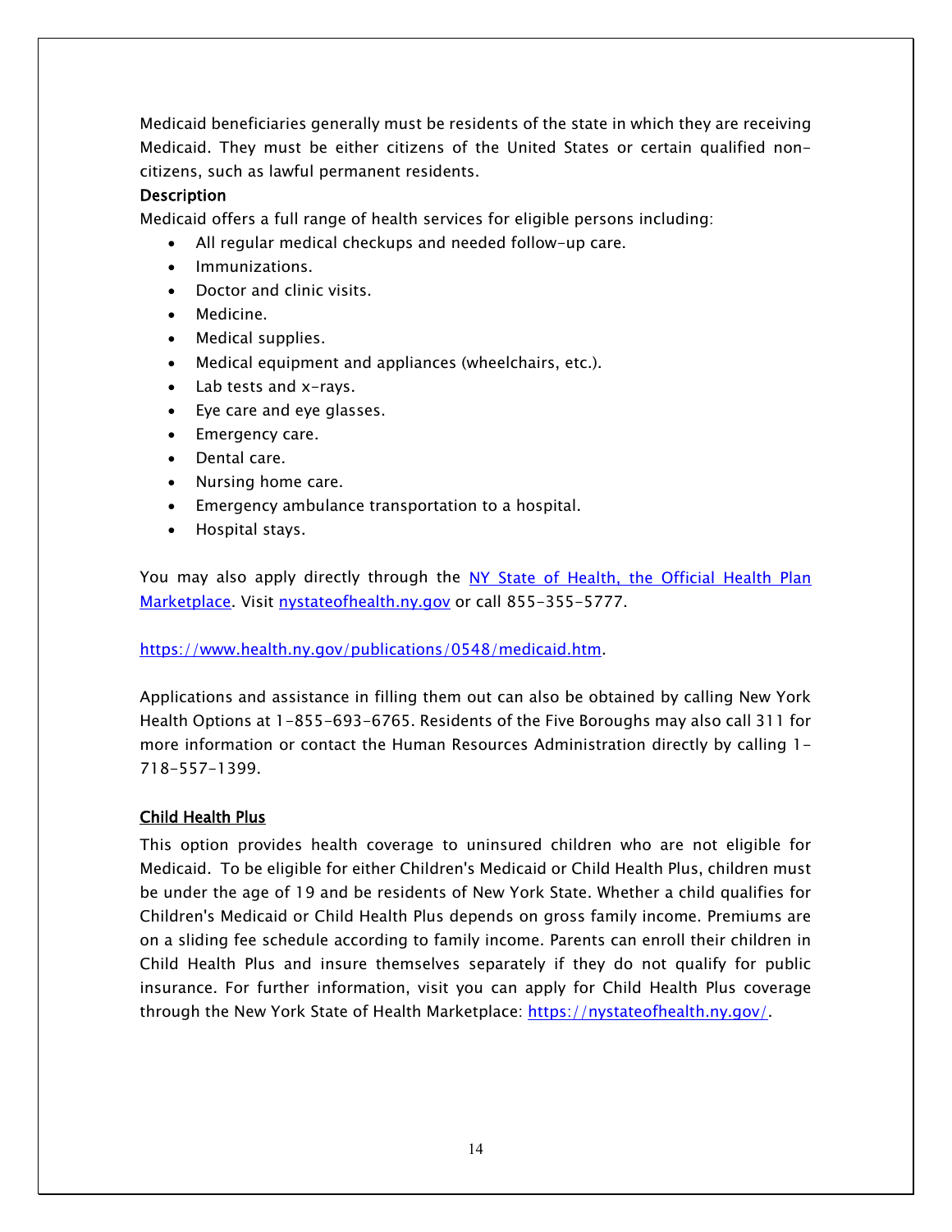Medicaid beneficiaries generally must be residents of the state in which they are receiving Medicaid. They must be either citizens of the United States or certain qualified non-citizens, such as lawful permanent residents.

**Description**

Medicaid offers a full range of health services for eligible persons including:

- All regular medical checkups and needed follow-up care.
- Immunizations.
- Doctor and clinic visits.
- Medicine.
- Medical supplies.
- Medical equipment and appliances (wheelchairs, etc.).
- Lab tests and x-rays.
- Eye care and eye glasses.
- Emergency care.
- Dental care.
- Nursing home care.
- Emergency ambulance transportation to a hospital.
- Hospital stays.

You may also apply directly through the [NY State of Health, the Official Health Plan Marketplace](https://nystateofhealth.ny.gov). Visit [nystateofhealth.ny.gov](https://nystateofhealth.ny.gov) or call 855-355-5777.

[https://www.health.ny.gov/publications/0548/medicaid.htm](https://www.health.ny.gov/publications/0548/medicaid.htm).

Applications and assistance in filling them out can also be obtained by calling New York Health Options at 1-855-693-6765. Residents of the Five Boroughs may also call 311 for more information or contact the Human Resources Administration directly by calling 1-718-557-1399.

**Child Health Plus**

This option provides health coverage to uninsured children who are not eligible for Medicaid. To be eligible for either Children's Medicaid or Child Health Plus, children must be under the age of 19 and be residents of New York State. Whether a child qualifies for Children's Medicaid or Child Health Plus depends on gross family income. Premiums are on a sliding fee schedule according to family income. Parents can enroll their children in Child Health Plus and insure themselves separately if they do not qualify for public insurance. For further information, visit you can apply for Child Health Plus coverage through the New York State of Health Marketplace: [https://nystateofhealth.ny.gov/](https://nystateofhealth.ny.gov/).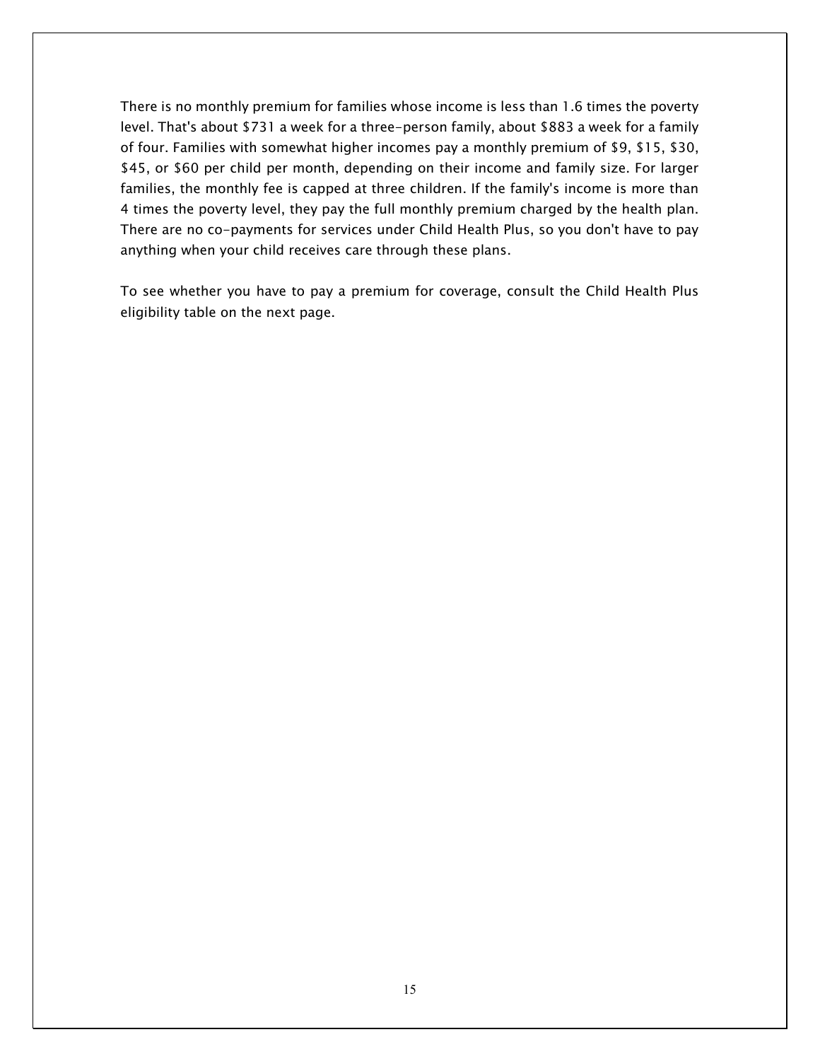There is no monthly premium for families whose income is less than 1.6 times the poverty level. That's about $731 a week for a three-person family, about $883 a week for a family of four. Families with somewhat higher incomes pay a monthly premium of $9, $15, $30, $45, or $60 per child per month, depending on their income and family size. For larger families, the monthly fee is capped at three children. If the family's income is more than 4 times the poverty level, they pay the full monthly premium charged by the health plan. There are no co-payments for services under Child Health Plus, so you don't have to pay anything when your child receives care through these plans.

To see whether you have to pay a premium for coverage, consult the Child Health Plus eligibility table on the next page.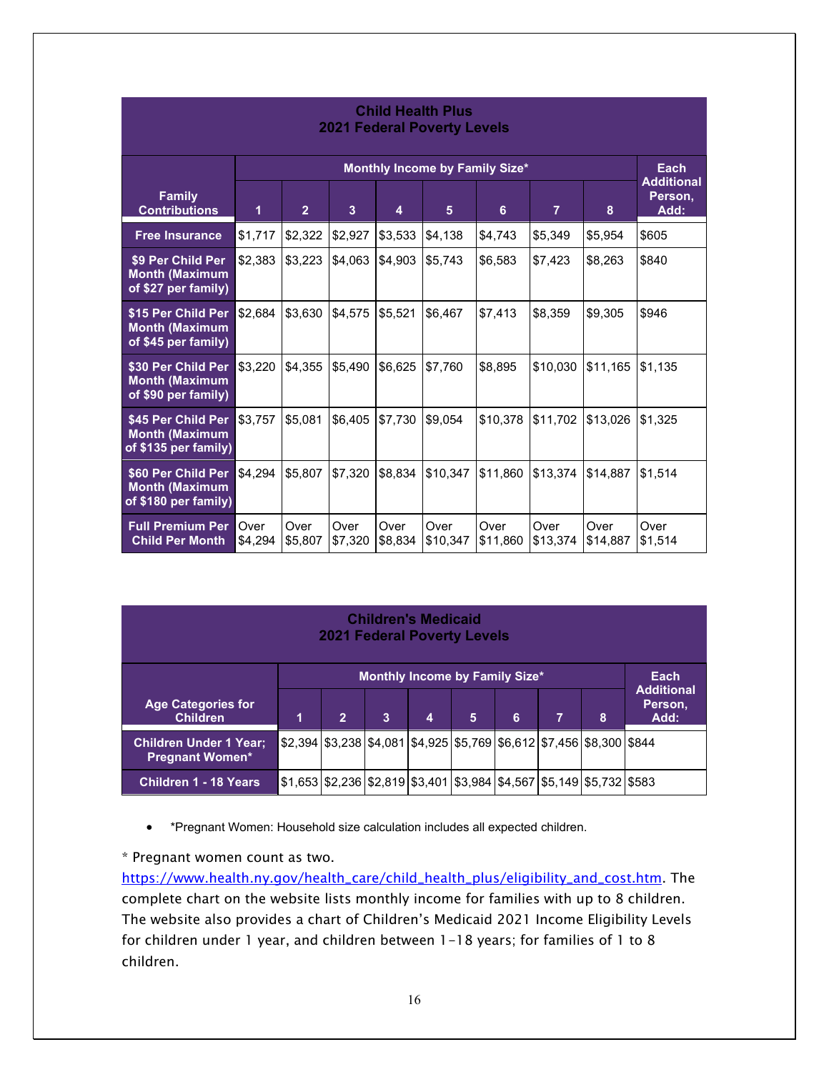| Child Health Plus 2021 Federal Poverty Levels | | | | | | | | | |
|---|---|---|---|---|---|---|---|---|---|
| Family Contributions | Monthly Income by Family Size* | | | | | | | | Each Additional Person, Add: |
| | 1 | 2 | 3 | 4 | 5 | 6 | 7 | 8 | |
| **Free Insurance** | $1,717 | $2,322 | $2,927 | $3,533 | $4,138 | $4,743 | $5,349 | $5,954 | $605 |
| **$9 Per Child Per Month (Maximum of $27 per family)** | $2,383 | $3,223 | $4,063 | $4,903 | $5,743 | $6,583 | $7,423 | $8,263 | $840 |
| **$15 Per Child Per Month (Maximum of $45 per family)** | $2,684 | $3,630 | $4,575 | $5,521 | $6,467 | $7,413 | $8,359 | $9,305 | $946 |
| **$30 Per Child Per Month (Maximum of $90 per family)** | $3,220 | $4,355 | $5,490 | $6,625 | $7,760 | $8,895 | $10,030 | $11,165 | $1,135 |
| **$45 Per Child Per Month (Maximum of $135 per family)** | $3,757 | $5,081 | $6,405 | $7,730 | $9,054 | $10,378 | $11,702 | $13,026 | $1,325 |
| **$60 Per Child Per Month (Maximum of $180 per family)** | $4,294 | $5,807 | $7,320 | $8,834 | $10,347 | $11,860 | $13,374 | $14,887 | $1,514 |
| **Full Premium Per Child Per Month** | Over $4,294 | Over $5,807 | Over $7,320 | Over $8,834 | Over $10,347 | Over $11,860 | Over $13,374 | Over $14,887 | Over $1,514 |

| Children's Medicaid 2021 Federal Poverty Levels | | | | | | | | | |
|---|---|---|---|---|---|---|---|---|---|
| Age Categories for Children | Monthly Income by Family Size* | | | | | | | | Each Additional Person, Add: |
| | 1 | 2 | 3 | 4 | 5 | 6 | 7 | 8 | |
| **Children Under 1 Year; Pregnant Women*** | $2,394 | $3,238 | $4,081 | $4,925 | $5,769 | $6,612 | $7,456 | $8,300 | $844 |
| **Children 1 - 18 Years** | $1,653 | $2,236 | $2,819 | $3,401 | $3,984 | $4,567 | $5,149 | $5,732 | $583 |

- *Pregnant Women: Household size calculation includes all expected children.

* Pregnant women count as two. https://www.health.ny.gov/health_care/child_health_plus/eligibility_and_cost.htm. The complete chart on the website lists monthly income for families with up to 8 children. The website also provides a chart of Children's Medicaid 2021 Income Eligibility Levels for children under 1 year, and children between 1-18 years; for families of 1 to 8 children.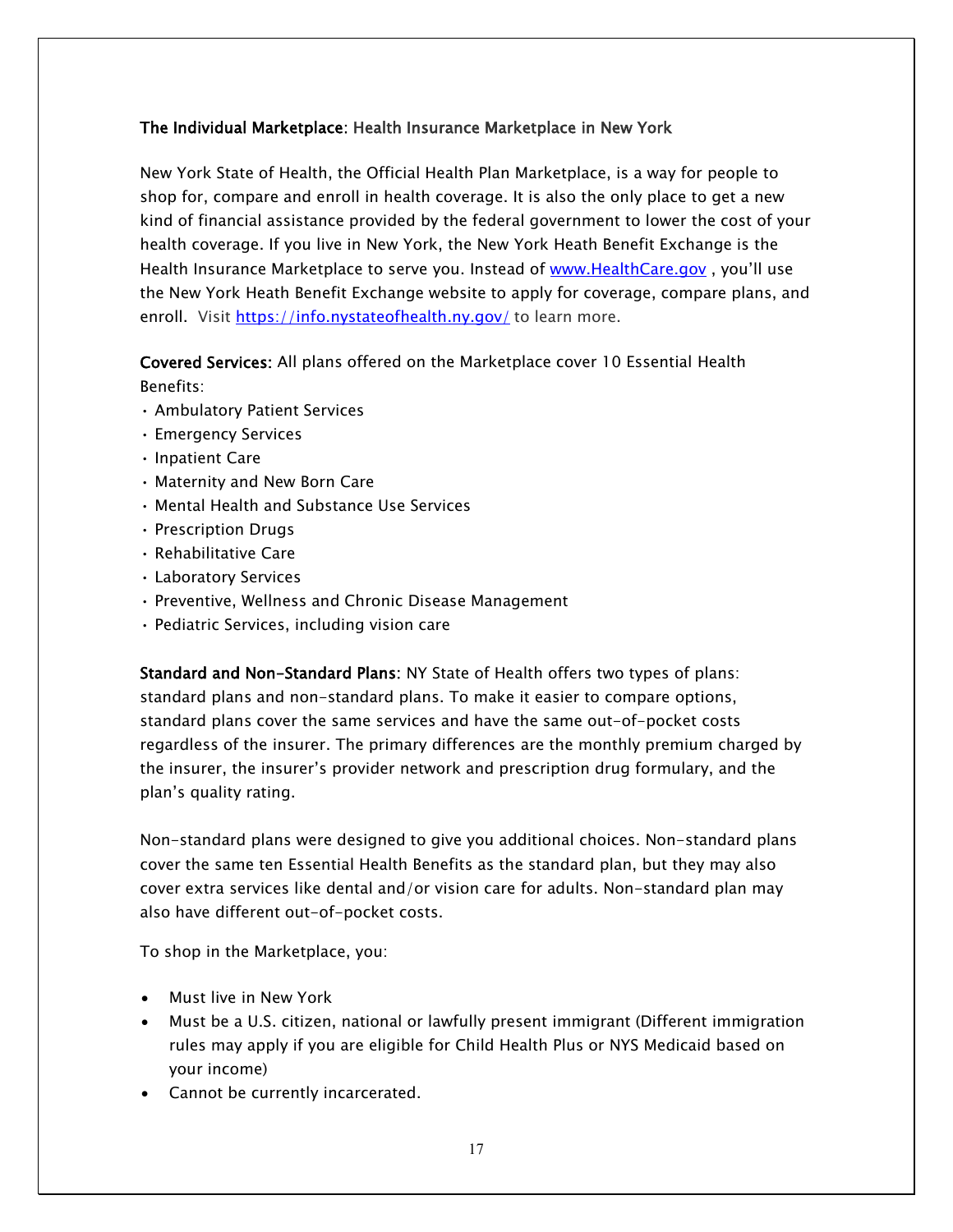**The Individual Marketplace**: Health Insurance Marketplace in New York

New York State of Health, the Official Health Plan Marketplace, is a way for people to shop for, compare and enroll in health coverage. It is also the only place to get a new kind of financial assistance provided by the federal government to lower the cost of your health coverage. If you live in New York, the New York Heath Benefit Exchange is the Health Insurance Marketplace to serve you. Instead of [www.HealthCare.gov](www.HealthCare.gov) , you'll use the New York Heath Benefit Exchange website to apply for coverage, compare plans, and enroll. Visit [https://info.nystateofhealth.ny.gov/](https://info.nystateofhealth.ny.gov/) to learn more.

**Covered Services:** All plans offered on the Marketplace cover 10 Essential Health Benefits:

- Ambulatory Patient Services
- Emergency Services
- Inpatient Care
- Maternity and New Born Care
- Mental Health and Substance Use Services
- Prescription Drugs
- Rehabilitative Care
- Laboratory Services
- Preventive, Wellness and Chronic Disease Management
- Pediatric Services, including vision care

**Standard and Non-Standard Plans**: NY State of Health offers two types of plans: standard plans and non-standard plans. To make it easier to compare options, standard plans cover the same services and have the same out-of-pocket costs regardless of the insurer. The primary differences are the monthly premium charged by the insurer, the insurer's provider network and prescription drug formulary, and the plan's quality rating.

Non-standard plans were designed to give you additional choices. Non-standard plans cover the same ten Essential Health Benefits as the standard plan, but they may also cover extra services like dental and/or vision care for adults. Non-standard plan may also have different out-of-pocket costs.

To shop in the Marketplace, you:

- Must live in New York
- Must be a U.S. citizen, national or lawfully present immigrant (Different immigration rules may apply if you are eligible for Child Health Plus or NYS Medicaid based on your income)
- Cannot be currently incarcerated.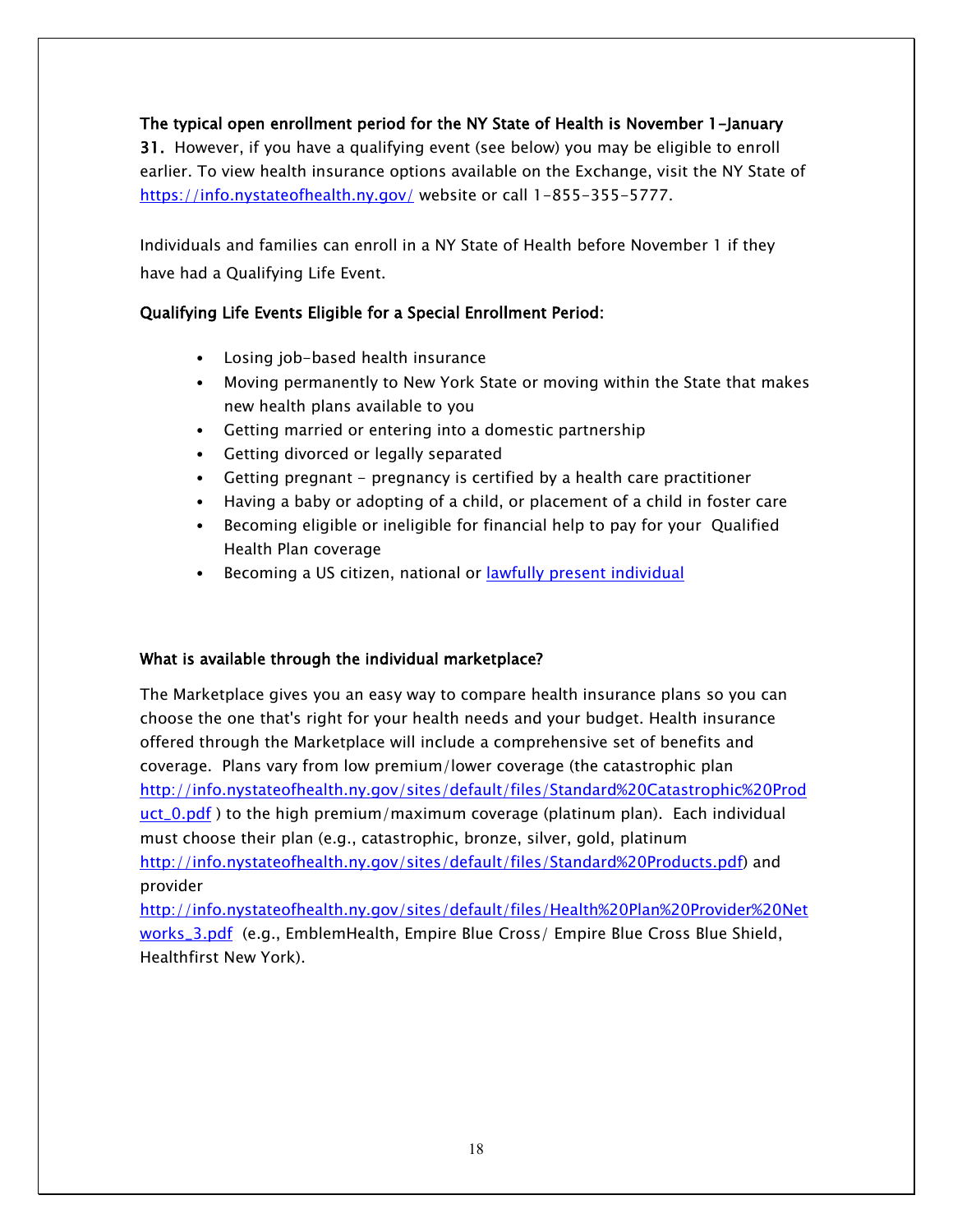**The typical open enrollment period for the NY State of Health is November 1-January 31.** However, if you have a qualifying event (see below) you may be eligible to enroll earlier. To view health insurance options available on the Exchange, visit the NY State of https://info.nystateofhealth.ny.gov/ website or call 1-855-355-5777.

Individuals and families can enroll in a NY State of Health before November 1 if they have had a Qualifying Life Event.

**Qualifying Life Events Eligible for a Special Enrollment Period:**

- Losing job-based health insurance
- Moving permanently to New York State or moving within the State that makes new health plans available to you
- Getting married or entering into a domestic partnership
- Getting divorced or legally separated
- Getting pregnant - pregnancy is certified by a health care practitioner
- Having a baby or adopting of a child, or placement of a child in foster care
- Becoming eligible or ineligible for financial help to pay for your Qualified Health Plan coverage
- Becoming a US citizen, national or lawfully present individual

**What is available through the individual marketplace?**

The Marketplace gives you an easy way to compare health insurance plans so you can choose the one that's right for your health needs and your budget. Health insurance offered through the Marketplace will include a comprehensive set of benefits and coverage. Plans vary from low premium/lower coverage (the catastrophic plan http://info.nystateofhealth.ny.gov/sites/default/files/Standard%20Catastrophic%20Product_0.pdf ) to the high premium/maximum coverage (platinum plan). Each individual must choose their plan (e.g., catastrophic, bronze, silver, gold, platinum http://info.nystateofhealth.ny.gov/sites/default/files/Standard%20Products.pdf) and provider http://info.nystateofhealth.ny.gov/sites/default/files/Health%20Plan%20Provider%20Networks_3.pdf (e.g., EmblemHealth, Empire Blue Cross/ Empire Blue Cross Blue Shield, Healthfirst New York).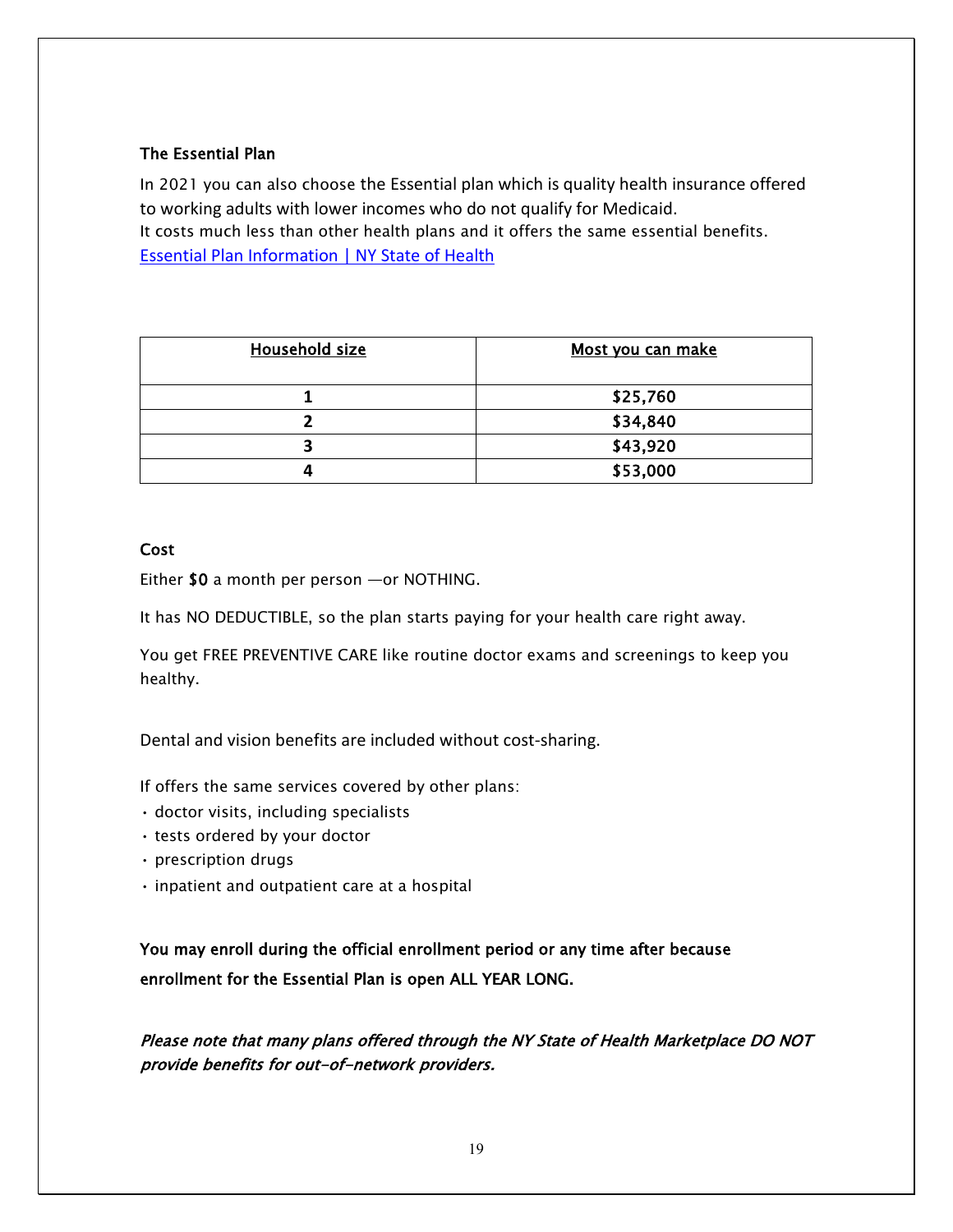**The Essential Plan**

In 2021 you can also choose the Essential plan which is quality health insurance offered to working adults with lower incomes who do not qualify for Medicaid.
It costs much less than other health plans and it offers the same essential benefits.
[Essential Plan Information | NY State of Health]()

| Household size | Most you can make |
|---|---|
| **1** | **$25,760** |
| **2** | **$34,840** |
| **3** | **$43,920** |
| **4** | **$53,000** |

**Cost**

Either **$0** a month per person —or NOTHING.

It has NO DEDUCTIBLE, so the plan starts paying for your health care right away.

You get FREE PREVENTIVE CARE like routine doctor exams and screenings to keep you healthy.

Dental and vision benefits are included without cost-sharing.

If offers the same services covered by other plans:

- doctor visits, including specialists
- tests ordered by your doctor
- prescription drugs
- inpatient and outpatient care at a hospital

**You may enroll during the official enrollment period or any time after because enrollment for the Essential Plan is open ALL YEAR LONG.**

***Please note that many plans offered through the NY State of Health Marketplace DO NOT provide benefits for out-of-network providers.***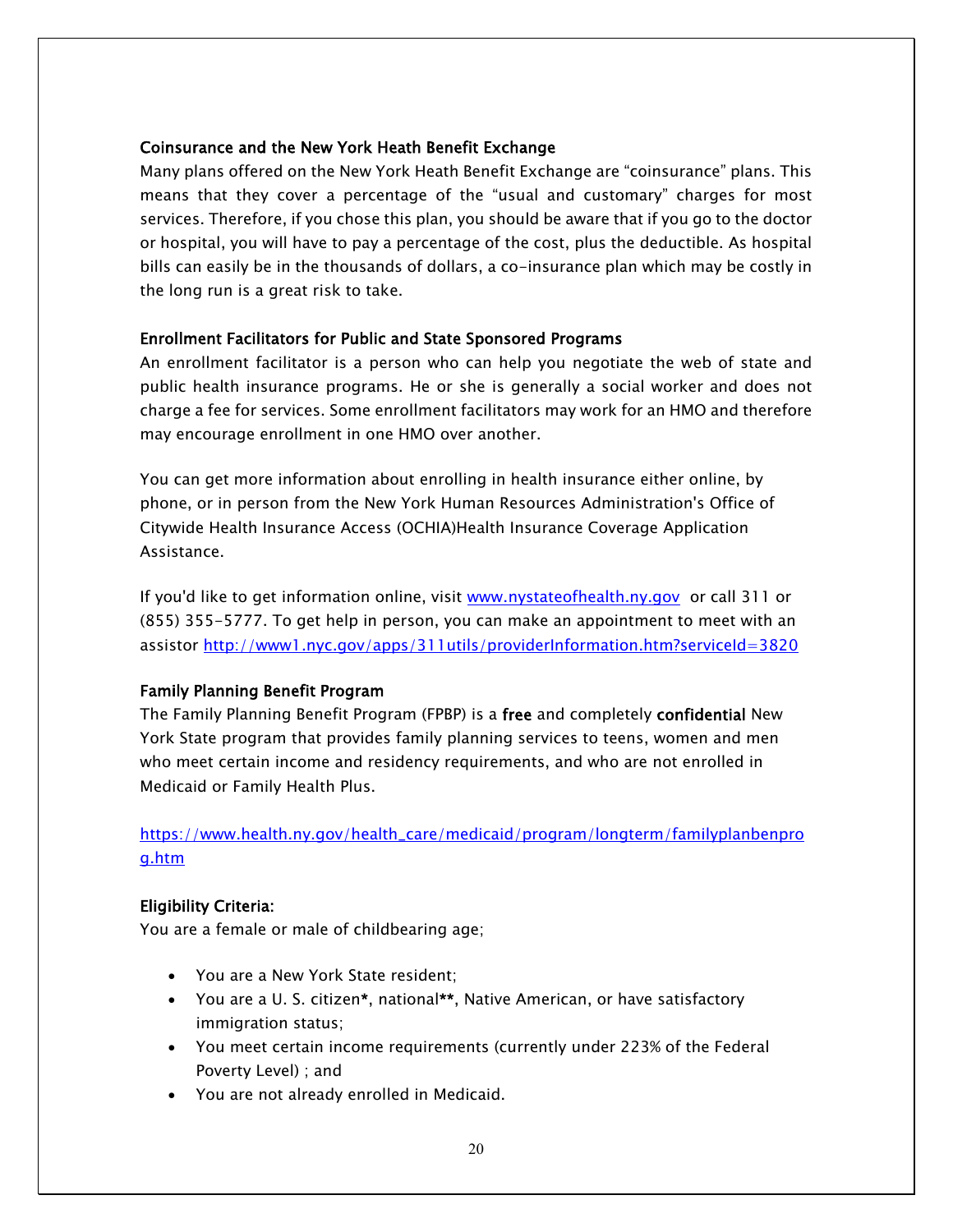### Coinsurance and the New York Heath Benefit Exchange

Many plans offered on the New York Heath Benefit Exchange are "coinsurance" plans. This means that they cover a percentage of the "usual and customary" charges for most services. Therefore, if you chose this plan, you should be aware that if you go to the doctor or hospital, you will have to pay a percentage of the cost, plus the deductible. As hospital bills can easily be in the thousands of dollars, a co-insurance plan which may be costly in the long run is a great risk to take.

### Enrollment Facilitators for Public and State Sponsored Programs

An enrollment facilitator is a person who can help you negotiate the web of state and public health insurance programs. He or she is generally a social worker and does not charge a fee for services. Some enrollment facilitators may work for an HMO and therefore may encourage enrollment in one HMO over another.

You can get more information about enrolling in health insurance either online, by phone, or in person from the New York Human Resources Administration's Office of Citywide Health Insurance Access (OCHIA)Health Insurance Coverage Application Assistance.

If you'd like to get information online, visit [www.nystateofhealth.ny.gov](http://www.nystateofhealth.ny.gov) or call 311 or (855) 355-5777. To get help in person, you can make an appointment to meet with an assistor [http://www1.nyc.gov/apps/311utils/providerInformation.htm?serviceId=3820](http://www1.nyc.gov/apps/311utils/providerInformation.htm?serviceId=3820)

### Family Planning Benefit Program

The Family Planning Benefit Program (FPBP) is a **free** and completely **confidential** New York State program that provides family planning services to teens, women and men who meet certain income and residency requirements, and who are not enrolled in Medicaid or Family Health Plus.

[https://www.health.ny.gov/health_care/medicaid/program/longterm/familyplanbenprog.htm](https://www.health.ny.gov/health_care/medicaid/program/longterm/familyplanbenprog.htm)

### Eligibility Criteria:

You are a female or male of childbearing age;

- You are a New York State resident;
- You are a U. S. citizen**\***, national**\*\***, Native American, or have satisfactory immigration status;
- You meet certain income requirements (currently under 223% of the Federal Poverty Level) ; and
- You are not already enrolled in Medicaid.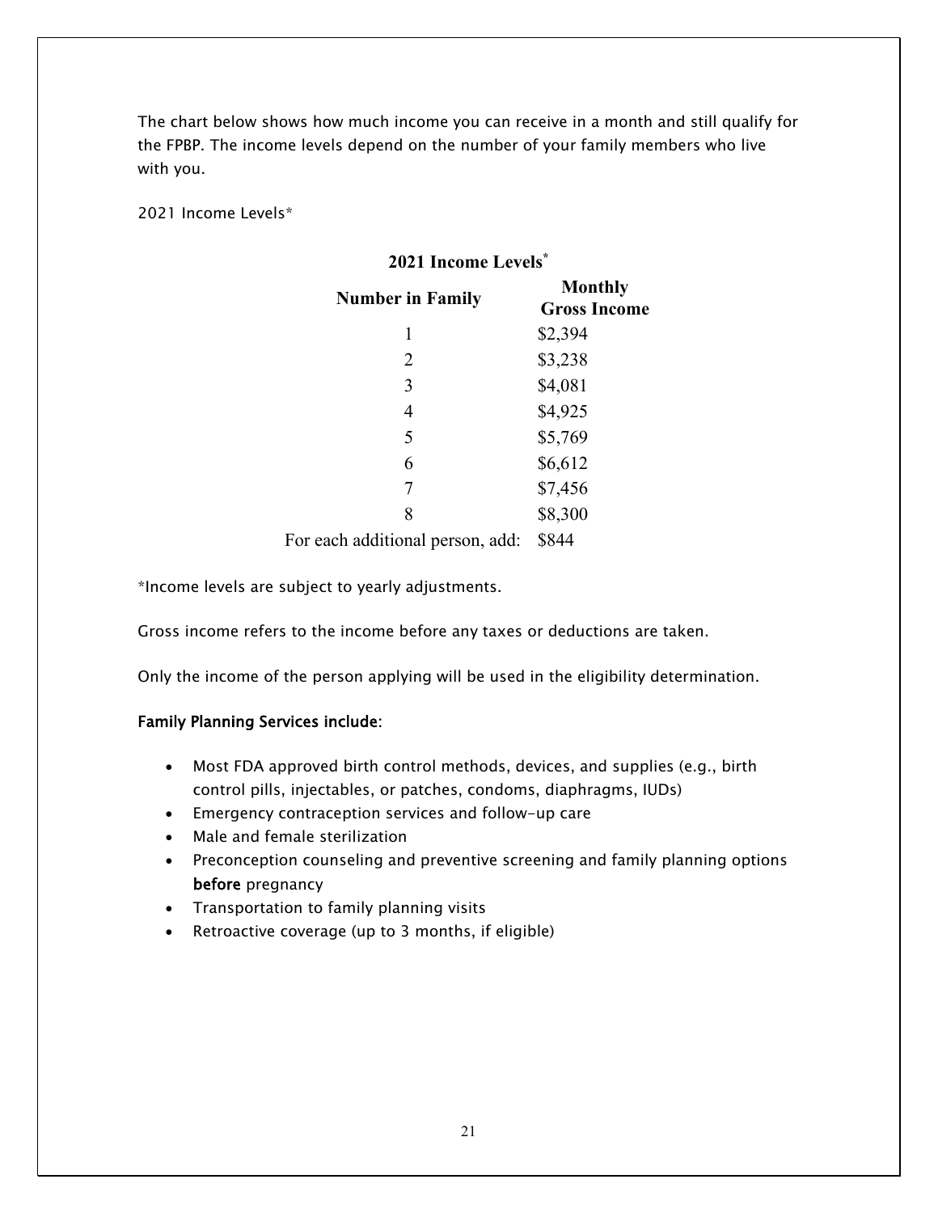The chart below shows how much income you can receive in a month and still qualify for the FPBP. The income levels depend on the number of your family members who live with you.

2021 Income Levels*

**2021 Income Levels***

| Number in Family | Monthly Gross Income |
| --- | --- |
| 1 | $2,394 |
| 2 | $3,238 |
| 3 | $4,081 |
| 4 | $4,925 |
| 5 | $5,769 |
| 6 | $6,612 |
| 7 | $7,456 |
| 8 | $8,300 |
| For each additional person, add: | $844 |

*Income levels are subject to yearly adjustments.

Gross income refers to the income before any taxes or deductions are taken.

Only the income of the person applying will be used in the eligibility determination.

**Family Planning Services include**:

- Most FDA approved birth control methods, devices, and supplies (e.g., birth control pills, injectables, or patches, condoms, diaphragms, IUDs)
- Emergency contraception services and follow-up care
- Male and female sterilization
- Preconception counseling and preventive screening and family planning options **before** pregnancy
- Transportation to family planning visits
- Retroactive coverage (up to 3 months, if eligible)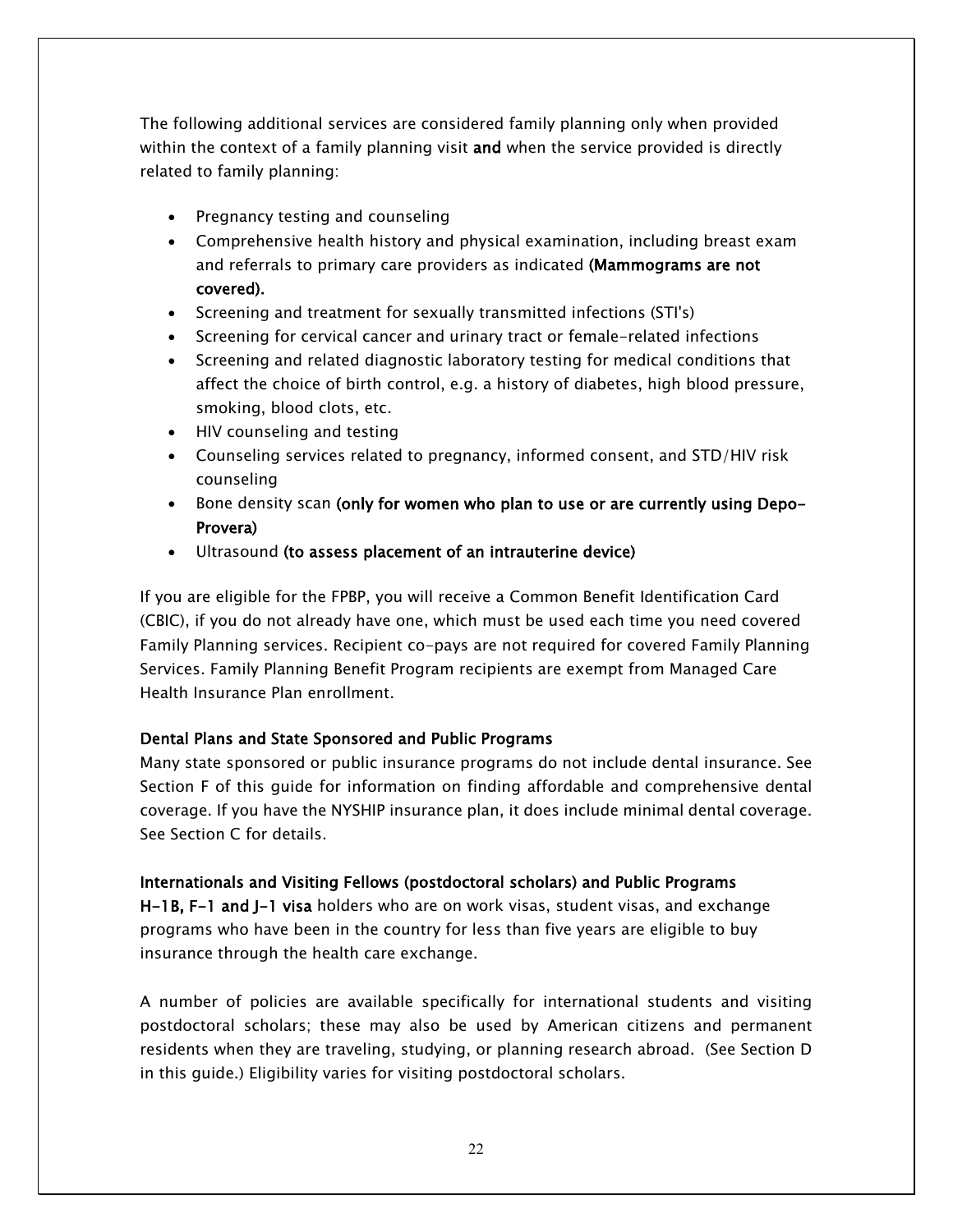The following additional services are considered family planning only when provided within the context of a family planning visit **and** when the service provided is directly related to family planning:

- Pregnancy testing and counseling
- Comprehensive health history and physical examination, including breast exam and referrals to primary care providers as indicated **(Mammograms are not covered).**
- Screening and treatment for sexually transmitted infections (STI's)
- Screening for cervical cancer and urinary tract or female-related infections
- Screening and related diagnostic laboratory testing for medical conditions that affect the choice of birth control, e.g. a history of diabetes, high blood pressure, smoking, blood clots, etc.
- HIV counseling and testing
- Counseling services related to pregnancy, informed consent, and STD/HIV risk counseling
- Bone density scan **(only for women who plan to use or are currently using Depo-Provera)**
- Ultrasound **(to assess placement of an intrauterine device)**

If you are eligible for the FPBP, you will receive a Common Benefit Identification Card (CBIC), if you do not already have one, which must be used each time you need covered Family Planning services. Recipient co-pays are not required for covered Family Planning Services. Family Planning Benefit Program recipients are exempt from Managed Care Health Insurance Plan enrollment.

**Dental Plans and State Sponsored and Public Programs**

Many state sponsored or public insurance programs do not include dental insurance. See Section F of this guide for information on finding affordable and comprehensive dental coverage. If you have the NYSHIP insurance plan, it does include minimal dental coverage. See Section C for details.

**Internationals and Visiting Fellows (postdoctoral scholars) and Public Programs**

**H-1B, F-1 and J-1 visa** holders who are on work visas, student visas, and exchange programs who have been in the country for less than five years are eligible to buy insurance through the health care exchange.

A number of policies are available specifically for international students and visiting postdoctoral scholars; these may also be used by American citizens and permanent residents when they are traveling, studying, or planning research abroad. (See Section D in this guide.) Eligibility varies for visiting postdoctoral scholars.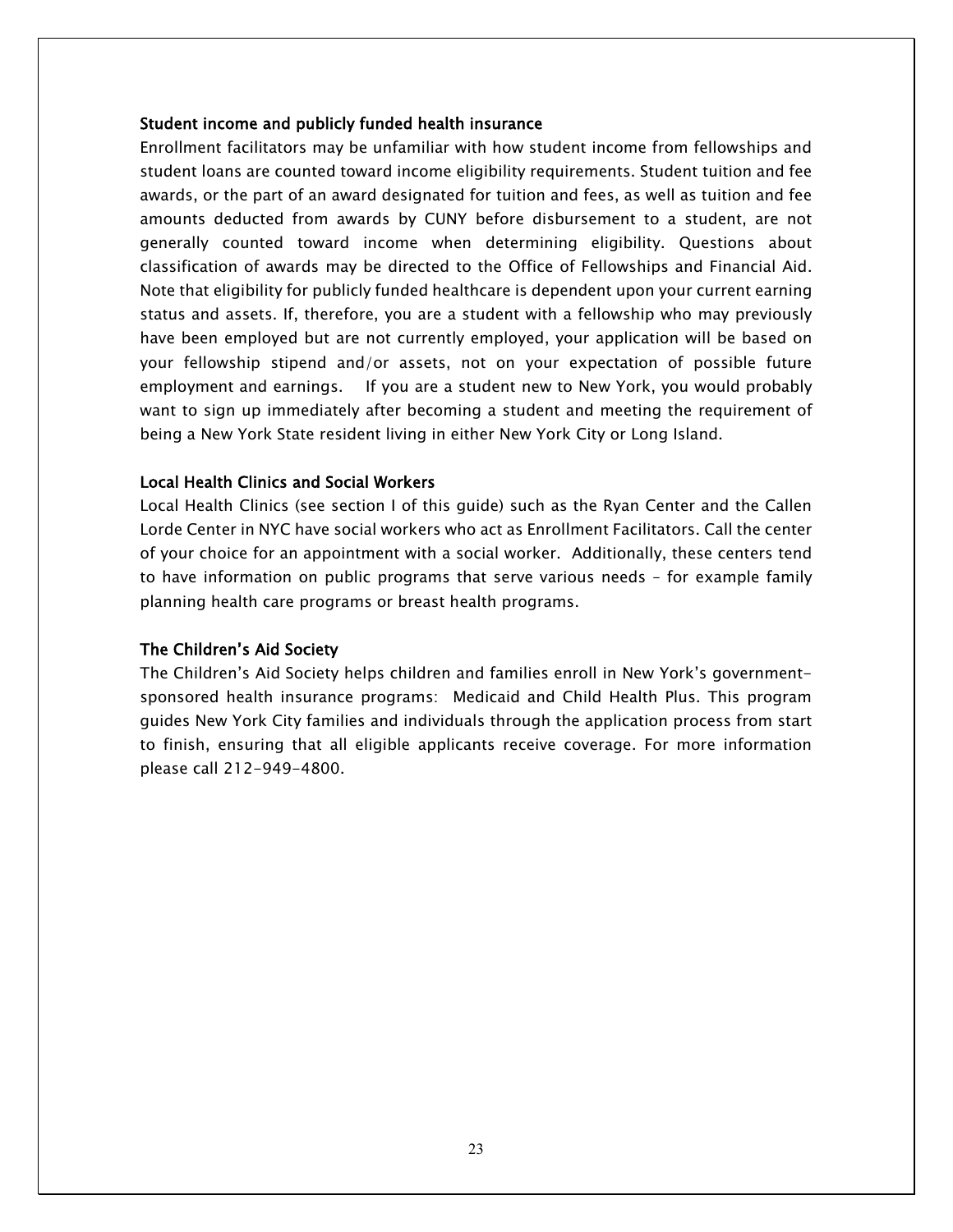### Student income and publicly funded health insurance

Enrollment facilitators may be unfamiliar with how student income from fellowships and student loans are counted toward income eligibility requirements. Student tuition and fee awards, or the part of an award designated for tuition and fees, as well as tuition and fee amounts deducted from awards by CUNY before disbursement to a student, are not generally counted toward income when determining eligibility. Questions about classification of awards may be directed to the Office of Fellowships and Financial Aid. Note that eligibility for publicly funded healthcare is dependent upon your current earning status and assets. If, therefore, you are a student with a fellowship who may previously have been employed but are not currently employed, your application will be based on your fellowship stipend and/or assets, not on your expectation of possible future employment and earnings. If you are a student new to New York, you would probably want to sign up immediately after becoming a student and meeting the requirement of being a New York State resident living in either New York City or Long Island.

### Local Health Clinics and Social Workers

Local Health Clinics (see section I of this guide) such as the Ryan Center and the Callen Lorde Center in NYC have social workers who act as Enrollment Facilitators. Call the center of your choice for an appointment with a social worker. Additionally, these centers tend to have information on public programs that serve various needs – for example family planning health care programs or breast health programs.

### The Children's Aid Society

The Children's Aid Society helps children and families enroll in New York's government-sponsored health insurance programs: Medicaid and Child Health Plus. This program guides New York City families and individuals through the application process from start to finish, ensuring that all eligible applicants receive coverage. For more information please call 212-949-4800.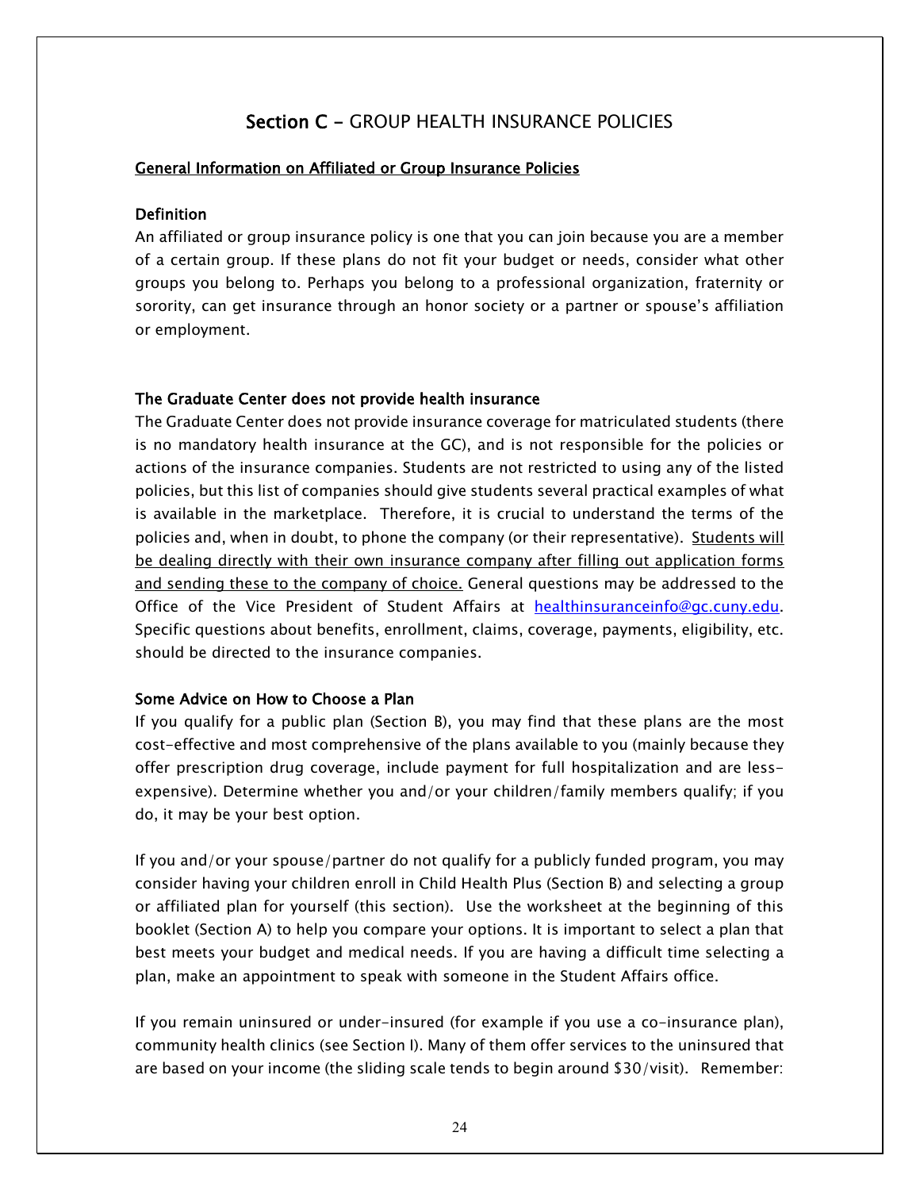## Section C - GROUP HEALTH INSURANCE POLICIES

### General Information on Affiliated or Group Insurance Policies

#### Definition

An affiliated or group insurance policy is one that you can join because you are a member of a certain group. If these plans do not fit your budget or needs, consider what other groups you belong to. Perhaps you belong to a professional organization, fraternity or sorority, can get insurance through an honor society or a partner or spouse's affiliation or employment.

#### The Graduate Center does not provide health insurance

The Graduate Center does not provide insurance coverage for matriculated students (there is no mandatory health insurance at the GC), and is not responsible for the policies or actions of the insurance companies. Students are not restricted to using any of the listed policies, but this list of companies should give students several practical examples of what is available in the marketplace. Therefore, it is crucial to understand the terms of the policies and, when in doubt, to phone the company (or their representative). Students will be dealing directly with their own insurance company after filling out application forms and sending these to the company of choice. General questions may be addressed to the Office of the Vice President of Student Affairs at healthinsuranceinfo@gc.cuny.edu. Specific questions about benefits, enrollment, claims, coverage, payments, eligibility, etc. should be directed to the insurance companies.

#### Some Advice on How to Choose a Plan

If you qualify for a public plan (Section B), you may find that these plans are the most cost-effective and most comprehensive of the plans available to you (mainly because they offer prescription drug coverage, include payment for full hospitalization and are less-expensive). Determine whether you and/or your children/family members qualify; if you do, it may be your best option.

If you and/or your spouse/partner do not qualify for a publicly funded program, you may consider having your children enroll in Child Health Plus (Section B) and selecting a group or affiliated plan for yourself (this section). Use the worksheet at the beginning of this booklet (Section A) to help you compare your options. It is important to select a plan that best meets your budget and medical needs. If you are having a difficult time selecting a plan, make an appointment to speak with someone in the Student Affairs office.

If you remain uninsured or under-insured (for example if you use a co-insurance plan), community health clinics (see Section I). Many of them offer services to the uninsured that are based on your income (the sliding scale tends to begin around $30/visit). Remember: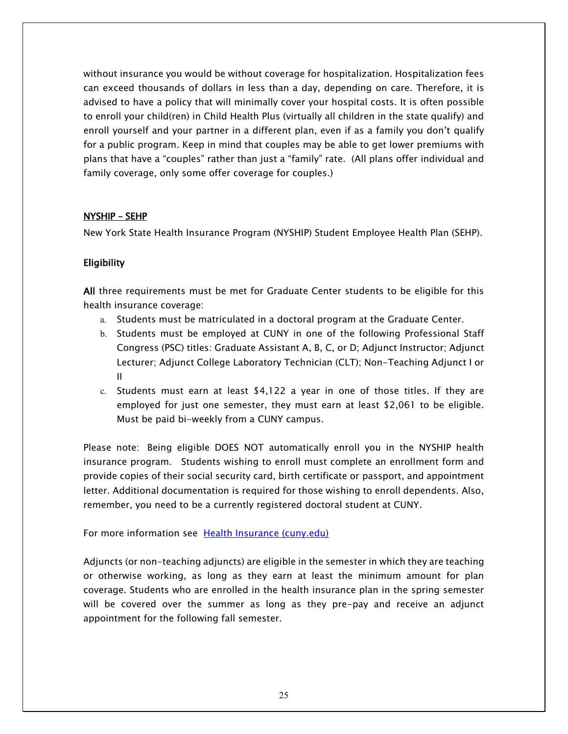without insurance you would be without coverage for hospitalization. Hospitalization fees can exceed thousands of dollars in less than a day, depending on care. Therefore, it is advised to have a policy that will minimally cover your hospital costs. It is often possible to enroll your child(ren) in Child Health Plus (virtually all children in the state qualify) and enroll yourself and your partner in a different plan, even if as a family you don't qualify for a public program. Keep in mind that couples may be able to get lower premiums with plans that have a "couples" rather than just a "family" rate. (All plans offer individual and family coverage, only some offer coverage for couples.)

## NYSHIP – SEHP

New York State Health Insurance Program (NYSHIP) Student Employee Health Plan (SEHP).

### Eligibility

**All** three requirements must be met for Graduate Center students to be eligible for this health insurance coverage:

a. Students must be matriculated in a doctoral program at the Graduate Center.
b. Students must be employed at CUNY in one of the following Professional Staff Congress (PSC) titles: Graduate Assistant A, B, C, or D; Adjunct Instructor; Adjunct Lecturer; Adjunct College Laboratory Technician (CLT); Non-Teaching Adjunct I or II
c. Students must earn at least $4,122 a year in one of those titles. If they are employed for just one semester, they must earn at least $2,061 to be eligible. Must be paid bi-weekly from a CUNY campus.

Please note: Being eligible DOES NOT automatically enroll you in the NYSHIP health insurance program. Students wishing to enroll must complete an enrollment form and provide copies of their social security card, birth certificate or passport, and appointment letter. Additional documentation is required for those wishing to enroll dependents. Also, remember, you need to be a currently registered doctoral student at CUNY.

For more information see [Health Insurance (cuny.edu)]

Adjuncts (or non-teaching adjuncts) are eligible in the semester in which they are teaching or otherwise working, as long as they earn at least the minimum amount for plan coverage. Students who are enrolled in the health insurance plan in the spring semester will be covered over the summer as long as they pre-pay and receive an adjunct appointment for the following fall semester.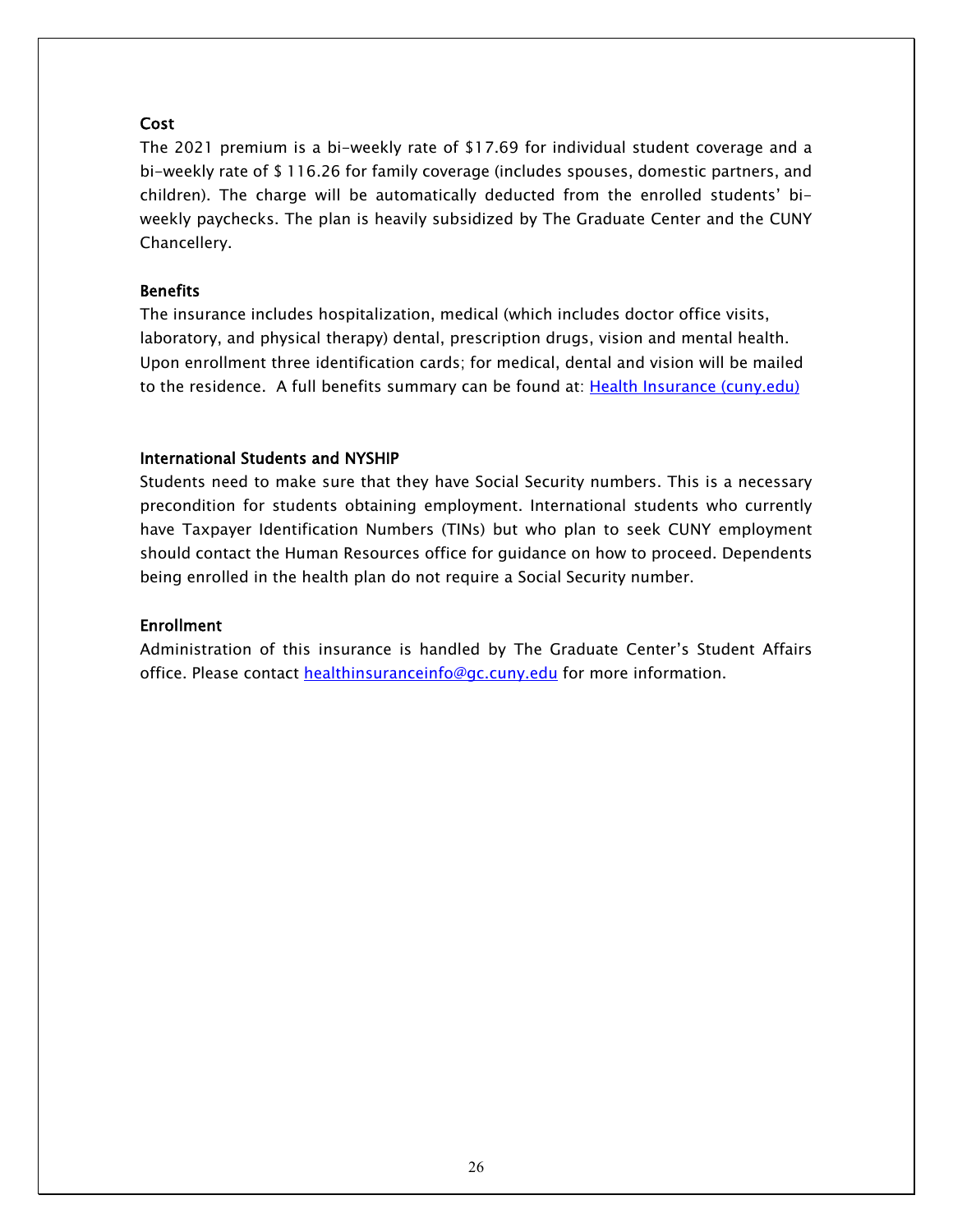### Cost

The 2021 premium is a bi-weekly rate of $17.69 for individual student coverage and a bi-weekly rate of $ 116.26 for family coverage (includes spouses, domestic partners, and children). The charge will be automatically deducted from the enrolled students' bi-weekly paychecks. The plan is heavily subsidized by The Graduate Center and the CUNY Chancellery.

### Benefits

The insurance includes hospitalization, medical (which includes doctor office visits, laboratory, and physical therapy) dental, prescription drugs, vision and mental health. Upon enrollment three identification cards; for medical, dental and vision will be mailed to the residence. A full benefits summary can be found at: [Health Insurance (cuny.edu)]

### International Students and NYSHIP

Students need to make sure that they have Social Security numbers. This is a necessary precondition for students obtaining employment. International students who currently have Taxpayer Identification Numbers (TINs) but who plan to seek CUNY employment should contact the Human Resources office for guidance on how to proceed. Dependents being enrolled in the health plan do not require a Social Security number.

### Enrollment

Administration of this insurance is handled by The Graduate Center's Student Affairs office. Please contact healthinsuranceinfo@gc.cuny.edu for more information.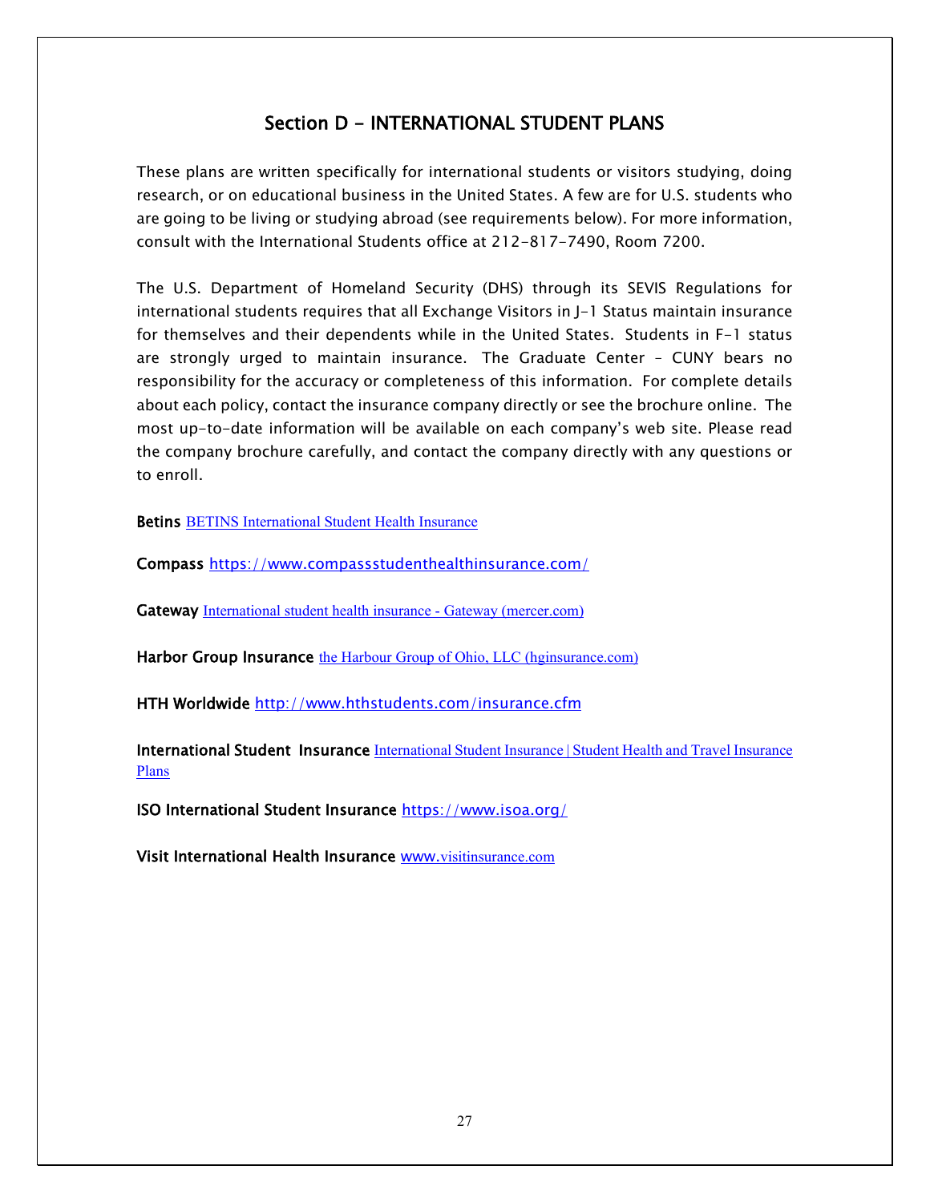## Section D - INTERNATIONAL STUDENT PLANS

These plans are written specifically for international students or visitors studying, doing research, or on educational business in the United States. A few are for U.S. students who are going to be living or studying abroad (see requirements below). For more information, consult with the International Students office at 212-817-7490, Room 7200.

The U.S. Department of Homeland Security (DHS) through its SEVIS Regulations for international students requires that all Exchange Visitors in J-1 Status maintain insurance for themselves and their dependents while in the United States. Students in F-1 status are strongly urged to maintain insurance. The Graduate Center – CUNY bears no responsibility for the accuracy or completeness of this information. For complete details about each policy, contact the insurance company directly or see the brochure online. The most up-to-date information will be available on each company's web site. Please read the company brochure carefully, and contact the company directly with any questions or to enroll.

**Betins** BETINS International Student Health Insurance

**Compass** https://www.compassstudenthealthinsurance.com/

**Gateway** International student health insurance - Gateway (mercer.com)

**Harbor Group Insurance** the Harbour Group of Ohio, LLC (hginsurance.com)

**HTH Worldwide** http://www.hthstudents.com/insurance.cfm

**International Student Insurance** International Student Insurance | Student Health and Travel Insurance Plans

**ISO International Student Insurance** https://www.isoa.org/

**Visit International Health Insurance** www.visitinsurance.com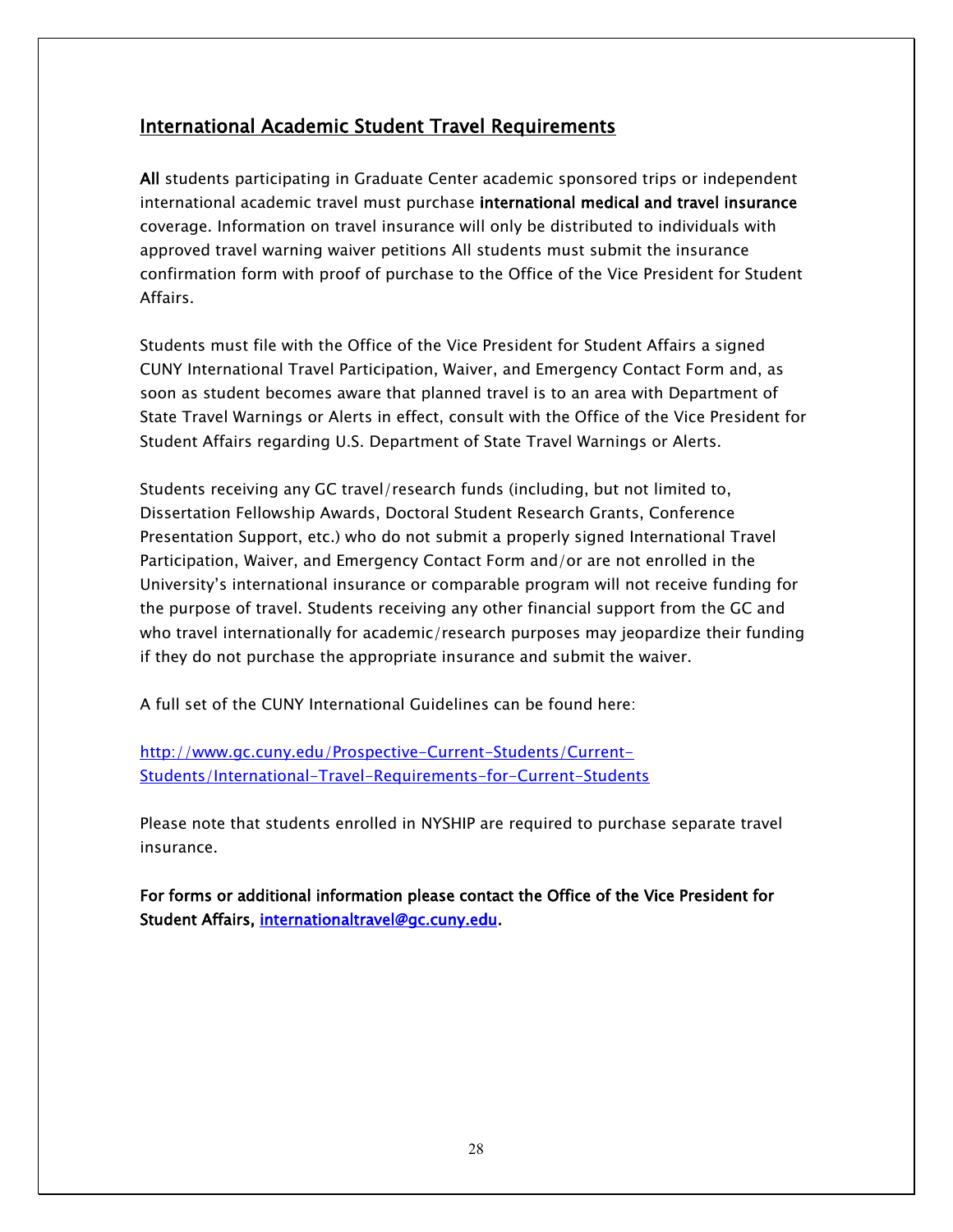## International Academic Student Travel Requirements

**All** students participating in Graduate Center academic sponsored trips or independent international academic travel must purchase **international medical and travel insurance** coverage. Information on travel insurance will only be distributed to individuals with approved travel warning waiver petitions All students must submit the insurance confirmation form with proof of purchase to the Office of the Vice President for Student Affairs.

Students must file with the Office of the Vice President for Student Affairs a signed CUNY International Travel Participation, Waiver, and Emergency Contact Form and, as soon as student becomes aware that planned travel is to an area with Department of State Travel Warnings or Alerts in effect, consult with the Office of the Vice President for Student Affairs regarding U.S. Department of State Travel Warnings or Alerts.

Students receiving any GC travel/research funds (including, but not limited to, Dissertation Fellowship Awards, Doctoral Student Research Grants, Conference Presentation Support, etc.) who do not submit a properly signed International Travel Participation, Waiver, and Emergency Contact Form and/or are not enrolled in the University's international insurance or comparable program will not receive funding for the purpose of travel. Students receiving any other financial support from the GC and who travel internationally for academic/research purposes may jeopardize their funding if they do not purchase the appropriate insurance and submit the waiver.

A full set of the CUNY International Guidelines can be found here:

[http://www.gc.cuny.edu/Prospective-Current-Students/Current-Students/International-Travel-Requirements-for-Current-Students](http://www.gc.cuny.edu/Prospective-Current-Students/Current-Students/International-Travel-Requirements-for-Current-Students)

Please note that students enrolled in NYSHIP are required to purchase separate travel insurance.

**For forms or additional information please contact the Office of the Vice President for Student Affairs, [internationaltravel@gc.cuny.edu](mailto:internationaltravel@gc.cuny.edu).**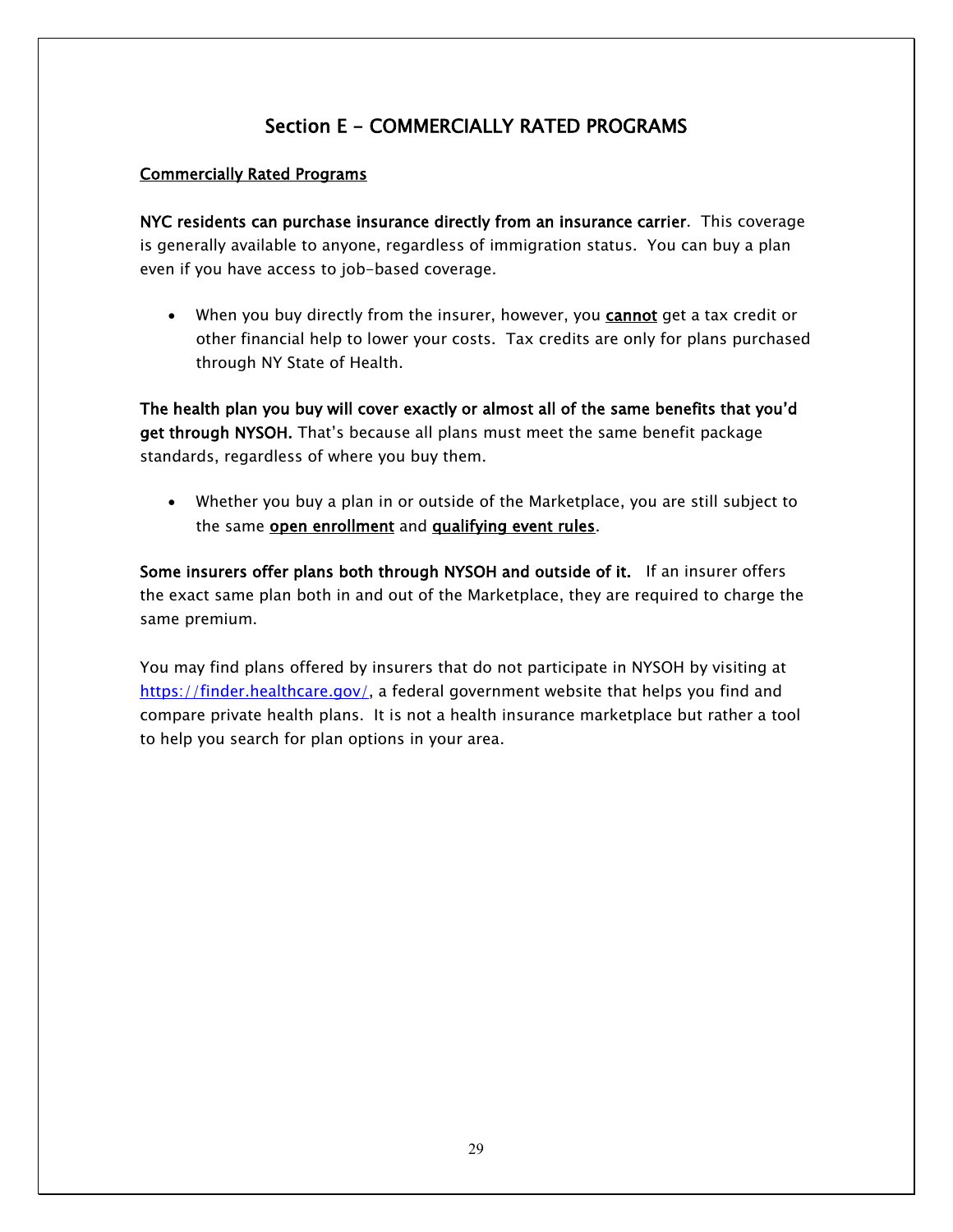## Section E - COMMERCIALLY RATED PROGRAMS

### Commercially Rated Programs

**NYC residents can purchase insurance directly from an insurance carrier**. This coverage is generally available to anyone, regardless of immigration status. You can buy a plan even if you have access to job-based coverage.

- When you buy directly from the insurer, however, you **cannot** get a tax credit or other financial help to lower your costs. Tax credits are only for plans purchased through NY State of Health.

**The health plan you buy will cover exactly or almost all of the same benefits that you'd get through NYSOH.** That's because all plans must meet the same benefit package standards, regardless of where you buy them.

- Whether you buy a plan in or outside of the Marketplace, you are still subject to the same **open enrollment** and **qualifying event rules**.

**Some insurers offer plans both through NYSOH and outside of it.** If an insurer offers the exact same plan both in and out of the Marketplace, they are required to charge the same premium.

You may find plans offered by insurers that do not participate in NYSOH by visiting at https://finder.healthcare.gov/, a federal government website that helps you find and compare private health plans. It is not a health insurance marketplace but rather a tool to help you search for plan options in your area.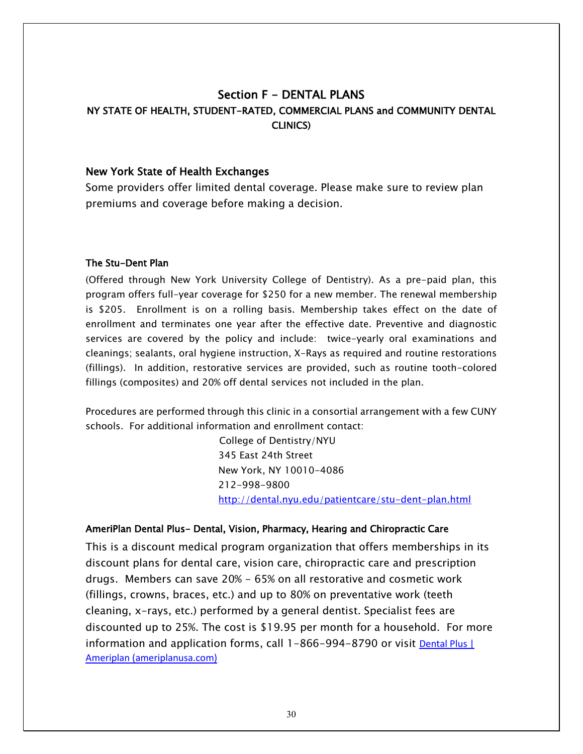# Section F - DENTAL PLANS

## NY STATE OF HEALTH, STUDENT-RATED, COMMERCIAL PLANS and COMMUNITY DENTAL CLINICS)

### New York State of Health Exchanges

Some providers offer limited dental coverage. Please make sure to review plan premiums and coverage before making a decision.

### The Stu-Dent Plan

(Offered through New York University College of Dentistry). As a pre-paid plan, this program offers full-year coverage for $250 for a new member. The renewal membership is $205. Enrollment is on a rolling basis. Membership takes effect on the date of enrollment and terminates one year after the effective date. Preventive and diagnostic services are covered by the policy and include: twice-yearly oral examinations and cleanings; sealants, oral hygiene instruction, X-Rays as required and routine restorations (fillings). In addition, restorative services are provided, such as routine tooth-colored fillings (composites) and 20% off dental services not included in the plan.

Procedures are performed through this clinic in a consortial arrangement with a few CUNY schools. For additional information and enrollment contact:

College of Dentistry/NYU
345 East 24th Street
New York, NY 10010-4086
212-998-9800
http://dental.nyu.edu/patientcare/stu-dent-plan.html

### AmeriPlan Dental Plus- Dental, Vision, Pharmacy, Hearing and Chiropractic Care

This is a discount medical program organization that offers memberships in its discount plans for dental care, vision care, chiropractic care and prescription drugs. Members can save 20% - 65% on all restorative and cosmetic work (fillings, crowns, braces, etc.) and up to 80% on preventative work (teeth cleaning, x-rays, etc.) performed by a general dentist. Specialist fees are discounted up to 25%. The cost is $19.95 per month for a household. For more information and application forms, call 1-866-994-8790 or visit Dental Plus | Ameriplan (ameriplanusa.com)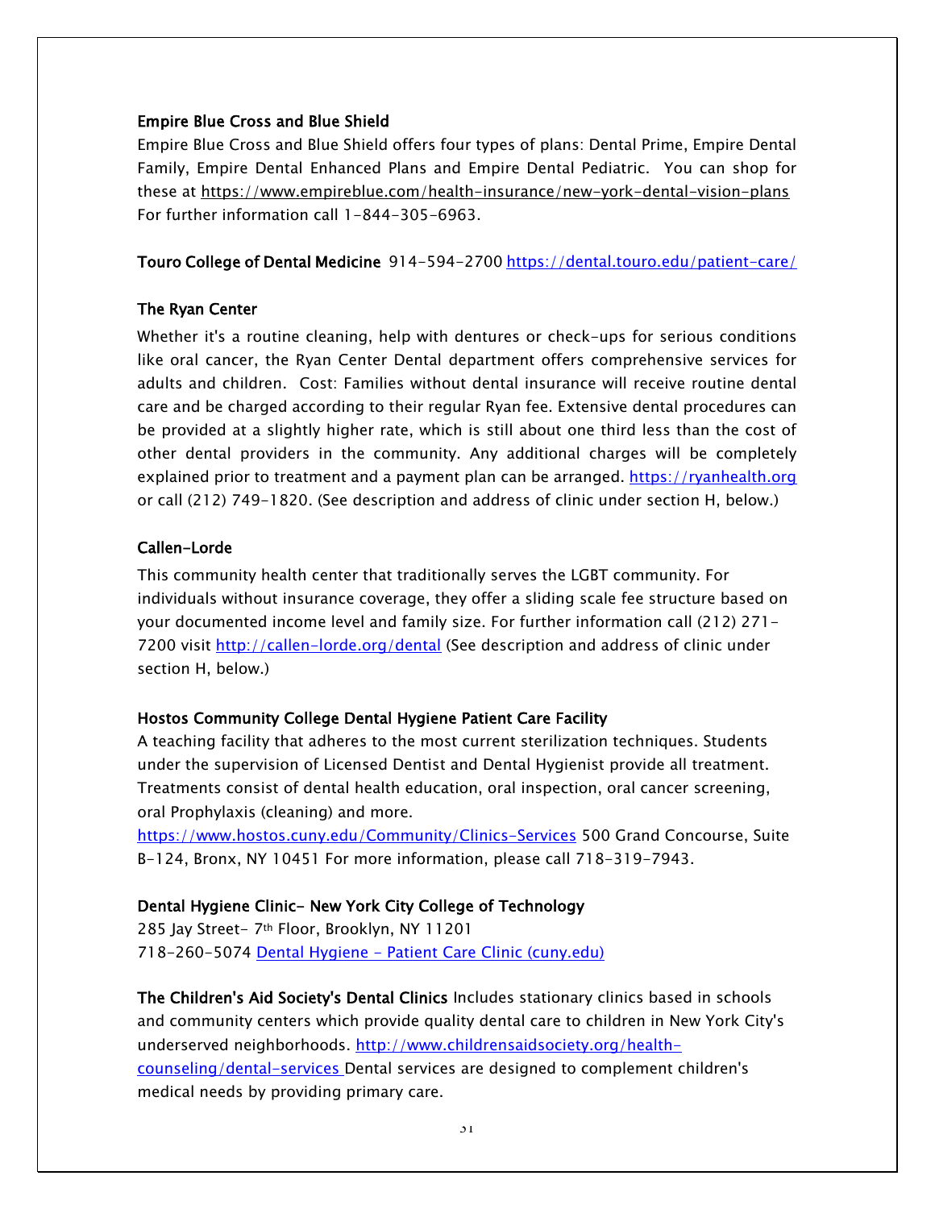**Empire Blue Cross and Blue Shield**

Empire Blue Cross and Blue Shield offers four types of plans: Dental Prime, Empire Dental Family, Empire Dental Enhanced Plans and Empire Dental Pediatric. You can shop for these at https://www.empireblue.com/health-insurance/new-york-dental-vision-plans For further information call 1-844-305-6963.

**Touro College of Dental Medicine** 914-594-2700 https://dental.touro.edu/patient-care/

**The Ryan Center**

Whether it's a routine cleaning, help with dentures or check-ups for serious conditions like oral cancer, the Ryan Center Dental department offers comprehensive services for adults and children. Cost: Families without dental insurance will receive routine dental care and be charged according to their regular Ryan fee. Extensive dental procedures can be provided at a slightly higher rate, which is still about one third less than the cost of other dental providers in the community. Any additional charges will be completely explained prior to treatment and a payment plan can be arranged. https://ryanhealth.org or call (212) 749-1820. (See description and address of clinic under section H, below.)

**Callen-Lorde**

This community health center that traditionally serves the LGBT community. For individuals without insurance coverage, they offer a sliding scale fee structure based on your documented income level and family size. For further information call (212) 271-7200 visit http://callen-lorde.org/dental (See description and address of clinic under section H, below.)

**Hostos Community College Dental Hygiene Patient Care Facility**

A teaching facility that adheres to the most current sterilization techniques. Students under the supervision of Licensed Dentist and Dental Hygienist provide all treatment. Treatments consist of dental health education, oral inspection, oral cancer screening, oral Prophylaxis (cleaning) and more.
https://www.hostos.cuny.edu/Community/Clinics-Services 500 Grand Concourse, Suite B-124, Bronx, NY 10451 For more information, please call 718-319-7943.

**Dental Hygiene Clinic- New York City College of Technology**

285 Jay Street- 7th Floor, Brooklyn, NY 11201
718-260-5074 Dental Hygiene - Patient Care Clinic (cuny.edu)

**The Children's Aid Society's Dental Clinics** Includes stationary clinics based in schools and community centers which provide quality dental care to children in New York City's underserved neighborhoods. http://www.childrensaidsociety.org/health-counseling/dental-services Dental services are designed to complement children's medical needs by providing primary care.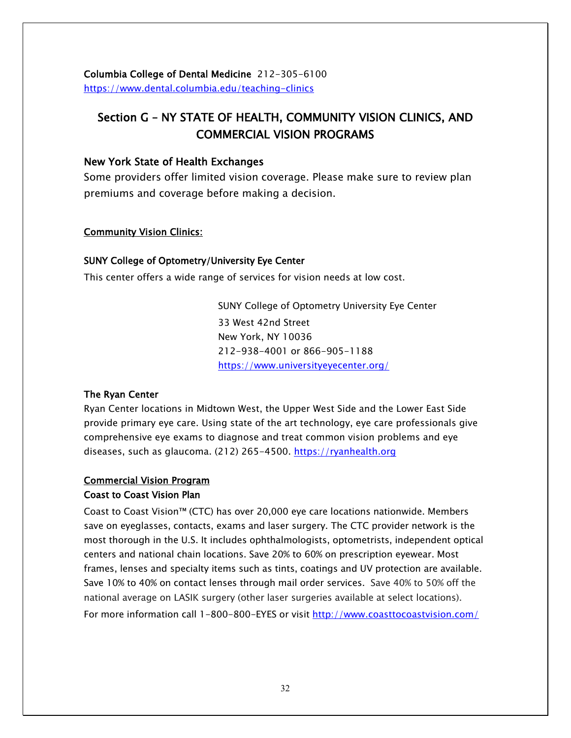**Columbia College of Dental Medicine** 212-305-6100
https://www.dental.columbia.edu/teaching-clinics

## Section G – NY STATE OF HEALTH, COMMUNITY VISION CLINICS, AND COMMERCIAL VISION PROGRAMS

### New York State of Health Exchanges

Some providers offer limited vision coverage. Please make sure to review plan premiums and coverage before making a decision.

**Community Vision Clinics:**

**SUNY College of Optometry/University Eye Center**

This center offers a wide range of services for vision needs at low cost.

SUNY College of Optometry University Eye Center
33 West 42nd Street
New York, NY 10036
212-938-4001 or 866-905-1188
https://www.universityeyecenter.org/

**The Ryan Center**

Ryan Center locations in Midtown West, the Upper West Side and the Lower East Side provide primary eye care. Using state of the art technology, eye care professionals give comprehensive eye exams to diagnose and treat common vision problems and eye diseases, such as glaucoma. (212) 265-4500. https://ryanhealth.org

**Commercial Vision Program**

**Coast to Coast Vision Plan**

Coast to Coast Vision™ (CTC) has over 20,000 eye care locations nationwide. Members save on eyeglasses, contacts, exams and laser surgery. The CTC provider network is the most thorough in the U.S. It includes ophthalmologists, optometrists, independent optical centers and national chain locations. Save 20% to 60% on prescription eyewear. Most frames, lenses and specialty items such as tints, coatings and UV protection are available. Save 10% to 40% on contact lenses through mail order services. Save 40% to 50% off the national average on LASIK surgery (other laser surgeries available at select locations).
For more information call 1-800-800-EYES or visit http://www.coasttocoastvision.com/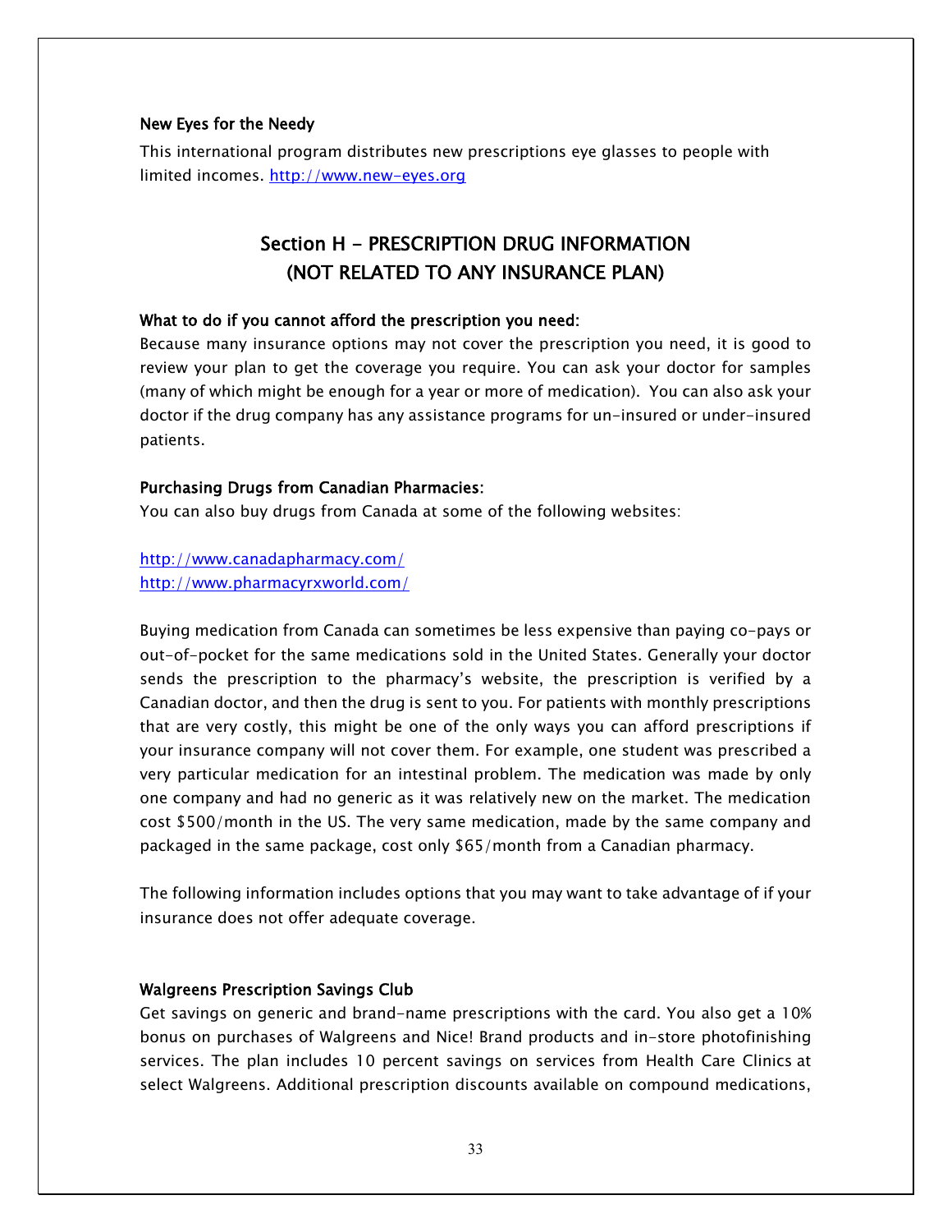### New Eyes for the Needy

This international program distributes new prescriptions eye glasses to people with limited incomes. http://www.new-eyes.org

## Section H - PRESCRIPTION DRUG INFORMATION (NOT RELATED TO ANY INSURANCE PLAN)

### What to do if you cannot afford the prescription you need:

Because many insurance options may not cover the prescription you need, it is good to review your plan to get the coverage you require. You can ask your doctor for samples (many of which might be enough for a year or more of medication). You can also ask your doctor if the drug company has any assistance programs for un-insured or under-insured patients.

### Purchasing Drugs from Canadian Pharmacies:

You can also buy drugs from Canada at some of the following websites:

http://www.canadapharmacy.com/
http://www.pharmacyrxworld.com/

Buying medication from Canada can sometimes be less expensive than paying co-pays or out-of-pocket for the same medications sold in the United States. Generally your doctor sends the prescription to the pharmacy's website, the prescription is verified by a Canadian doctor, and then the drug is sent to you. For patients with monthly prescriptions that are very costly, this might be one of the only ways you can afford prescriptions if your insurance company will not cover them. For example, one student was prescribed a very particular medication for an intestinal problem. The medication was made by only one company and had no generic as it was relatively new on the market. The medication cost $500/month in the US. The very same medication, made by the same company and packaged in the same package, cost only $65/month from a Canadian pharmacy.

The following information includes options that you may want to take advantage of if your insurance does not offer adequate coverage.

### Walgreens Prescription Savings Club

Get savings on generic and brand-name prescriptions with the card. You also get a 10% bonus on purchases of Walgreens and Nice! Brand products and in-store photofinishing services. The plan includes 10 percent savings on services from Health Care Clinics at select Walgreens. Additional prescription discounts available on compound medications,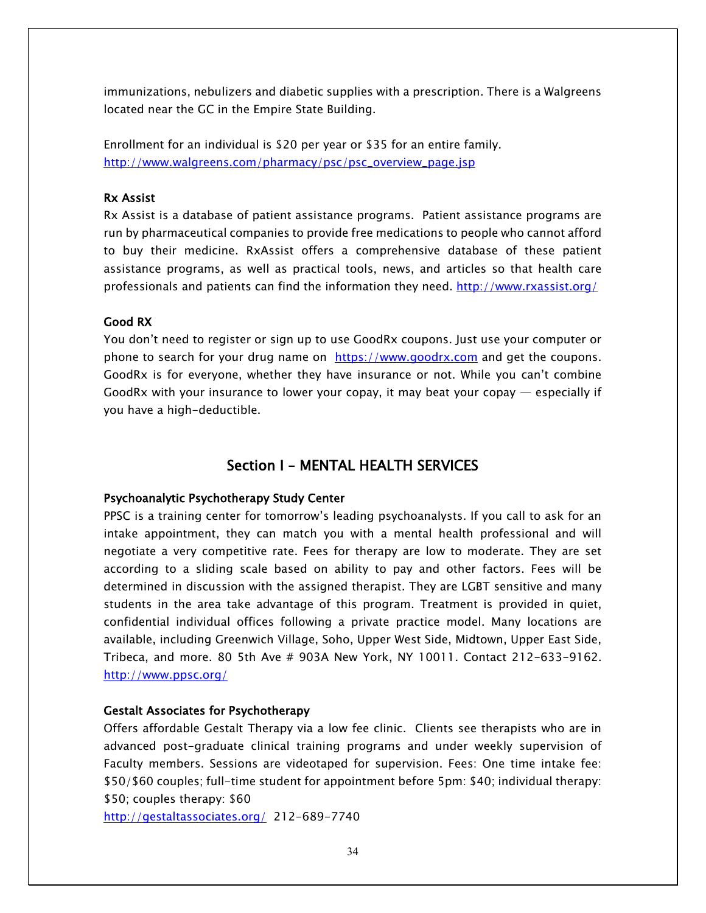immunizations, nebulizers and diabetic supplies with a prescription. There is a Walgreens located near the GC in the Empire State Building.

Enrollment for an individual is $20 per year or $35 for an entire family.
http://www.walgreens.com/pharmacy/psc/psc_overview_page.jsp

### Rx Assist

Rx Assist is a database of patient assistance programs. Patient assistance programs are run by pharmaceutical companies to provide free medications to people who cannot afford to buy their medicine. RxAssist offers a comprehensive database of these patient assistance programs, as well as practical tools, news, and articles so that health care professionals and patients can find the information they need. http://www.rxassist.org/

### Good RX

You don't need to register or sign up to use GoodRx coupons. Just use your computer or phone to search for your drug name on https://www.goodrx.com and get the coupons. GoodRx is for everyone, whether they have insurance or not. While you can't combine GoodRx with your insurance to lower your copay, it may beat your copay — especially if you have a high-deductible.

## Section I – MENTAL HEALTH SERVICES

### Psychoanalytic Psychotherapy Study Center

PPSC is a training center for tomorrow's leading psychoanalysts. If you call to ask for an intake appointment, they can match you with a mental health professional and will negotiate a very competitive rate. Fees for therapy are low to moderate. They are set according to a sliding scale based on ability to pay and other factors. Fees will be determined in discussion with the assigned therapist. They are LGBT sensitive and many students in the area take advantage of this program. Treatment is provided in quiet, confidential individual offices following a private practice model. Many locations are available, including Greenwich Village, Soho, Upper West Side, Midtown, Upper East Side, Tribeca, and more. 80 5th Ave # 903A New York, NY 10011. Contact 212-633-9162. http://www.ppsc.org/

### Gestalt Associates for Psychotherapy

Offers affordable Gestalt Therapy via a low fee clinic. Clients see therapists who are in advanced post-graduate clinical training programs and under weekly supervision of Faculty members. Sessions are videotaped for supervision. Fees: One time intake fee: $50/$60 couples; full-time student for appointment before 5pm: $40; individual therapy: $50; couples therapy: $60
http://gestaltassociates.org/ 212-689-7740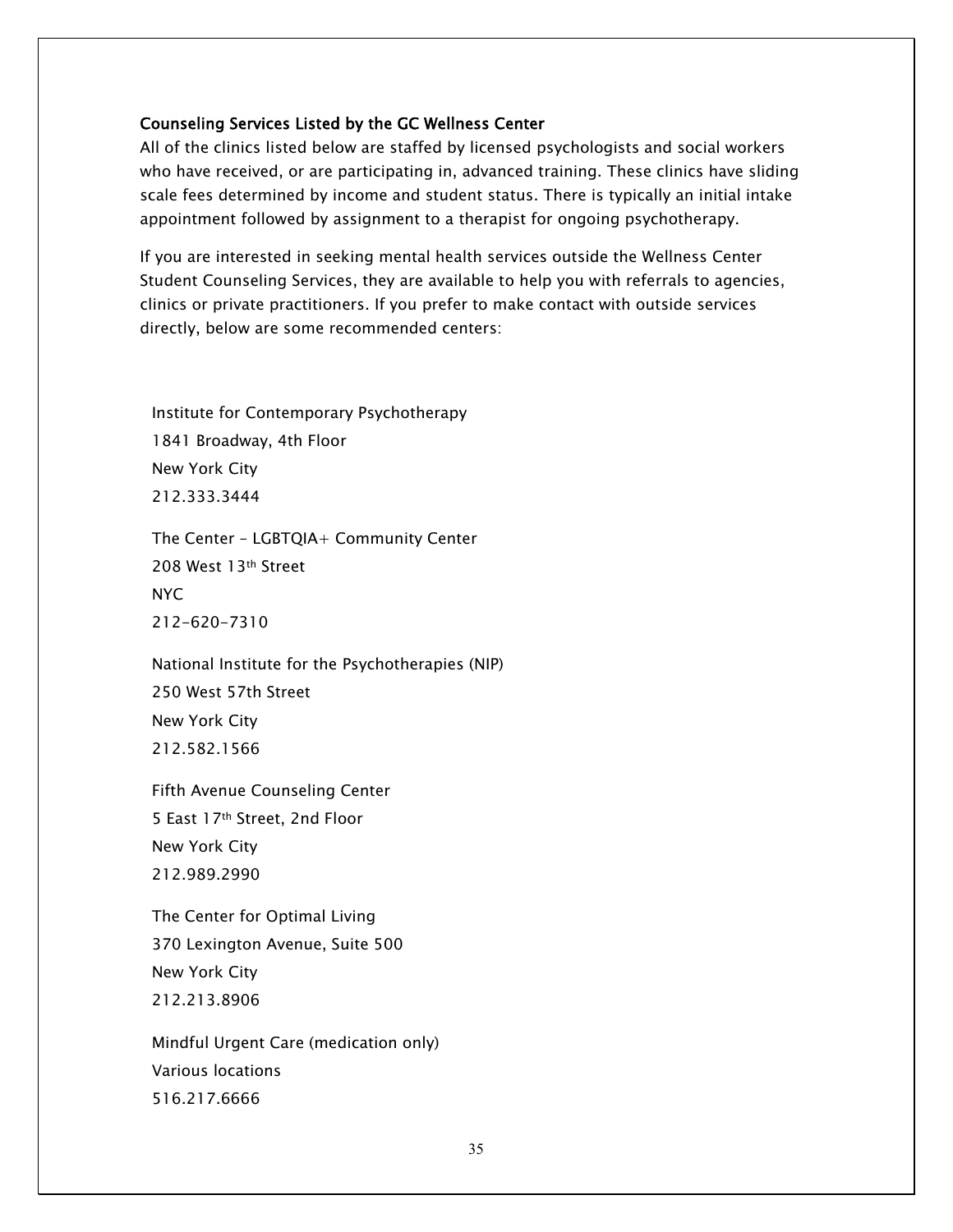### Counseling Services Listed by the GC Wellness Center

All of the clinics listed below are staffed by licensed psychologists and social workers who have received, or are participating in, advanced training. These clinics have sliding scale fees determined by income and student status. There is typically an initial intake appointment followed by assignment to a therapist for ongoing psychotherapy.

If you are interested in seeking mental health services outside the Wellness Center Student Counseling Services, they are available to help you with referrals to agencies, clinics or private practitioners. If you prefer to make contact with outside services directly, below are some recommended centers:

Institute for Contemporary Psychotherapy
1841 Broadway, 4th Floor
New York City
212.333.3444

The Center – LGBTQIA+ Community Center
208 West 13th Street
NYC
212-620-7310

National Institute for the Psychotherapies (NIP)
250 West 57th Street
New York City
212.582.1566

Fifth Avenue Counseling Center
5 East 17th Street, 2nd Floor
New York City
212.989.2990

The Center for Optimal Living
370 Lexington Avenue, Suite 500
New York City
212.213.8906

Mindful Urgent Care (medication only)
Various locations
516.217.6666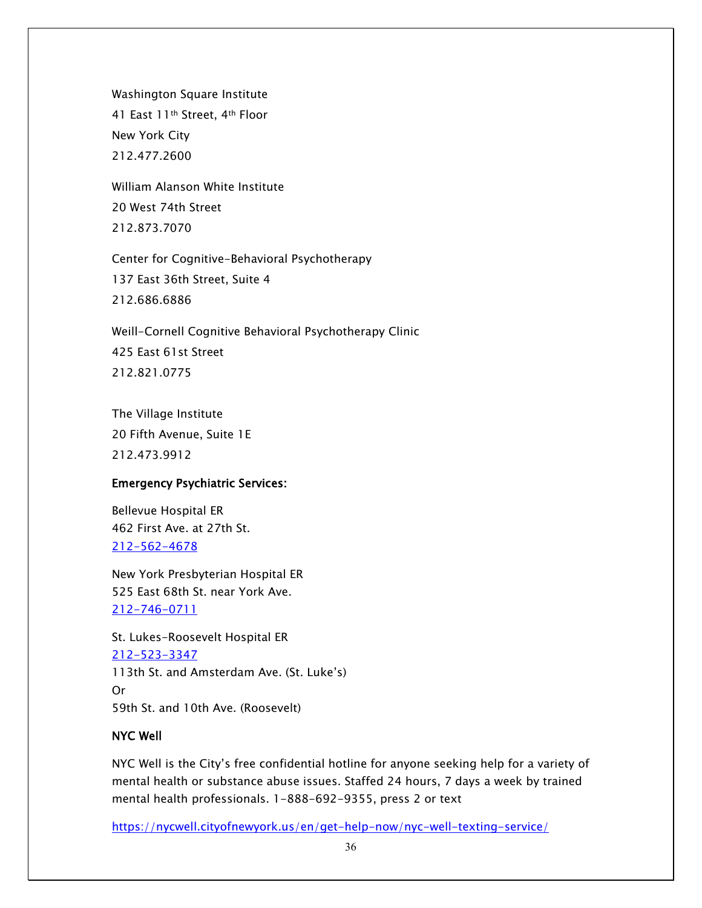Washington Square Institute  
41 East 11th Street, 4th Floor  
New York City  
212.477.2600

William Alanson White Institute  
20 West 74th Street  
212.873.7070

Center for Cognitive-Behavioral Psychotherapy  
137 East 36th Street, Suite 4  
212.686.6886

Weill-Cornell Cognitive Behavioral Psychotherapy Clinic  
425 East 61st Street  
212.821.0775

The Village Institute  
20 Fifth Avenue, Suite 1E  
212.473.9912

**Emergency Psychiatric Services:**

Bellevue Hospital ER  
462 First Ave. at 27th St.  
212-562-4678

New York Presbyterian Hospital ER  
525 East 68th St. near York Ave.  
212-746-0711

St. Lukes-Roosevelt Hospital ER  
212-523-3347  
113th St. and Amsterdam Ave. (St. Luke's)  
Or  
59th St. and 10th Ave. (Roosevelt)

**NYC Well**

NYC Well is the City's free confidential hotline for anyone seeking help for a variety of mental health or substance abuse issues. Staffed 24 hours, 7 days a week by trained mental health professionals. 1-888-692-9355, press 2 or text

https://nycwell.cityofnewyork.us/en/get-help-now/nyc-well-texting-service/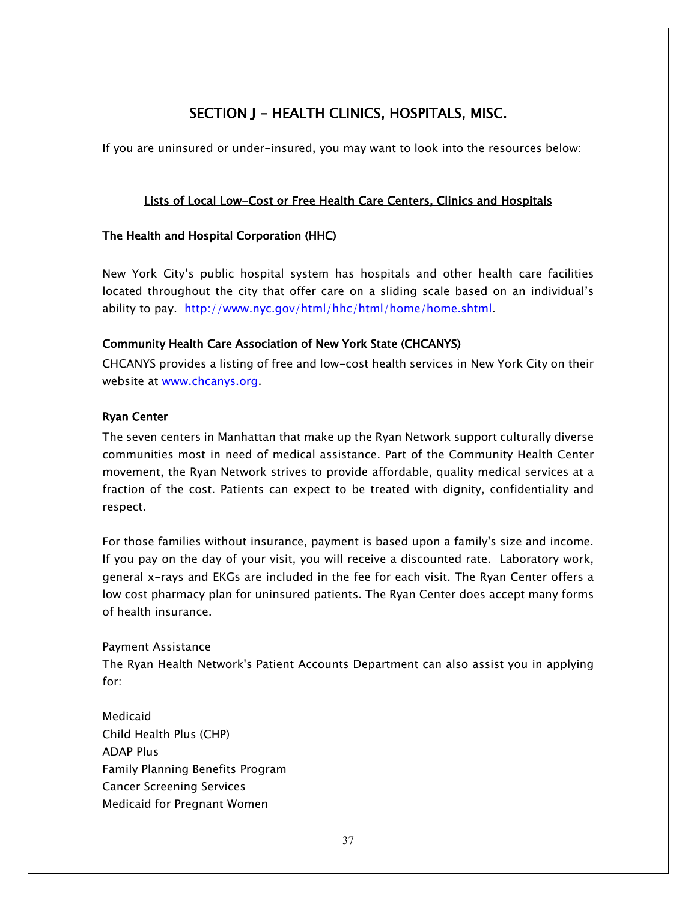# SECTION J - HEALTH CLINICS, HOSPITALS, MISC.

If you are uninsured or under-insured, you may want to look into the resources below:

## Lists of Local Low-Cost or Free Health Care Centers, Clinics and Hospitals

### The Health and Hospital Corporation (HHC)

New York City's public hospital system has hospitals and other health care facilities located throughout the city that offer care on a sliding scale based on an individual's ability to pay. [http://www.nyc.gov/html/hhc/html/home/home.shtml](http://www.nyc.gov/html/hhc/html/home/home.shtml).

### Community Health Care Association of New York State (CHCANYS)

CHCANYS provides a listing of free and low-cost health services in New York City on their website at [www.chcanys.org](http://www.chcanys.org).

### Ryan Center

The seven centers in Manhattan that make up the Ryan Network support culturally diverse communities most in need of medical assistance. Part of the Community Health Center movement, the Ryan Network strives to provide affordable, quality medical services at a fraction of the cost. Patients can expect to be treated with dignity, confidentiality and respect.

For those families without insurance, payment is based upon a family's size and income. If you pay on the day of your visit, you will receive a discounted rate. Laboratory work, general x-rays and EKGs are included in the fee for each visit. The Ryan Center offers a low cost pharmacy plan for uninsured patients. The Ryan Center does accept many forms of health insurance.

<u>Payment Assistance</u>

The Ryan Health Network's Patient Accounts Department can also assist you in applying for:

Medicaid
Child Health Plus (CHP)
ADAP Plus
Family Planning Benefits Program
Cancer Screening Services
Medicaid for Pregnant Women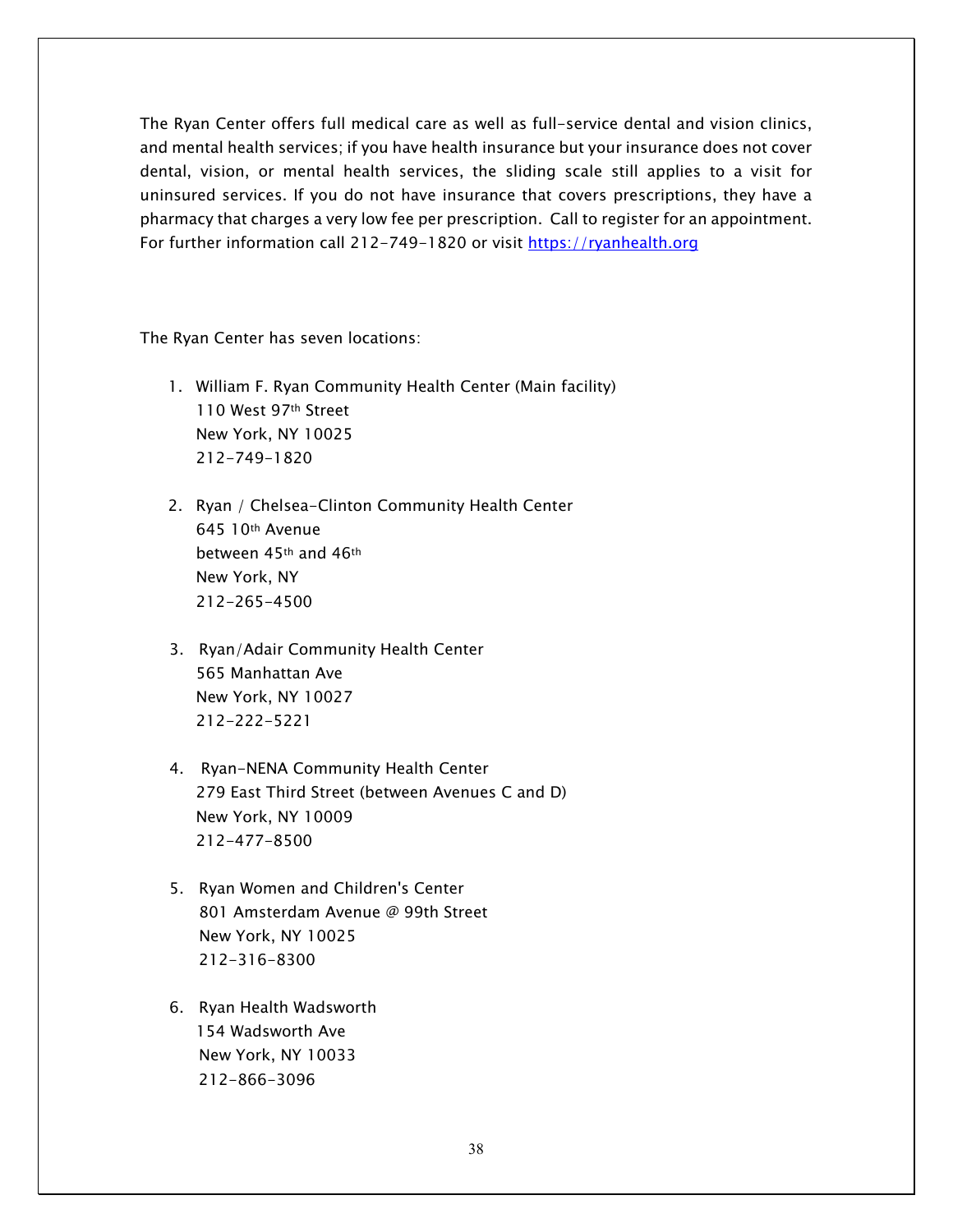The Ryan Center offers full medical care as well as full-service dental and vision clinics, and mental health services; if you have health insurance but your insurance does not cover dental, vision, or mental health services, the sliding scale still applies to a visit for uninsured services. If you do not have insurance that covers prescriptions, they have a pharmacy that charges a very low fee per prescription. Call to register for an appointment. For further information call 212-749-1820 or visit https://ryanhealth.org

The Ryan Center has seven locations:

1. William F. Ryan Community Health Center (Main facility)
   110 West 97th Street
   New York, NY 10025
   212-749-1820

2. Ryan / Chelsea-Clinton Community Health Center
   645 10th Avenue
   between 45th and 46th
   New York, NY
   212-265-4500

3. Ryan/Adair Community Health Center
   565 Manhattan Ave
   New York, NY 10027
   212-222-5221

4. Ryan-NENA Community Health Center
   279 East Third Street (between Avenues C and D)
   New York, NY 10009
   212-477-8500

5. Ryan Women and Children's Center
   801 Amsterdam Avenue @ 99th Street
   New York, NY 10025
   212-316-8300

6. Ryan Health Wadsworth
   154 Wadsworth Ave
   New York, NY 10033
   212-866-3096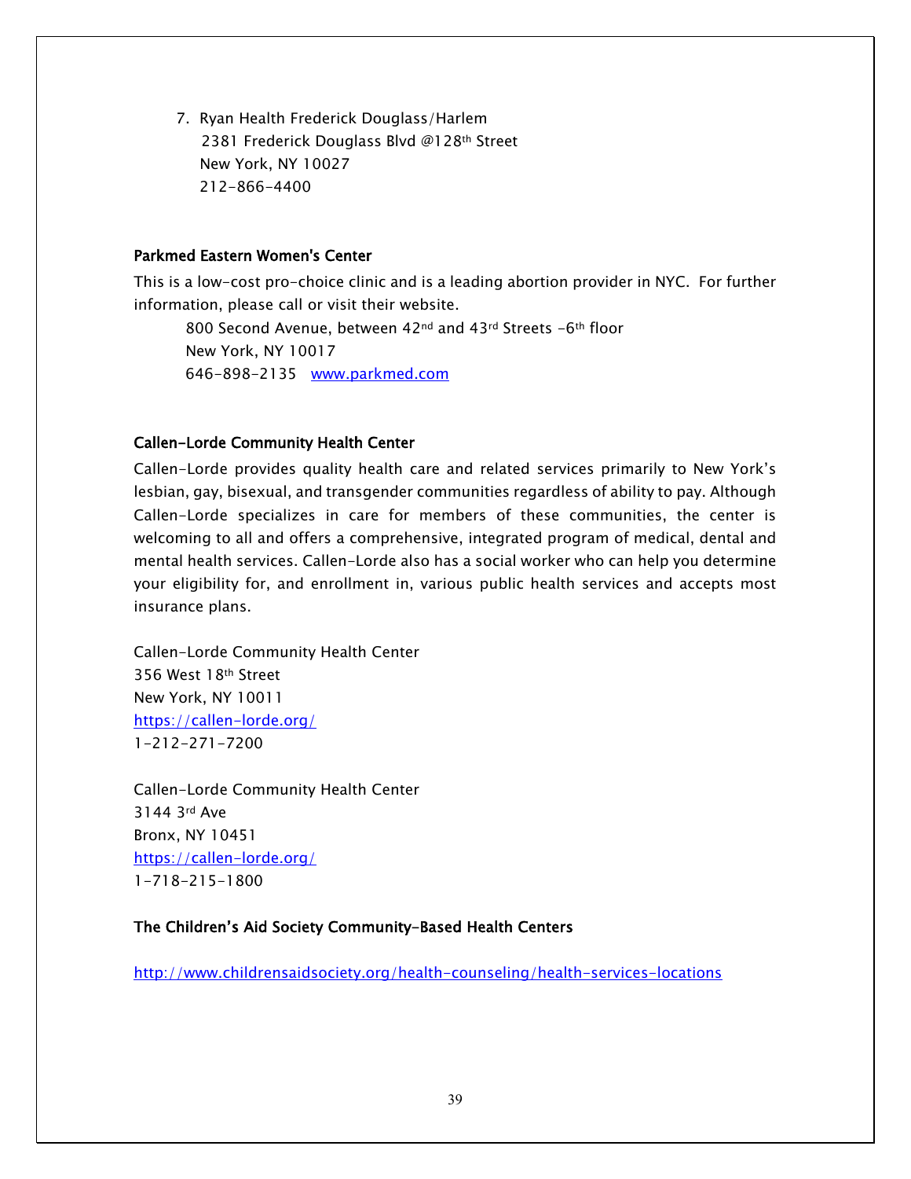7. Ryan Health Frederick Douglass/Harlem
   2381 Frederick Douglass Blvd @128th Street
   New York, NY 10027
   212-866-4400

**Parkmed Eastern Women's Center**

This is a low-cost pro-choice clinic and is a leading abortion provider in NYC. For further information, please call or visit their website.

800 Second Avenue, between 42nd and 43rd Streets -6th floor
New York, NY 10017
646-898-2135 [www.parkmed.com](http://www.parkmed.com)

**Callen-Lorde Community Health Center**

Callen-Lorde provides quality health care and related services primarily to New York's lesbian, gay, bisexual, and transgender communities regardless of ability to pay. Although Callen-Lorde specializes in care for members of these communities, the center is welcoming to all and offers a comprehensive, integrated program of medical, dental and mental health services. Callen-Lorde also has a social worker who can help you determine your eligibility for, and enrollment in, various public health services and accepts most insurance plans.

Callen-Lorde Community Health Center
356 West 18th Street
New York, NY 10011
https://callen-lorde.org/
1-212-271-7200

Callen-Lorde Community Health Center
3144 3rd Ave
Bronx, NY 10451
https://callen-lorde.org/
1-718-215-1800

**The Children's Aid Society Community-Based Health Centers**

http://www.childrensaidsociety.org/health-counseling/health-services-locations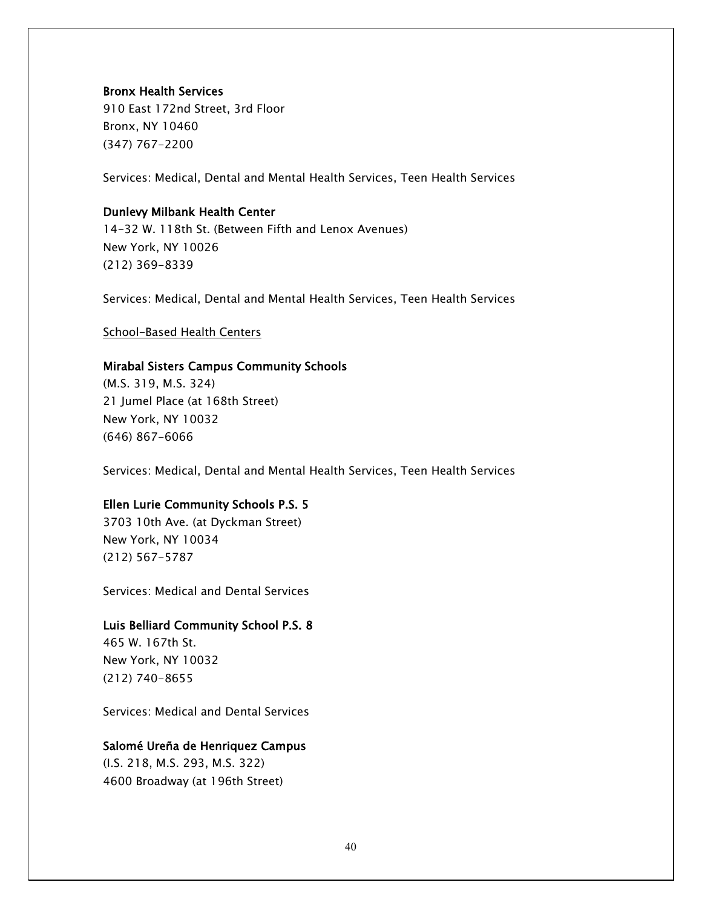**Bronx Health Services**
910 East 172nd Street, 3rd Floor
Bronx, NY 10460
(347) 767-2200

Services: Medical, Dental and Mental Health Services, Teen Health Services

**Dunlevy Milbank Health Center**
14-32 W. 118th St. (Between Fifth and Lenox Avenues)
New York, NY 10026
(212) 369-8339

Services: Medical, Dental and Mental Health Services, Teen Health Services

<u>School-Based Health Centers</u>

**Mirabal Sisters Campus Community Schools**
(M.S. 319, M.S. 324)
21 Jumel Place (at 168th Street)
New York, NY 10032
(646) 867-6066

Services: Medical, Dental and Mental Health Services, Teen Health Services

**Ellen Lurie Community Schools P.S. 5**
3703 10th Ave. (at Dyckman Street)
New York, NY 10034
(212) 567-5787

Services: Medical and Dental Services

**Luis Belliard Community School P.S. 8**
465 W. 167th St.
New York, NY 10032
(212) 740-8655

Services: Medical and Dental Services

**Salomé Ureña de Henriquez Campus**
(I.S. 218, M.S. 293, M.S. 322)
4600 Broadway (at 196th Street)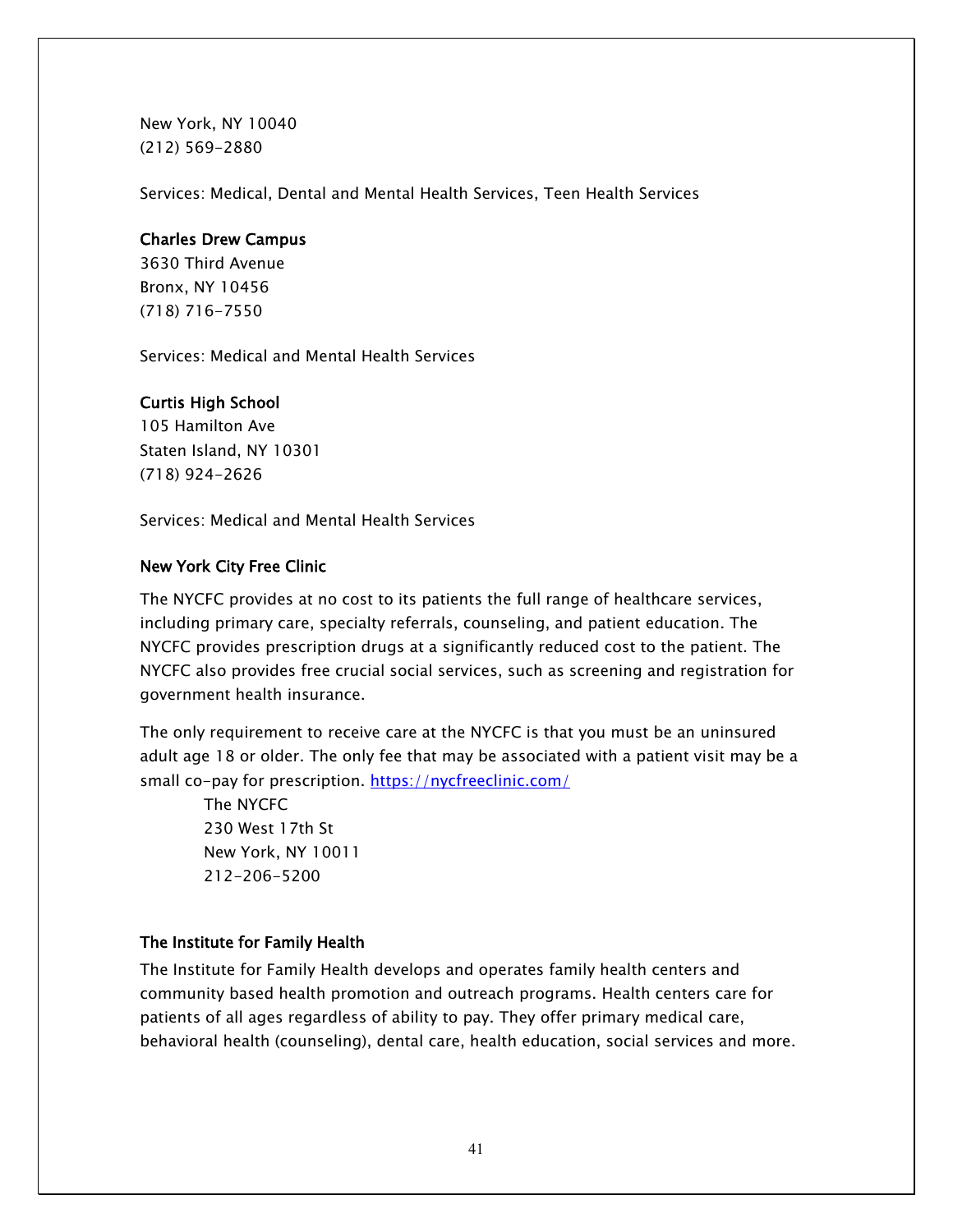New York, NY 10040
(212) 569-2880

Services: Medical, Dental and Mental Health Services, Teen Health Services

**Charles Drew Campus**
3630 Third Avenue
Bronx, NY 10456
(718) 716-7550

Services: Medical and Mental Health Services

**Curtis High School**
105 Hamilton Ave
Staten Island, NY 10301
(718) 924-2626

Services: Medical and Mental Health Services

### New York City Free Clinic

The NYCFC provides at no cost to its patients the full range of healthcare services, including primary care, specialty referrals, counseling, and patient education. The NYCFC provides prescription drugs at a significantly reduced cost to the patient. The NYCFC also provides free crucial social services, such as screening and registration for government health insurance.

The only requirement to receive care at the NYCFC is that you must be an uninsured adult age 18 or older. The only fee that may be associated with a patient visit may be a small co-pay for prescription. https://nycfreeclinic.com/

> The NYCFC
> 230 West 17th St
> New York, NY 10011
> 212-206-5200

### The Institute for Family Health

The Institute for Family Health develops and operates family health centers and community based health promotion and outreach programs. Health centers care for patients of all ages regardless of ability to pay. They offer primary medical care, behavioral health (counseling), dental care, health education, social services and more.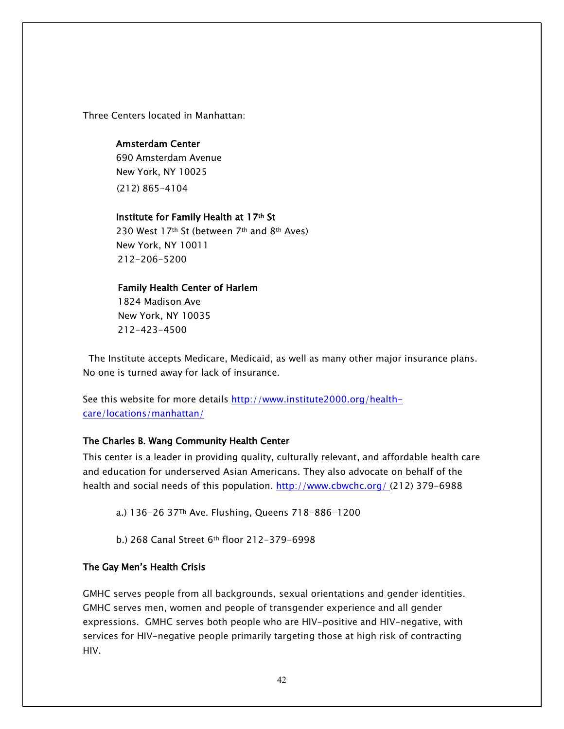Three Centers located in Manhattan:

**Amsterdam Center**
690 Amsterdam Avenue
New York, NY 10025
(212) 865-4104

**Institute for Family Health at 17th St**
230 West 17th St (between 7th and 8th Aves)
New York, NY 10011
212-206-5200

**Family Health Center of Harlem**
1824 Madison Ave
New York, NY 10035
212-423-4500

The Institute accepts Medicare, Medicaid, as well as many other major insurance plans. No one is turned away for lack of insurance.

See this website for more details http://www.institute2000.org/health-care/locations/manhattan/

**The Charles B. Wang Community Health Center**

This center is a leader in providing quality, culturally relevant, and affordable health care and education for underserved Asian Americans. They also advocate on behalf of the health and social needs of this population. http://www.cbwchc.org/ (212) 379-6988

a.) 136-26 37Th Ave. Flushing, Queens 718-886-1200

b.) 268 Canal Street 6th floor 212-379-6998

**The Gay Men's Health Crisis**

GMHC serves people from all backgrounds, sexual orientations and gender identities. GMHC serves men, women and people of transgender experience and all gender expressions. GMHC serves both people who are HIV-positive and HIV-negative, with services for HIV-negative people primarily targeting those at high risk of contracting HIV.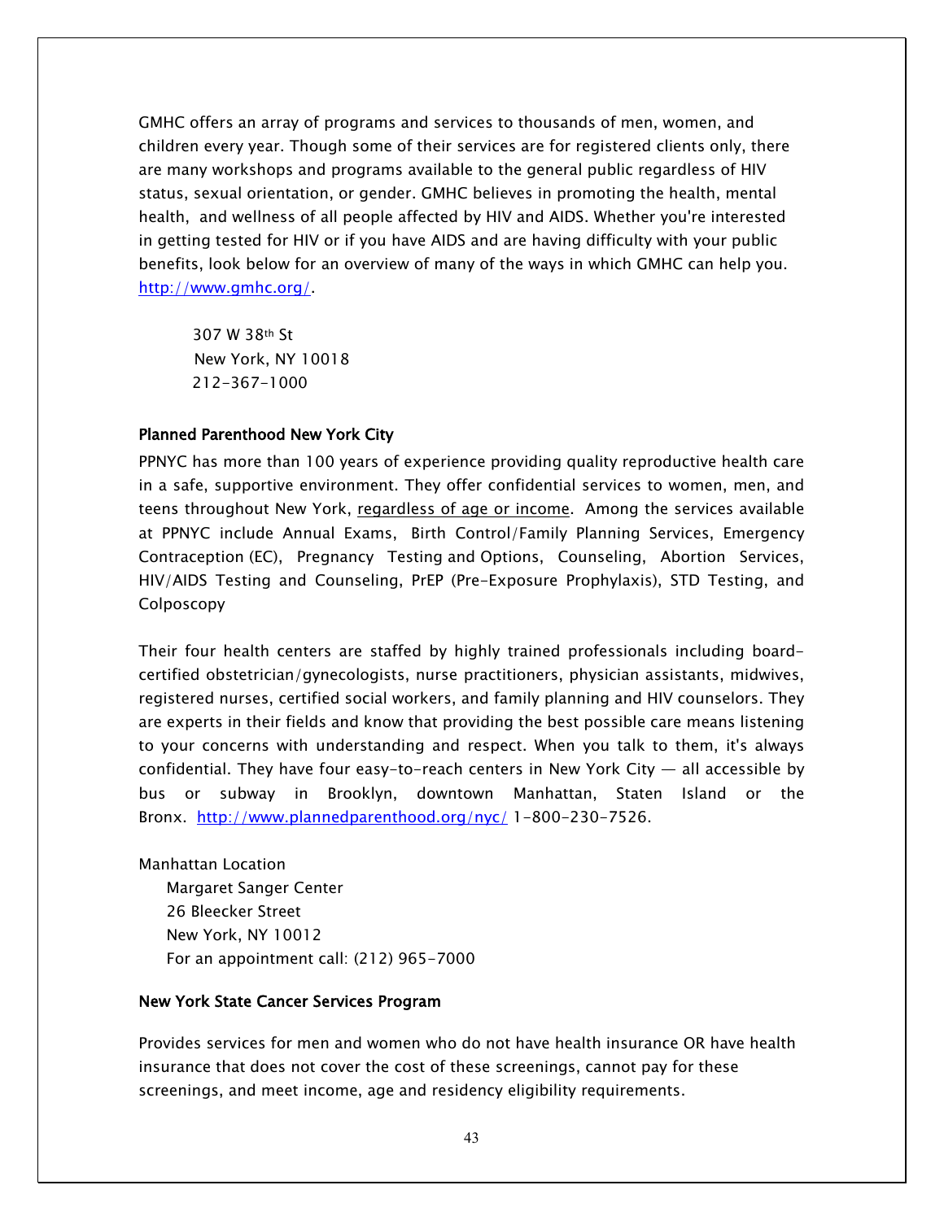GMHC offers an array of programs and services to thousands of men, women, and children every year. Though some of their services are for registered clients only, there are many workshops and programs available to the general public regardless of HIV status, sexual orientation, or gender. GMHC believes in promoting the health, mental health, and wellness of all people affected by HIV and AIDS. Whether you're interested in getting tested for HIV or if you have AIDS and are having difficulty with your public benefits, look below for an overview of many of the ways in which GMHC can help you. http://www.gmhc.org/.

307 W 38th St
New York, NY 10018
212-367-1000

**Planned Parenthood New York City**

PPNYC has more than 100 years of experience providing quality reproductive health care in a safe, supportive environment. They offer confidential services to women, men, and teens throughout New York, regardless of age or income. Among the services available at PPNYC include Annual Exams, Birth Control/Family Planning Services, Emergency Contraception (EC), Pregnancy Testing and Options, Counseling, Abortion Services, HIV/AIDS Testing and Counseling, PrEP (Pre-Exposure Prophylaxis), STD Testing, and Colposcopy

Their four health centers are staffed by highly trained professionals including board-certified obstetrician/gynecologists, nurse practitioners, physician assistants, midwives, registered nurses, certified social workers, and family planning and HIV counselors. They are experts in their fields and know that providing the best possible care means listening to your concerns with understanding and respect. When you talk to them, it's always confidential. They have four easy-to-reach centers in New York City — all accessible by bus or subway in Brooklyn, downtown Manhattan, Staten Island or the Bronx. http://www.plannedparenthood.org/nyc/ 1-800-230-7526.

Manhattan Location
Margaret Sanger Center
26 Bleecker Street
New York, NY 10012
For an appointment call: (212) 965-7000

**New York State Cancer Services Program**

Provides services for men and women who do not have health insurance OR have health insurance that does not cover the cost of these screenings, cannot pay for these screenings, and meet income, age and residency eligibility requirements.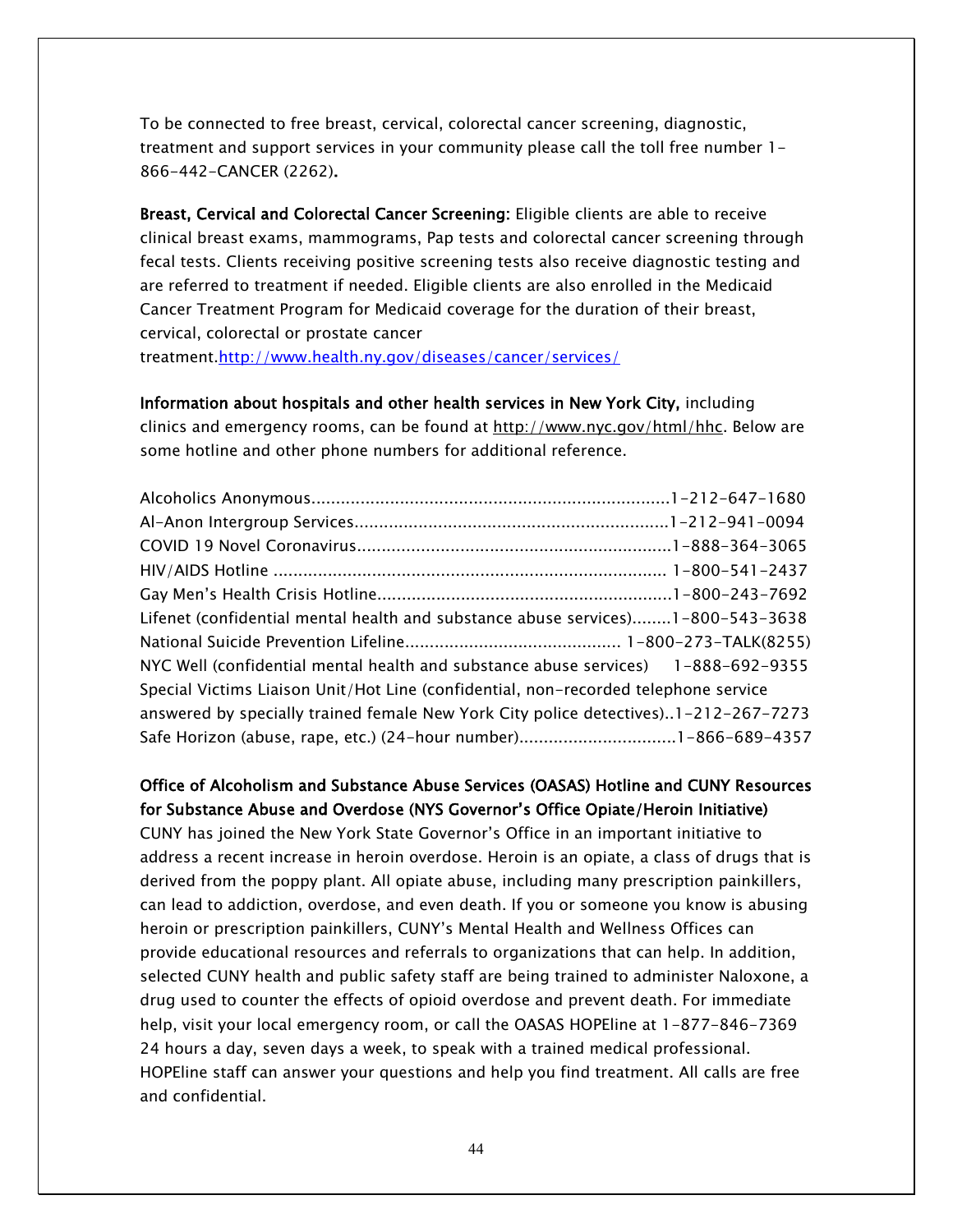To be connected to free breast, cervical, colorectal cancer screening, diagnostic, treatment and support services in your community please call the toll free number 1-866-442-CANCER (2262).

**Breast, Cervical and Colorectal Cancer Screening:** Eligible clients are able to receive clinical breast exams, mammograms, Pap tests and colorectal cancer screening through fecal tests. Clients receiving positive screening tests also receive diagnostic testing and are referred to treatment if needed. Eligible clients are also enrolled in the Medicaid Cancer Treatment Program for Medicaid coverage for the duration of their breast, cervical, colorectal or prostate cancer treatment.http://www.health.ny.gov/diseases/cancer/services/

**Information about hospitals and other health services in New York City,** including clinics and emergency rooms, can be found at http://www.nyc.gov/html/hhc. Below are some hotline and other phone numbers for additional reference.

Alcoholics Anonymous.........................................................................1-212-647-1680
Al-Anon Intergroup Services................................................................1-212-941-0094
COVID 19 Novel Coronavirus................................................................1-888-364-3065
HIV/AIDS Hotline ................................................................................ 1-800-541-2437
Gay Men's Health Crisis Hotline............................................................1-800-243-7692
Lifenet (confidential mental health and substance abuse services)........1-800-543-3638
National Suicide Prevention Lifeline........................................... 1-800-273-TALK(8255)
NYC Well (confidential mental health and substance abuse services) 1-888-692-9355
Special Victims Liaison Unit/Hot Line (confidential, non-recorded telephone service answered by specially trained female New York City police detectives)..1-212-267-7273
Safe Horizon (abuse, rape, etc.) (24-hour number)................................1-866-689-4357

**Office of Alcoholism and Substance Abuse Services (OASAS) Hotline and CUNY Resources for Substance Abuse and Overdose (NYS Governor's Office Opiate/Heroin Initiative)**

CUNY has joined the New York State Governor's Office in an important initiative to address a recent increase in heroin overdose. Heroin is an opiate, a class of drugs that is derived from the poppy plant. All opiate abuse, including many prescription painkillers, can lead to addiction, overdose, and even death. If you or someone you know is abusing heroin or prescription painkillers, CUNY's Mental Health and Wellness Offices can provide educational resources and referrals to organizations that can help. In addition, selected CUNY health and public safety staff are being trained to administer Naloxone, a drug used to counter the effects of opioid overdose and prevent death. For immediate help, visit your local emergency room, or call the OASAS HOPEline at 1-877-846-7369 24 hours a day, seven days a week, to speak with a trained medical professional. HOPEline staff can answer your questions and help you find treatment. All calls are free and confidential.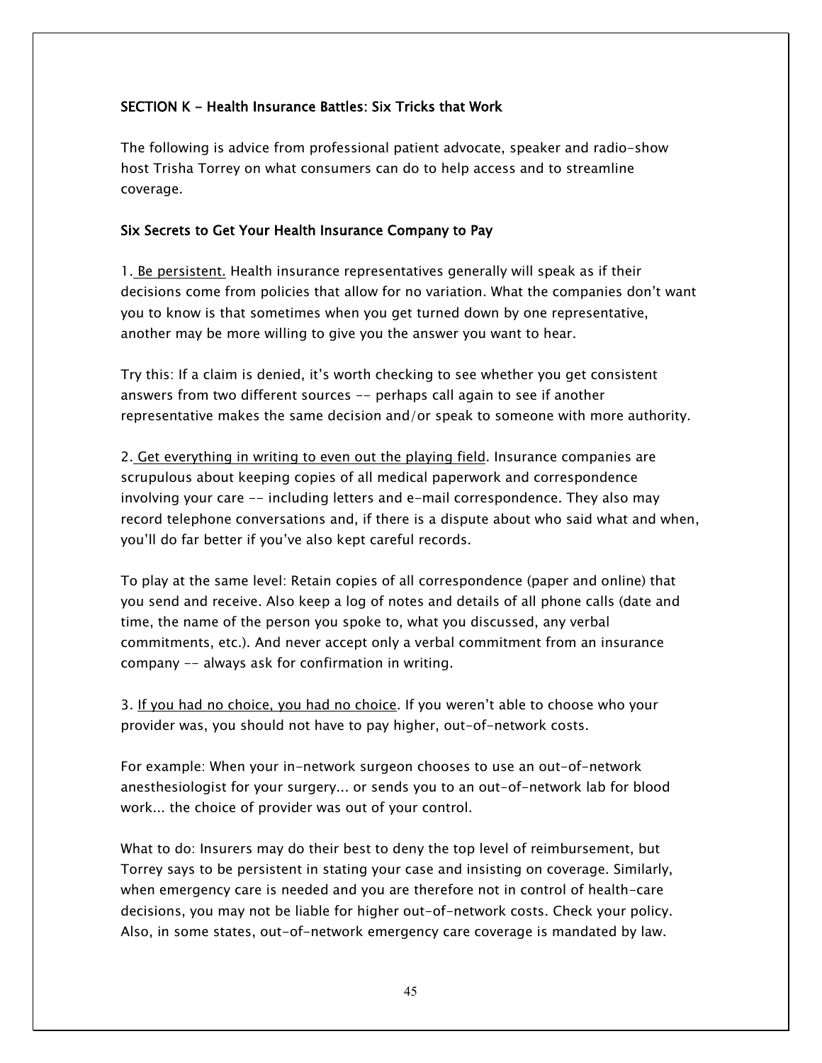## SECTION K - Health Insurance Battles: Six Tricks that Work

The following is advice from professional patient advocate, speaker and radio-show host Trisha Torrey on what consumers can do to help access and to streamline coverage.

### Six Secrets to Get Your Health Insurance Company to Pay

1. Be persistent. Health insurance representatives generally will speak as if their decisions come from policies that allow for no variation. What the companies don't want you to know is that sometimes when you get turned down by one representative, another may be more willing to give you the answer you want to hear.

Try this: If a claim is denied, it's worth checking to see whether you get consistent answers from two different sources -- perhaps call again to see if another representative makes the same decision and/or speak to someone with more authority.

2. Get everything in writing to even out the playing field. Insurance companies are scrupulous about keeping copies of all medical paperwork and correspondence involving your care -- including letters and e-mail correspondence. They also may record telephone conversations and, if there is a dispute about who said what and when, you'll do far better if you've also kept careful records.

To play at the same level: Retain copies of all correspondence (paper and online) that you send and receive. Also keep a log of notes and details of all phone calls (date and time, the name of the person you spoke to, what you discussed, any verbal commitments, etc.). And never accept only a verbal commitment from an insurance company -- always ask for confirmation in writing.

3. If you had no choice, you had no choice. If you weren't able to choose who your provider was, you should not have to pay higher, out-of-network costs.

For example: When your in-network surgeon chooses to use an out-of-network anesthesiologist for your surgery... or sends you to an out-of-network lab for blood work... the choice of provider was out of your control.

What to do: Insurers may do their best to deny the top level of reimbursement, but Torrey says to be persistent in stating your case and insisting on coverage. Similarly, when emergency care is needed and you are therefore not in control of health-care decisions, you may not be liable for higher out-of-network costs. Check your policy. Also, in some states, out-of-network emergency care coverage is mandated by law.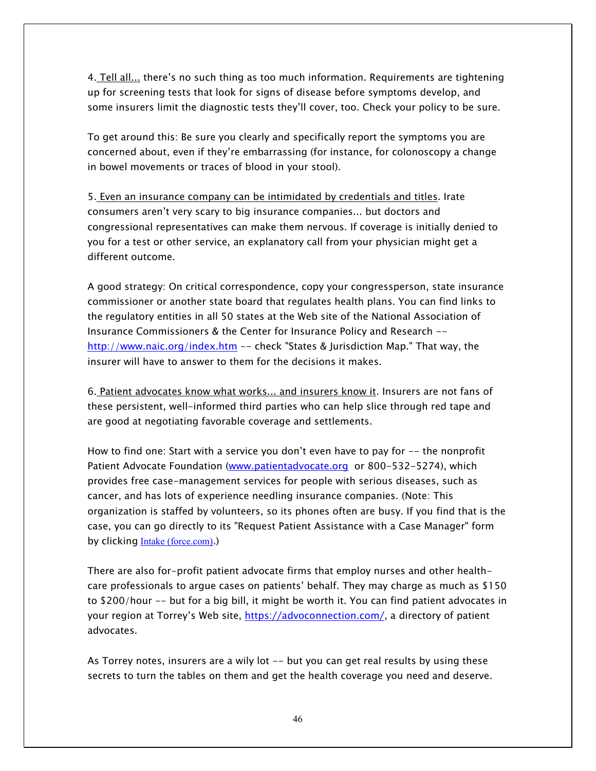4. Tell all... there's no such thing as too much information. Requirements are tightening up for screening tests that look for signs of disease before symptoms develop, and some insurers limit the diagnostic tests they'll cover, too. Check your policy to be sure.

To get around this: Be sure you clearly and specifically report the symptoms you are concerned about, even if they're embarrassing (for instance, for colonoscopy a change in bowel movements or traces of blood in your stool).

5. Even an insurance company can be intimidated by credentials and titles. Irate consumers aren't very scary to big insurance companies... but doctors and congressional representatives can make them nervous. If coverage is initially denied to you for a test or other service, an explanatory call from your physician might get a different outcome.

A good strategy: On critical correspondence, copy your congressperson, state insurance commissioner or another state board that regulates health plans. You can find links to the regulatory entities in all 50 states at the Web site of the National Association of Insurance Commissioners & the Center for Insurance Policy and Research -- http://www.naic.org/index.htm -- check "States & Jurisdiction Map." That way, the insurer will have to answer to them for the decisions it makes.

6. Patient advocates know what works... and insurers know it. Insurers are not fans of these persistent, well-informed third parties who can help slice through red tape and are good at negotiating favorable coverage and settlements.

How to find one: Start with a service you don't even have to pay for -- the nonprofit Patient Advocate Foundation (www.patientadvocate.org or 800-532-5274), which provides free case-management services for people with serious diseases, such as cancer, and has lots of experience needling insurance companies. (Note: This organization is staffed by volunteers, so its phones often are busy. If you find that is the case, you can go directly to its "Request Patient Assistance with a Case Manager" form by clicking Intake (force.com).)

There are also for-profit patient advocate firms that employ nurses and other health-care professionals to argue cases on patients' behalf. They may charge as much as $150 to $200/hour -- but for a big bill, it might be worth it. You can find patient advocates in your region at Torrey's Web site, https://advoconnection.com/, a directory of patient advocates.

As Torrey notes, insurers are a wily lot -- but you can get real results by using these secrets to turn the tables on them and get the health coverage you need and deserve.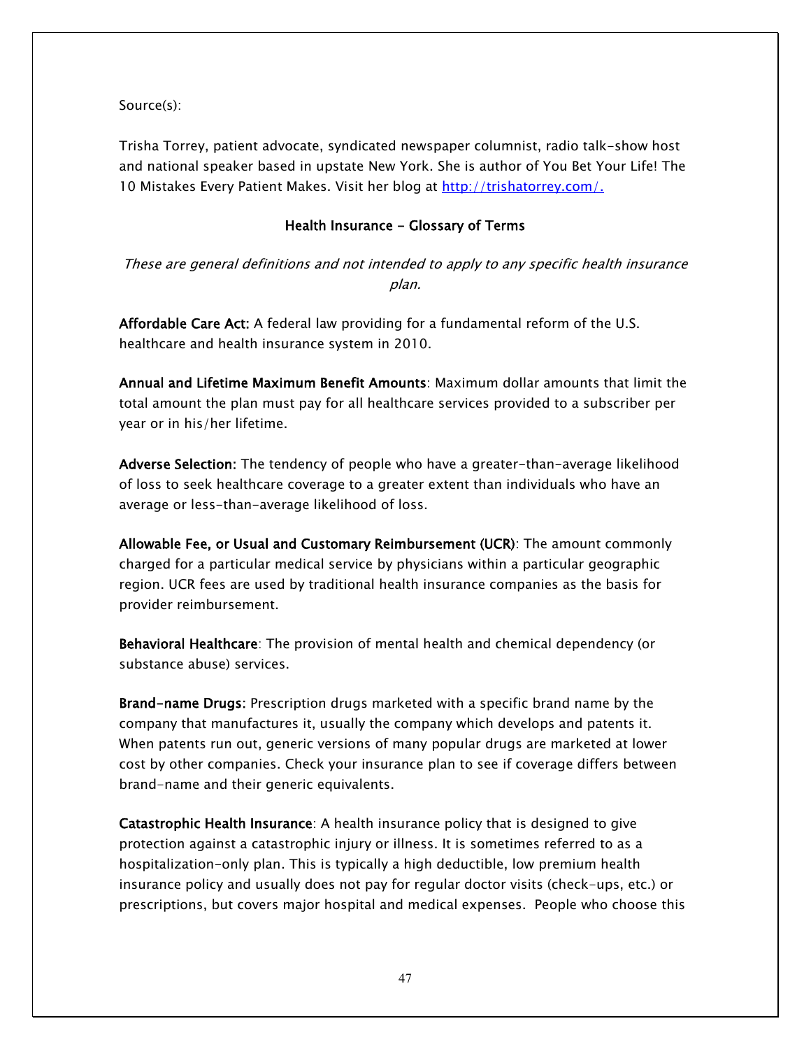Source(s):

Trisha Torrey, patient advocate, syndicated newspaper columnist, radio talk-show host and national speaker based in upstate New York. She is author of You Bet Your Life! The 10 Mistakes Every Patient Makes. Visit her blog at [http://trishatorrey.com/.](http://trishatorrey.com/)

## Health Insurance - Glossary of Terms

*These are general definitions and not intended to apply to any specific health insurance plan.*

**Affordable Care Act:** A federal law providing for a fundamental reform of the U.S. healthcare and health insurance system in 2010.

**Annual and Lifetime Maximum Benefit Amounts**: Maximum dollar amounts that limit the total amount the plan must pay for all healthcare services provided to a subscriber per year or in his/her lifetime.

**Adverse Selection:** The tendency of people who have a greater-than-average likelihood of loss to seek healthcare coverage to a greater extent than individuals who have an average or less-than-average likelihood of loss.

**Allowable Fee, or Usual and Customary Reimbursement (UCR)**: The amount commonly charged for a particular medical service by physicians within a particular geographic region. UCR fees are used by traditional health insurance companies as the basis for provider reimbursement.

**Behavioral Healthcare**: The provision of mental health and chemical dependency (or substance abuse) services.

**Brand-name Drugs:** Prescription drugs marketed with a specific brand name by the company that manufactures it, usually the company which develops and patents it. When patents run out, generic versions of many popular drugs are marketed at lower cost by other companies. Check your insurance plan to see if coverage differs between brand-name and their generic equivalents.

**Catastrophic Health Insurance**: A health insurance policy that is designed to give protection against a catastrophic injury or illness. It is sometimes referred to as a hospitalization-only plan. This is typically a high deductible, low premium health insurance policy and usually does not pay for regular doctor visits (check-ups, etc.) or prescriptions, but covers major hospital and medical expenses. People who choose this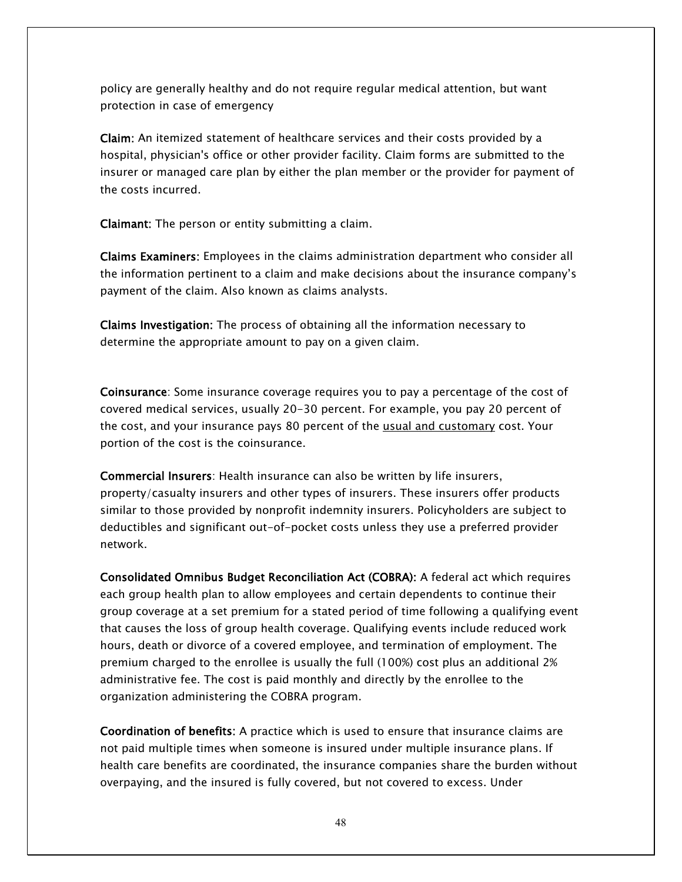policy are generally healthy and do not require regular medical attention, but want protection in case of emergency

**Claim:** An itemized statement of healthcare services and their costs provided by a hospital, physician's office or other provider facility. Claim forms are submitted to the insurer or managed care plan by either the plan member or the provider for payment of the costs incurred.

**Claimant:** The person or entity submitting a claim.

**Claims Examiners:** Employees in the claims administration department who consider all the information pertinent to a claim and make decisions about the insurance company's payment of the claim. Also known as claims analysts.

**Claims Investigation:** The process of obtaining all the information necessary to determine the appropriate amount to pay on a given claim.

**Coinsurance**: Some insurance coverage requires you to pay a percentage of the cost of covered medical services, usually 20-30 percent. For example, you pay 20 percent of the cost, and your insurance pays 80 percent of the usual and customary cost. Your portion of the cost is the coinsurance.

**Commercial Insurers**: Health insurance can also be written by life insurers, property/casualty insurers and other types of insurers. These insurers offer products similar to those provided by nonprofit indemnity insurers. Policyholders are subject to deductibles and significant out-of-pocket costs unless they use a preferred provider network.

**Consolidated Omnibus Budget Reconciliation Act (COBRA):** A federal act which requires each group health plan to allow employees and certain dependents to continue their group coverage at a set premium for a stated period of time following a qualifying event that causes the loss of group health coverage. Qualifying events include reduced work hours, death or divorce of a covered employee, and termination of employment. The premium charged to the enrollee is usually the full (100%) cost plus an additional 2% administrative fee. The cost is paid monthly and directly by the enrollee to the organization administering the COBRA program.

**Coordination of benefits**: A practice which is used to ensure that insurance claims are not paid multiple times when someone is insured under multiple insurance plans. If health care benefits are coordinated, the insurance companies share the burden without overpaying, and the insured is fully covered, but not covered to excess. Under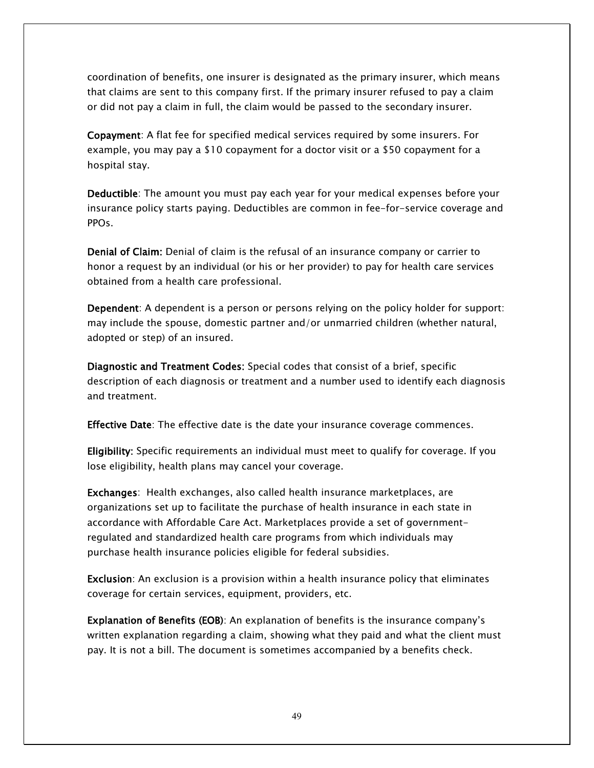coordination of benefits, one insurer is designated as the primary insurer, which means that claims are sent to this company first. If the primary insurer refused to pay a claim or did not pay a claim in full, the claim would be passed to the secondary insurer.

**Copayment**: A flat fee for specified medical services required by some insurers. For example, you may pay a $10 copayment for a doctor visit or a $50 copayment for a hospital stay.

**Deductible**: The amount you must pay each year for your medical expenses before your insurance policy starts paying. Deductibles are common in fee-for-service coverage and PPOs.

**Denial of Claim:** Denial of claim is the refusal of an insurance company or carrier to honor a request by an individual (or his or her provider) to pay for health care services obtained from a health care professional.

**Dependent**: A dependent is a person or persons relying on the policy holder for support: may include the spouse, domestic partner and/or unmarried children (whether natural, adopted or step) of an insured.

**Diagnostic and Treatment Codes:** Special codes that consist of a brief, specific description of each diagnosis or treatment and a number used to identify each diagnosis and treatment.

**Effective Date**: The effective date is the date your insurance coverage commences.

**Eligibility:** Specific requirements an individual must meet to qualify for coverage. If you lose eligibility, health plans may cancel your coverage.

**Exchanges**: Health exchanges, also called health insurance marketplaces, are organizations set up to facilitate the purchase of health insurance in each state in accordance with Affordable Care Act. Marketplaces provide a set of government-regulated and standardized health care programs from which individuals may purchase health insurance policies eligible for federal subsidies.

**Exclusion**: An exclusion is a provision within a health insurance policy that eliminates coverage for certain services, equipment, providers, etc.

**Explanation of Benefits (EOB)**: An explanation of benefits is the insurance company's written explanation regarding a claim, showing what they paid and what the client must pay. It is not a bill. The document is sometimes accompanied by a benefits check.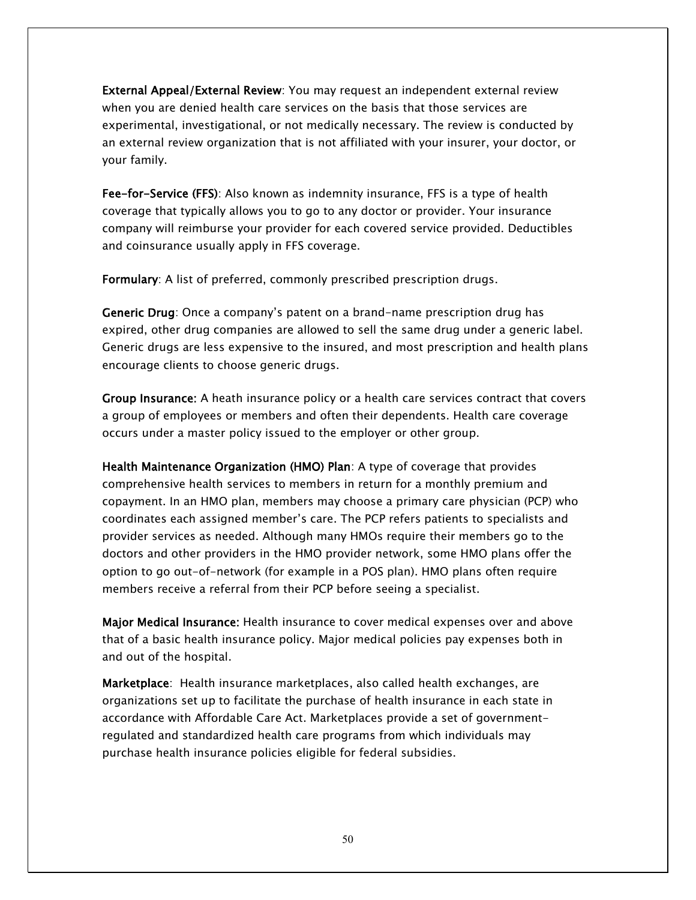**External Appeal/External Review**: You may request an independent external review when you are denied health care services on the basis that those services are experimental, investigational, or not medically necessary. The review is conducted by an external review organization that is not affiliated with your insurer, your doctor, or your family.

**Fee-for-Service (FFS)**: Also known as indemnity insurance, FFS is a type of health coverage that typically allows you to go to any doctor or provider. Your insurance company will reimburse your provider for each covered service provided. Deductibles and coinsurance usually apply in FFS coverage.

**Formulary**: A list of preferred, commonly prescribed prescription drugs.

**Generic Drug**: Once a company's patent on a brand-name prescription drug has expired, other drug companies are allowed to sell the same drug under a generic label. Generic drugs are less expensive to the insured, and most prescription and health plans encourage clients to choose generic drugs.

**Group Insurance:** A heath insurance policy or a health care services contract that covers a group of employees or members and often their dependents. Health care coverage occurs under a master policy issued to the employer or other group.

**Health Maintenance Organization (HMO) Plan**: A type of coverage that provides comprehensive health services to members in return for a monthly premium and copayment. In an HMO plan, members may choose a primary care physician (PCP) who coordinates each assigned member's care. The PCP refers patients to specialists and provider services as needed. Although many HMOs require their members go to the doctors and other providers in the HMO provider network, some HMO plans offer the option to go out-of-network (for example in a POS plan). HMO plans often require members receive a referral from their PCP before seeing a specialist.

**Major Medical Insurance:** Health insurance to cover medical expenses over and above that of a basic health insurance policy. Major medical policies pay expenses both in and out of the hospital.

**Marketplace**: Health insurance marketplaces, also called health exchanges, are organizations set up to facilitate the purchase of health insurance in each state in accordance with Affordable Care Act. Marketplaces provide a set of government-regulated and standardized health care programs from which individuals may purchase health insurance policies eligible for federal subsidies.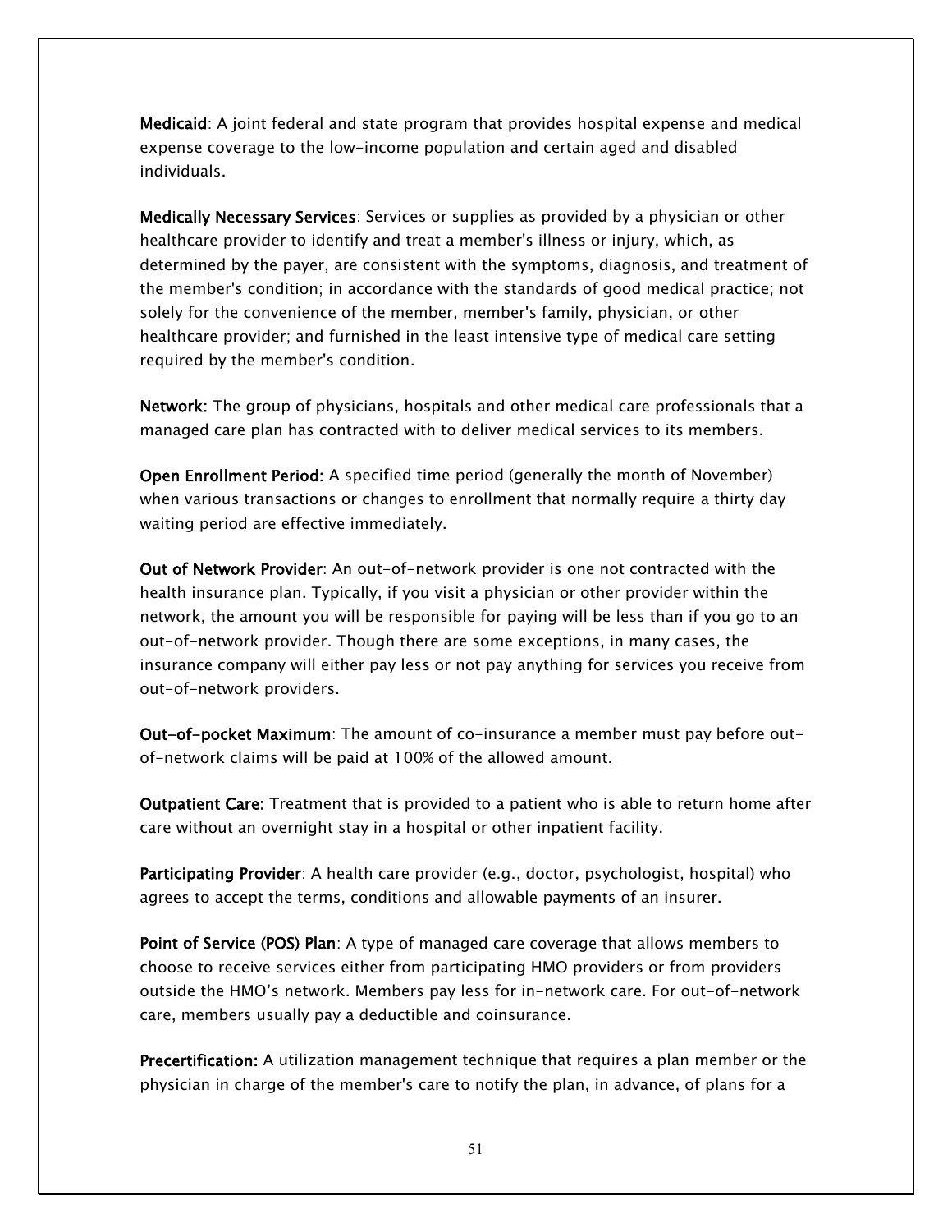**Medicaid**: A joint federal and state program that provides hospital expense and medical expense coverage to the low-income population and certain aged and disabled individuals.

**Medically Necessary Services**: Services or supplies as provided by a physician or other healthcare provider to identify and treat a member's illness or injury, which, as determined by the payer, are consistent with the symptoms, diagnosis, and treatment of the member's condition; in accordance with the standards of good medical practice; not solely for the convenience of the member, member's family, physician, or other healthcare provider; and furnished in the least intensive type of medical care setting required by the member's condition.

**Network:** The group of physicians, hospitals and other medical care professionals that a managed care plan has contracted with to deliver medical services to its members.

**Open Enrollment Period:** A specified time period (generally the month of November) when various transactions or changes to enrollment that normally require a thirty day waiting period are effective immediately.

**Out of Network Provider**: An out-of-network provider is one not contracted with the health insurance plan. Typically, if you visit a physician or other provider within the network, the amount you will be responsible for paying will be less than if you go to an out-of-network provider. Though there are some exceptions, in many cases, the insurance company will either pay less or not pay anything for services you receive from out-of-network providers.

**Out-of-pocket Maximum**: The amount of co-insurance a member must pay before out-of-network claims will be paid at 100% of the allowed amount.

**Outpatient Care:** Treatment that is provided to a patient who is able to return home after care without an overnight stay in a hospital or other inpatient facility.

**Participating Provider**: A health care provider (e.g., doctor, psychologist, hospital) who agrees to accept the terms, conditions and allowable payments of an insurer.

**Point of Service (POS) Plan**: A type of managed care coverage that allows members to choose to receive services either from participating HMO providers or from providers outside the HMO's network. Members pay less for in-network care. For out-of-network care, members usually pay a deductible and coinsurance.

**Precertification:** A utilization management technique that requires a plan member or the physician in charge of the member's care to notify the plan, in advance, of plans for a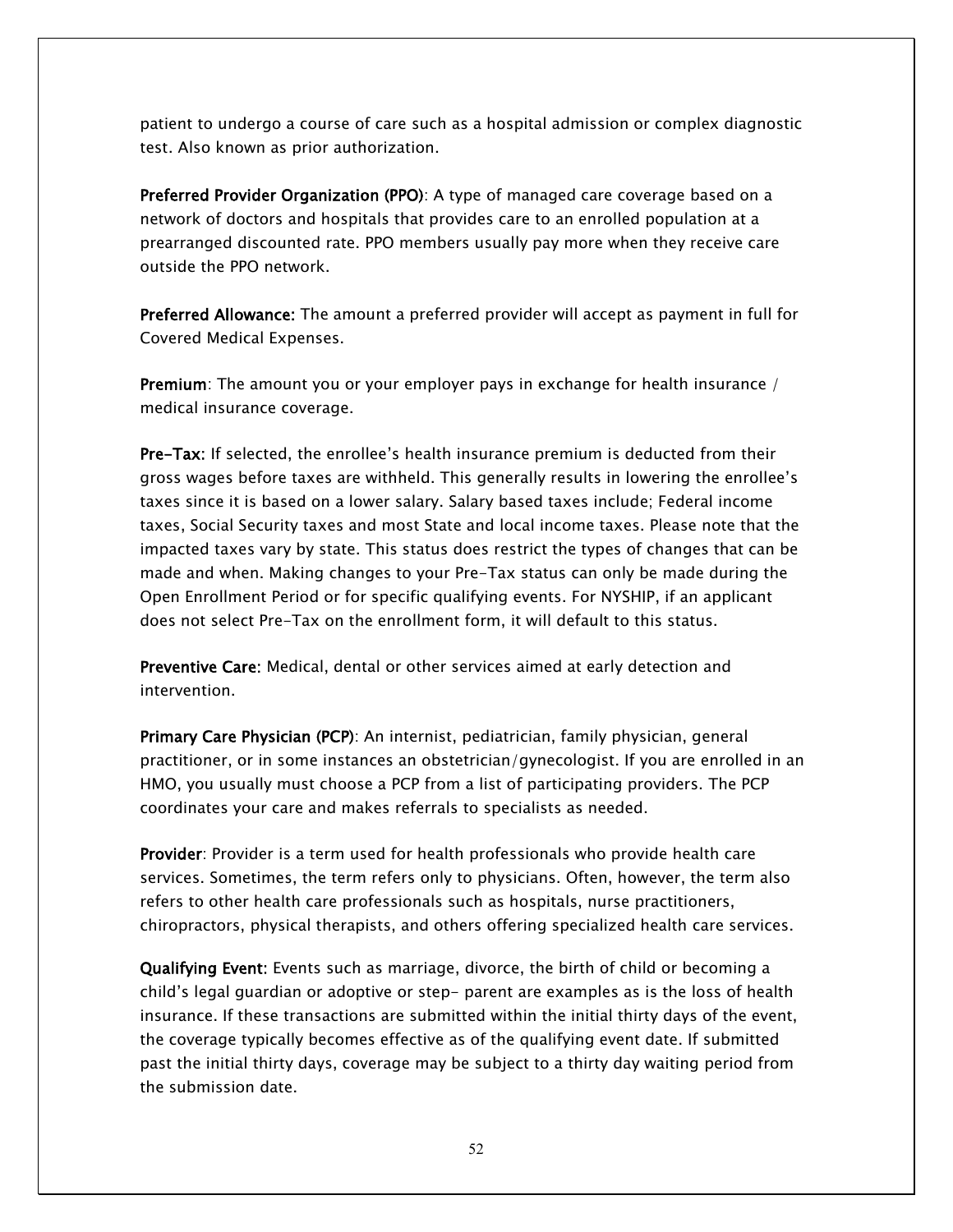patient to undergo a course of care such as a hospital admission or complex diagnostic test. Also known as prior authorization.

**Preferred Provider Organization (PPO)**: A type of managed care coverage based on a network of doctors and hospitals that provides care to an enrolled population at a prearranged discounted rate. PPO members usually pay more when they receive care outside the PPO network.

**Preferred Allowance:** The amount a preferred provider will accept as payment in full for Covered Medical Expenses.

**Premium**: The amount you or your employer pays in exchange for health insurance / medical insurance coverage.

**Pre-Tax:** If selected, the enrollee's health insurance premium is deducted from their gross wages before taxes are withheld. This generally results in lowering the enrollee's taxes since it is based on a lower salary. Salary based taxes include; Federal income taxes, Social Security taxes and most State and local income taxes. Please note that the impacted taxes vary by state. This status does restrict the types of changes that can be made and when. Making changes to your Pre-Tax status can only be made during the Open Enrollment Period or for specific qualifying events. For NYSHIP, if an applicant does not select Pre-Tax on the enrollment form, it will default to this status.

**Preventive Care:** Medical, dental or other services aimed at early detection and intervention.

**Primary Care Physician (PCP)**: An internist, pediatrician, family physician, general practitioner, or in some instances an obstetrician/gynecologist. If you are enrolled in an HMO, you usually must choose a PCP from a list of participating providers. The PCP coordinates your care and makes referrals to specialists as needed.

**Provider**: Provider is a term used for health professionals who provide health care services. Sometimes, the term refers only to physicians. Often, however, the term also refers to other health care professionals such as hospitals, nurse practitioners, chiropractors, physical therapists, and others offering specialized health care services.

**Qualifying Event:** Events such as marriage, divorce, the birth of child or becoming a child's legal guardian or adoptive or step- parent are examples as is the loss of health insurance. If these transactions are submitted within the initial thirty days of the event, the coverage typically becomes effective as of the qualifying event date. If submitted past the initial thirty days, coverage may be subject to a thirty day waiting period from the submission date.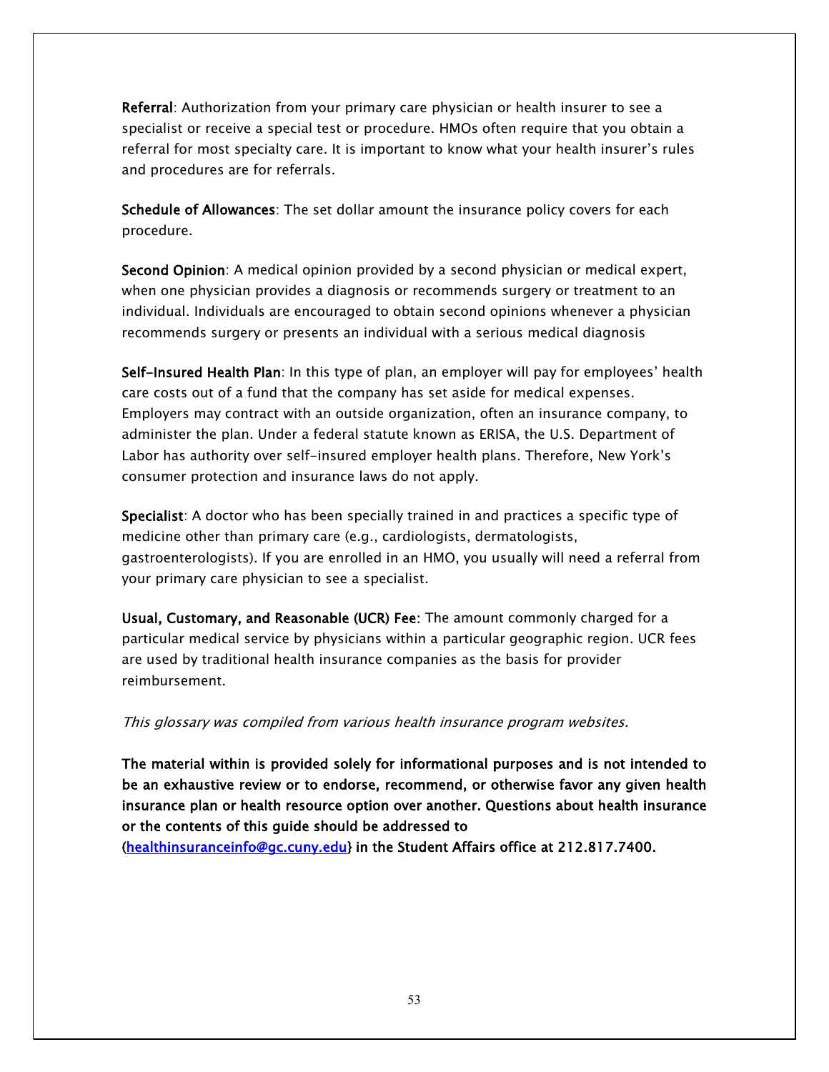**Referral**: Authorization from your primary care physician or health insurer to see a specialist or receive a special test or procedure. HMOs often require that you obtain a referral for most specialty care. It is important to know what your health insurer's rules and procedures are for referrals.

**Schedule of Allowances**: The set dollar amount the insurance policy covers for each procedure.

**Second Opinion**: A medical opinion provided by a second physician or medical expert, when one physician provides a diagnosis or recommends surgery or treatment to an individual. Individuals are encouraged to obtain second opinions whenever a physician recommends surgery or presents an individual with a serious medical diagnosis

**Self-Insured Health Plan**: In this type of plan, an employer will pay for employees' health care costs out of a fund that the company has set aside for medical expenses. Employers may contract with an outside organization, often an insurance company, to administer the plan. Under a federal statute known as ERISA, the U.S. Department of Labor has authority over self-insured employer health plans. Therefore, New York's consumer protection and insurance laws do not apply.

**Specialist**: A doctor who has been specially trained in and practices a specific type of medicine other than primary care (e.g., cardiologists, dermatologists, gastroenterologists). If you are enrolled in an HMO, you usually will need a referral from your primary care physician to see a specialist.

**Usual, Customary, and Reasonable (UCR) Fee**: The amount commonly charged for a particular medical service by physicians within a particular geographic region. UCR fees are used by traditional health insurance companies as the basis for provider reimbursement.

*This glossary was compiled from various health insurance program websites.*

**The material within is provided solely for informational purposes and is not intended to be an exhaustive review or to endorse, recommend, or otherwise favor any given health insurance plan or health resource option over another. Questions about health insurance or the contents of this guide should be addressed to (healthinsuranceinfo@gc.cuny.edu} in the Student Affairs office at 212.817.7400.**